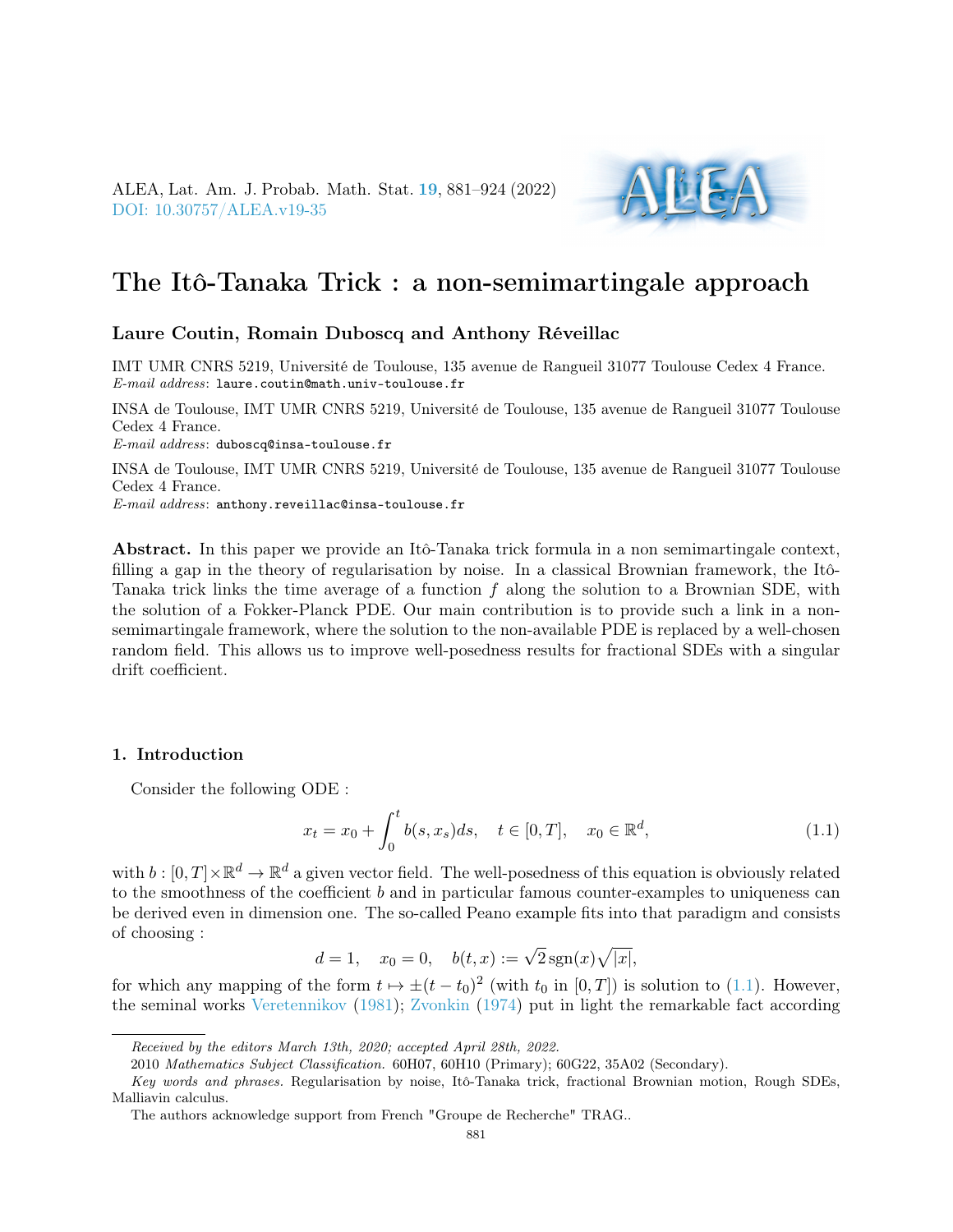# The Itô-Tanaka Trick : a non-semimartingale approach

**Laure Coutin, Romain Duboscq and Anthony Réveillac**

IMT UMR CNRS 5219, Université de Toulouse, 135 avenue de Rangueil 31077 Toulouse Cedex 4 France.
*E-mail address*: laure.coutin@math.univ-toulouse.fr

INSA de Toulouse, IMT UMR CNRS 5219, Université de Toulouse, 135 avenue de Rangueil 31077 Toulouse Cedex 4 France.
*E-mail address*: duboscq@insa-toulouse.fr

INSA de Toulouse, IMT UMR CNRS 5219, Université de Toulouse, 135 avenue de Rangueil 31077 Toulouse Cedex 4 France.
*E-mail address*: anthony.reveillac@insa-toulouse.fr

**Abstract.** In this paper we provide an Itô-Tanaka trick formula in a non semimartingale context, filling a gap in the theory of regularisation by noise. In a classical Brownian framework, the Itô-Tanaka trick links the time average of a function $f$ along the solution to a Brownian SDE, with the solution of a Fokker-Planck PDE. Our main contribution is to provide such a link in a non-semimartingale framework, where the solution to the non-available PDE is replaced by a well-chosen random field. This allows us to improve well-posedness results for fractional SDEs with a singular drift coefficient.

## 1. Introduction

Consider the following ODE :

$$x_t = x_0 + \int_0^t b(s, x_s) ds, \quad t \in [0, T], \quad x_0 \in \mathbb{R}^d, \tag{1.1}$$

with $b : [0, T] \times \mathbb{R}^d \to \mathbb{R}^d$ a given vector field. The well-posedness of this equation is obviously related to the smoothness of the coefficient $b$ and in particular famous counter-examples to uniqueness can be derived even in dimension one. The so-called Peano example fits into that paradigm and consists of choosing :

$$d = 1, \quad x_0 = 0, \quad b(t, x) := \sqrt{2}\,\mathrm{sgn}(x)\sqrt{|x|},$$

for which any mapping of the form $t \mapsto \pm(t - t_0)^2$ (with $t_0$ in $[0, T]$) is solution to (1.1). However, the seminal works Veretennikov (1981); Zvonkin (1974) put in light the remarkable fact according

Received by the editors March 13th, 2020; accepted April 28th, 2022.

2010 *Mathematics Subject Classification.* 60H07, 60H10 (Primary); 60G22, 35A02 (Secondary).

*Key words and phrases.* Regularisation by noise, Itô-Tanaka trick, fractional Brownian motion, Rough SDEs, Malliavin calculus.

The authors acknowledge support from French "Groupe de Recherche" TRAG..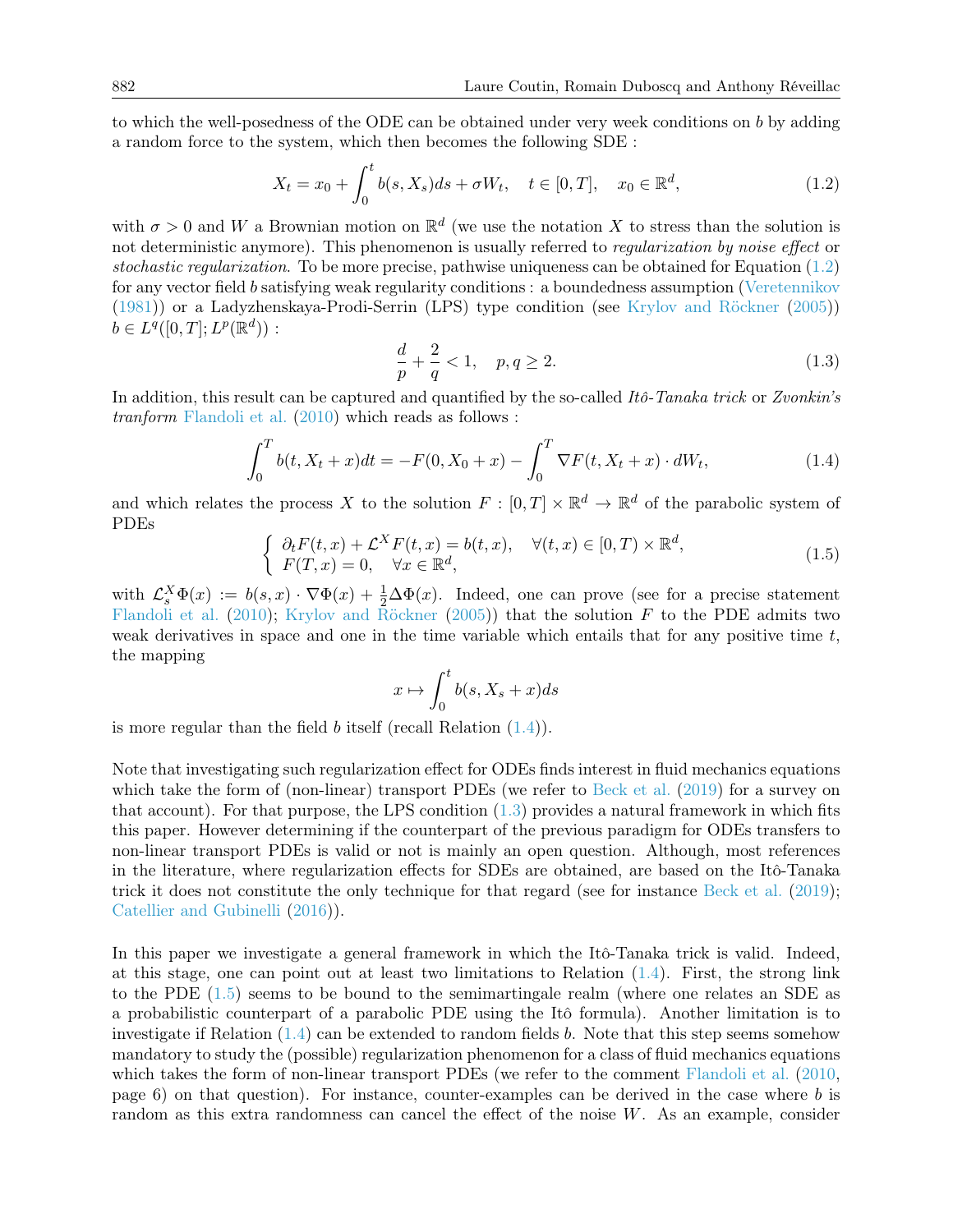to which the well-posedness of the ODE can be obtained under very week conditions on $b$ by adding a random force to the system, which then becomes the following SDE :

$$X_t = x_0 + \int_0^t b(s, X_s)ds + \sigma W_t, \quad t \in [0,T], \quad x_0 \in \mathbb{R}^d, \tag{1.2}$$

with $\sigma > 0$ and $W$ a Brownian motion on $\mathbb{R}^d$ (we use the notation $X$ to stress than the solution is not deterministic anymore). This phenomenon is usually referred to *regularization by noise effect* or *stochastic regularization*. To be more precise, pathwise uniqueness can be obtained for Equation (1.2) for any vector field $b$ satisfying weak regularity conditions : a boundedness assumption (Veretennikov (1981)) or a Ladyzhenskaya-Prodi-Serrin (LPS) type condition (see Krylov and Röckner (2005)) $b \in L^q([0,T]; L^p(\mathbb{R}^d))$ :

$$\frac{d}{p} + \frac{2}{q} < 1, \quad p, q \geq 2. \tag{1.3}$$

In addition, this result can be captured and quantified by the so-called *Itô-Tanaka trick* or *Zvonkin's tranform* Flandoli et al. (2010) which reads as follows :

$$\int_0^T b(t, X_t + x)dt = -F(0, X_0 + x) - \int_0^T \nabla F(t, X_t + x) \cdot dW_t, \tag{1.4}$$

and which relates the process $X$ to the solution $F : [0,T] \times \mathbb{R}^d \to \mathbb{R}^d$ of the parabolic system of PDEs

$$\left\{ \begin{array}{l} \partial_t F(t,x) + \mathcal{L}^X F(t,x) = b(t,x), \quad \forall (t,x) \in [0,T) \times \mathbb{R}^d, \\ F(T,x) = 0, \quad \forall x \in \mathbb{R}^d, \end{array} \right. \tag{1.5}$$

with $\mathcal{L}_s^X \Phi(x) := b(s,x) \cdot \nabla \Phi(x) + \frac{1}{2} \Delta \Phi(x)$. Indeed, one can prove (see for a precise statement Flandoli et al. (2010); Krylov and Röckner (2005)) that the solution $F$ to the PDE admits two weak derivatives in space and one in the time variable which entails that for any positive time $t$, the mapping

$$x \mapsto \int_0^t b(s, X_s + x)ds$$

is more regular than the field $b$ itself (recall Relation (1.4)).

Note that investigating such regularization effect for ODEs finds interest in fluid mechanics equations which take the form of (non-linear) transport PDEs (we refer to Beck et al. (2019) for a survey on that account). For that purpose, the LPS condition (1.3) provides a natural framework in which fits this paper. However determining if the counterpart of the previous paradigm for ODEs transfers to non-linear transport PDEs is valid or not is mainly an open question. Although, most references in the literature, where regularization effects for SDEs are obtained, are based on the Itô-Tanaka trick it does not constitute the only technique for that regard (see for instance Beck et al. (2019); Catellier and Gubinelli (2016)).

In this paper we investigate a general framework in which the Itô-Tanaka trick is valid. Indeed, at this stage, one can point out at least two limitations to Relation (1.4). First, the strong link to the PDE (1.5) seems to be bound to the semimartingale realm (where one relates an SDE as a probabilistic counterpart of a parabolic PDE using the Itô formula). Another limitation is to investigate if Relation (1.4) can be extended to random fields $b$. Note that this step seems somehow mandatory to study the (possible) regularization phenomenon for a class of fluid mechanics equations which takes the form of non-linear transport PDEs (we refer to the comment Flandoli et al. (2010, page 6) on that question). For instance, counter-examples can be derived in the case where $b$ is random as this extra randomness can cancel the effect of the noise $W$. As an example, consider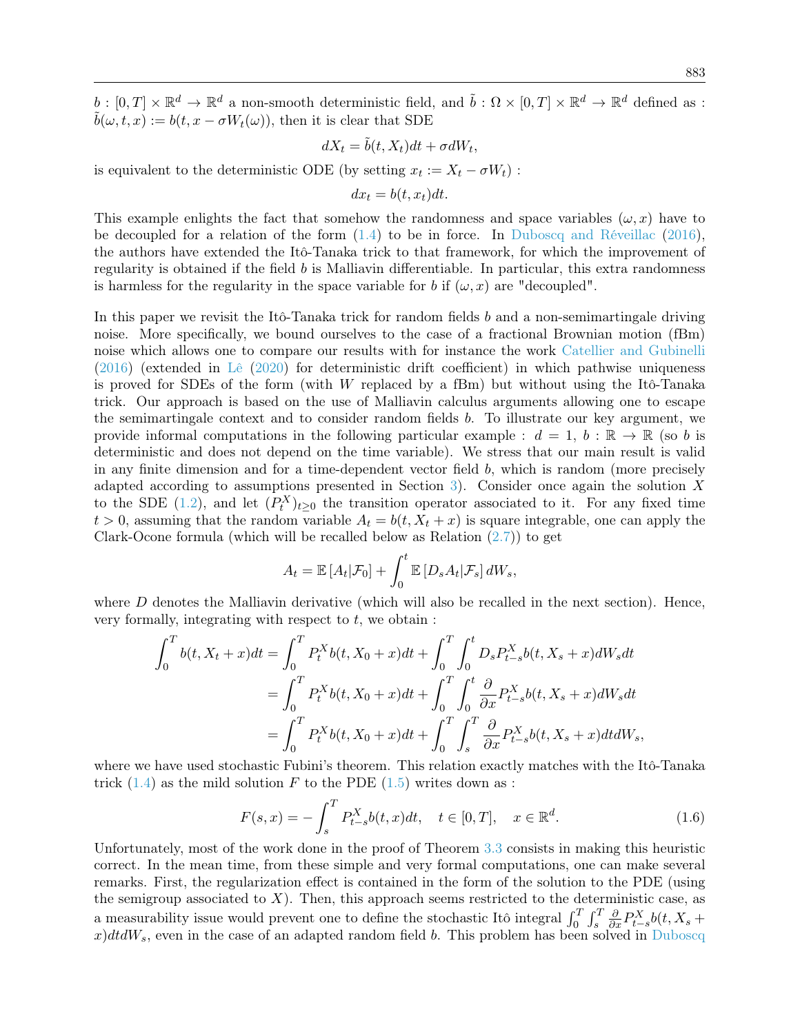$b : [0, T] \times \mathbb{R}^d \to \mathbb{R}^d$ a non-smooth deterministic field, and $\tilde{b} : \Omega \times [0, T] \times \mathbb{R}^d \to \mathbb{R}^d$ defined as : $\tilde{b}(\omega, t, x) := b(t, x - \sigma W_t(\omega))$, then it is clear that SDE

$$dX_t = \tilde{b}(t, X_t)dt + \sigma dW_t,$$

is equivalent to the deterministic ODE (by setting $x_t := X_t - \sigma W_t$) :

$$dx_t = b(t, x_t)dt.$$

This example enlights the fact that somehow the randomness and space variables $(\omega, x)$ have to be decoupled for a relation of the form (1.4) to be in force. In Duboscq and Réveillac (2016), the authors have extended the Itô-Tanaka trick to that framework, for which the improvement of regularity is obtained if the field $b$ is Malliavin differentiable. In particular, this extra randomness is harmless for the regularity in the space variable for $b$ if $(\omega, x)$ are "decoupled".

In this paper we revisit the Itô-Tanaka trick for random fields $b$ and a non-semimartingale driving noise. More specifically, we bound ourselves to the case of a fractional Brownian motion (fBm) noise which allows one to compare our results with for instance the work Catellier and Gubinelli (2016) (extended in Lê (2020) for deterministic drift coefficient) in which pathwise uniqueness is proved for SDEs of the form (with $W$ replaced by a fBm) but without using the Itô-Tanaka trick. Our approach is based on the use of Malliavin calculus arguments allowing one to escape the semimartingale context and to consider random fields $b$. To illustrate our key argument, we provide informal computations in the following particular example : $d = 1$, $b : \mathbb{R} \to \mathbb{R}$ (so $b$ is deterministic and does not depend on the time variable). We stress that our main result is valid in any finite dimension and for a time-dependent vector field $b$, which is random (more precisely adapted according to assumptions presented in Section 3). Consider once again the solution $X$ to the SDE (1.2), and let $(P_t^X)_{t\geq 0}$ the transition operator associated to it. For any fixed time $t > 0$, assuming that the random variable $A_t = b(t, X_t + x)$ is square integrable, one can apply the Clark-Ocone formula (which will be recalled below as Relation (2.7)) to get

$$A_t = \mathbb{E}\left[A_t | \mathcal{F}_0\right] + \int_0^t \mathbb{E}\left[D_s A_t | \mathcal{F}_s\right] dW_s,$$

where $D$ denotes the Malliavin derivative (which will also be recalled in the next section). Hence, very formally, integrating with respect to $t$, we obtain :

$$\begin{aligned}
\int_0^T b(t, X_t + x)dt &= \int_0^T P_t^X b(t, X_0 + x)dt + \int_0^T \int_0^t D_s P_{t-s}^X b(t, X_s + x)dW_s dt \\
&= \int_0^T P_t^X b(t, X_0 + x)dt + \int_0^T \int_0^t \frac{\partial}{\partial x} P_{t-s}^X b(t, X_s + x)dW_s dt \\
&= \int_0^T P_t^X b(t, X_0 + x)dt + \int_0^T \int_s^T \frac{\partial}{\partial x} P_{t-s}^X b(t, X_s + x)dt dW_s,
\end{aligned}$$

where we have used stochastic Fubini's theorem. This relation exactly matches with the Itô-Tanaka trick (1.4) as the mild solution $F$ to the PDE (1.5) writes down as :

$$F(s, x) = -\int_s^T P_{t-s}^X b(t, x)dt, \quad t \in [0, T], \quad x \in \mathbb{R}^d. \tag{1.6}$$

Unfortunately, most of the work done in the proof of Theorem 3.3 consists in making this heuristic correct. In the mean time, from these simple and very formal computations, one can make several remarks. First, the regularization effect is contained in the form of the solution to the PDE (using the semigroup associated to $X$). Then, this approach seems restricted to the deterministic case, as a measurability issue would prevent one to define the stochastic Itô integral $\int_0^T \int_s^T \frac{\partial}{\partial x} P_{t-s}^X b(t, X_s + x)dt dW_s$, even in the case of an adapted random field $b$. This problem has been solved in Duboscq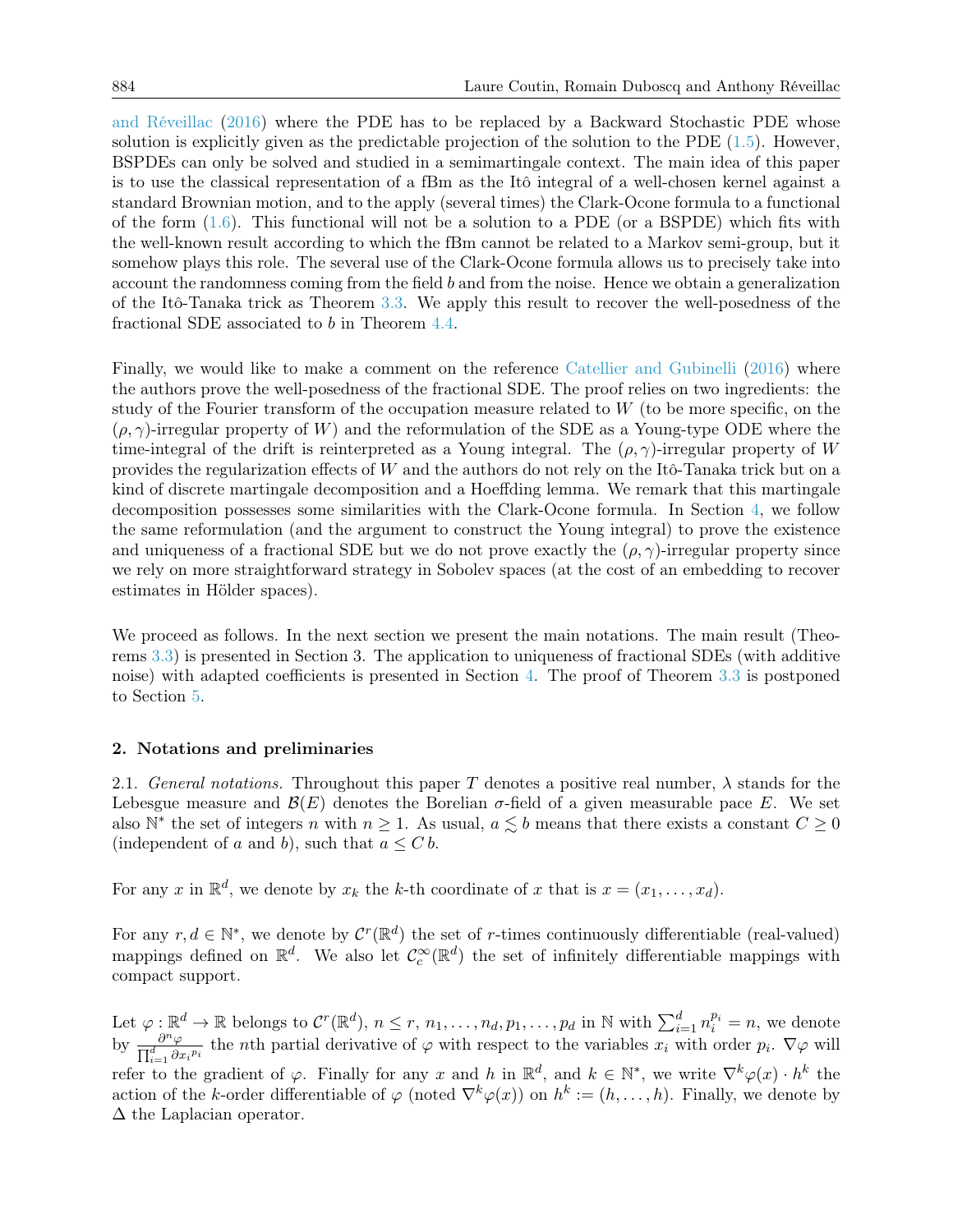and Réveillac (2016) where the PDE has to be replaced by a Backward Stochastic PDE whose solution is explicitly given as the predictable projection of the solution to the PDE (1.5). However, BSPDEs can only be solved and studied in a semimartingale context. The main idea of this paper is to use the classical representation of a fBm as the Itô integral of a well-chosen kernel against a standard Brownian motion, and to the apply (several times) the Clark-Ocone formula to a functional of the form (1.6). This functional will not be a solution to a PDE (or a BSPDE) which fits with the well-known result according to which the fBm cannot be related to a Markov semi-group, but it somehow plays this role. The several use of the Clark-Ocone formula allows us to precisely take into account the randomness coming from the field $b$ and from the noise. Hence we obtain a generalization of the Itô-Tanaka trick as Theorem 3.3. We apply this result to recover the well-posedness of the fractional SDE associated to $b$ in Theorem 4.4.

Finally, we would like to make a comment on the reference Catellier and Gubinelli (2016) where the authors prove the well-posedness of the fractional SDE. The proof relies on two ingredients: the study of the Fourier transform of the occupation measure related to $W$ (to be more specific, on the $(\rho,\gamma)$-irregular property of $W$) and the reformulation of the SDE as a Young-type ODE where the time-integral of the drift is reinterpreted as a Young integral. The $(\rho,\gamma)$-irregular property of $W$ provides the regularization effects of $W$ and the authors do not rely on the Itô-Tanaka trick but on a kind of discrete martingale decomposition and a Hoeffding lemma. We remark that this martingale decomposition possesses some similarities with the Clark-Ocone formula. In Section 4, we follow the same reformulation (and the argument to construct the Young integral) to prove the existence and uniqueness of a fractional SDE but we do not prove exactly the $(\rho,\gamma)$-irregular property since we rely on more straightforward strategy in Sobolev spaces (at the cost of an embedding to recover estimates in Hölder spaces).

We proceed as follows. In the next section we present the main notations. The main result (Theorems 3.3) is presented in Section 3. The application to uniqueness of fractional SDEs (with additive noise) with adapted coefficients is presented in Section 4. The proof of Theorem 3.3 is postponed to Section 5.

## 2. Notations and preliminaries

2.1. *General notations.* Throughout this paper $T$ denotes a positive real number, $\lambda$ stands for the Lebesgue measure and $\mathcal{B}(E)$ denotes the Borelian $\sigma$-field of a given measurable pace $E$. We set also $\mathbb{N}^*$ the set of integers $n$ with $n \geq 1$. As usual, $a \lesssim b$ means that there exists a constant $C \geq 0$ (independent of $a$ and $b$), such that $a \leq C\, b$.

For any $x$ in $\mathbb{R}^d$, we denote by $x_k$ the $k$-th coordinate of $x$ that is $x = (x_1, \ldots, x_d)$.

For any $r, d \in \mathbb{N}^*$, we denote by $\mathcal{C}^r(\mathbb{R}^d)$ the set of $r$-times continuously differentiable (real-valued) mappings defined on $\mathbb{R}^d$. We also let $\mathcal{C}_c^\infty(\mathbb{R}^d)$ the set of infinitely differentiable mappings with compact support.

Let $\varphi : \mathbb{R}^d \to \mathbb{R}$ belongs to $\mathcal{C}^r(\mathbb{R}^d)$, $n \leq r$, $n_1, \ldots, n_d, p_1, \ldots, p_d$ in $\mathbb{N}$ with $\sum_{i=1}^d n_i^{p_i} = n$, we denote by $\frac{\partial^n \varphi}{\prod_{i=1}^d \partial x_i{}^{p_i}}$ the $n$th partial derivative of $\varphi$ with respect to the variables $x_i$ with order $p_i$. $\nabla \varphi$ will refer to the gradient of $\varphi$. Finally for any $x$ and $h$ in $\mathbb{R}^d$, and $k \in \mathbb{N}^*$, we write $\nabla^k \varphi(x) \cdot h^k$ the action of the $k$-order differentiable of $\varphi$ (noted $\nabla^k \varphi(x)$) on $h^k := (h, \ldots, h)$. Finally, we denote by $\Delta$ the Laplacian operator.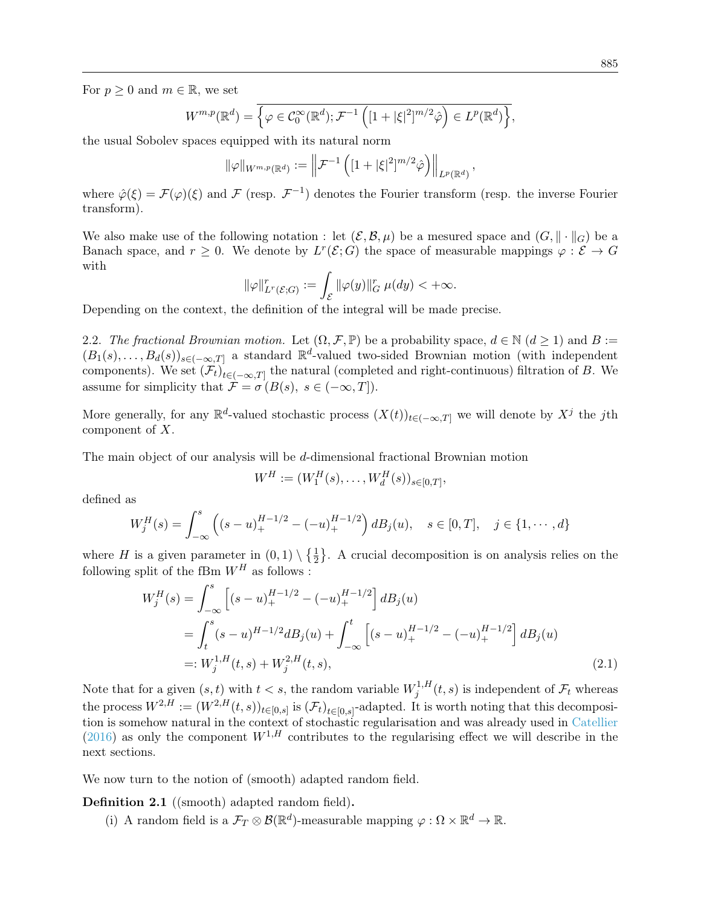For $p \geq 0$ and $m \in \mathbb{R}$, we set

$$W^{m,p}(\mathbb{R}^d) = \overline{\left\{\varphi \in \mathcal{C}_0^\infty(\mathbb{R}^d); \mathcal{F}^{-1}\left([1+|\xi|^2]^{m/2}\hat{\varphi}\right) \in L^p(\mathbb{R}^d)\right\}},$$

the usual Sobolev spaces equipped with its natural norm

$$\|\varphi\|_{W^{m,p}(\mathbb{R}^d)} := \left\|\mathcal{F}^{-1}\left([1+|\xi|^2]^{m/2}\hat{\varphi}\right)\right\|_{L^p(\mathbb{R}^d)},$$

where $\hat{\varphi}(\xi) = \mathcal{F}(\varphi)(\xi)$ and $\mathcal{F}$ (resp. $\mathcal{F}^{-1}$) denotes the Fourier transform (resp. the inverse Fourier transform).

We also make use of the following notation : let $(\mathcal{E}, \mathcal{B}, \mu)$ be a mesured space and $(G, \|\cdot\|_G)$ be a Banach space, and $r \geq 0$. We denote by $L^r(\mathcal{E}; G)$ the space of measurable mappings $\varphi : \mathcal{E} \to G$ with

$$\|\varphi\|^r_{L^r(\mathcal{E};G)} := \int_{\mathcal{E}} \|\varphi(y)\|^r_G \, \mu(dy) < +\infty.$$

Depending on the context, the definition of the integral will be made precise.

2.2. *The fractional Brownian motion.* Let $(\Omega, \mathcal{F}, \mathbb{P})$ be a probability space, $d \in \mathbb{N}$ ($d \geq 1$) and $B := (B_1(s), \ldots, B_d(s))_{s \in (-\infty, T]}$ a standard $\mathbb{R}^d$-valued two-sided Brownian motion (with independent components). We set $(\mathcal{F}_t)_{t \in (-\infty,T]}$ the natural (completed and right-continuous) filtration of $B$. We assume for simplicity that $\mathcal{F} = \sigma(B(s),\ s \in (-\infty, T])$.

More generally, for any $\mathbb{R}^d$-valued stochastic process $(X(t))_{t \in (-\infty,T]}$ we will denote by $X^j$ the $j$th component of $X$.

The main object of our analysis will be $d$-dimensional fractional Brownian motion

$$W^H := (W_1^H(s), \ldots, W_d^H(s))_{s \in [0,T]},$$

defined as

$$W_j^H(s) = \int_{-\infty}^s \left((s-u)_+^{H-1/2} - (-u)_+^{H-1/2}\right) dB_j(u), \quad s \in [0,T], \quad j \in \{1, \cdots, d\}$$

where $H$ is a given parameter in $(0,1) \setminus \left\{\frac{1}{2}\right\}$. A crucial decomposition is on analysis relies on the following split of the fBm $W^H$ as follows :

$$\begin{aligned}
W_j^H(s) &= \int_{-\infty}^s \left[(s-u)_+^{H-1/2} - (-u)_+^{H-1/2}\right] dB_j(u) \\
&= \int_t^s (s-u)^{H-1/2} dB_j(u) + \int_{-\infty}^t \left[(s-u)_+^{H-1/2} - (-u)_+^{H-1/2}\right] dB_j(u) \\
&=: W_j^{1,H}(t,s) + W_j^{2,H}(t,s),
\end{aligned} \tag{2.1}$$

Note that for a given $(s,t)$ with $t < s$, the random variable $W_j^{1,H}(t,s)$ is independent of $\mathcal{F}_t$ whereas the process $W^{2,H} := (W^{2,H}(t,s))_{t \in [0,s]}$ is $(\mathcal{F}_t)_{t \in [0,s]}$-adapted. It is worth noting that this decomposition is somehow natural in the context of stochastic regularisation and was already used in Catellier (2016) as only the component $W^{1,H}$ contributes to the regularising effect we will describe in the next sections.

We now turn to the notion of (smooth) adapted random field.

**Definition 2.1** ((smooth) adapted random field)**.**

(i) A random field is a $\mathcal{F}_T \otimes \mathcal{B}(\mathbb{R}^d)$-measurable mapping $\varphi : \Omega \times \mathbb{R}^d \to \mathbb{R}$.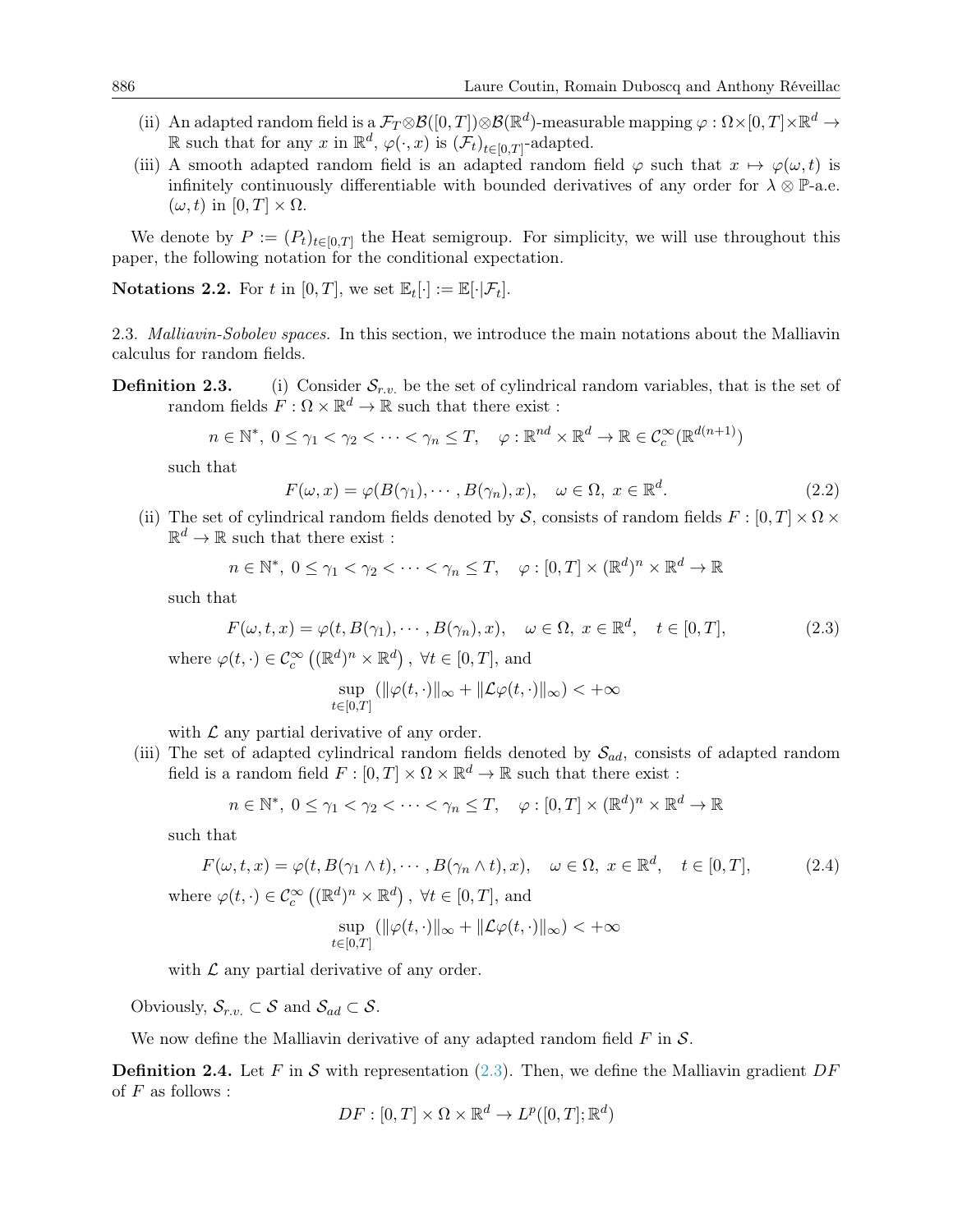(ii) An adapted random field is a $\mathcal{F}_T\otimes\mathcal{B}([0,T])\otimes\mathcal{B}(\mathbb{R}^d)$-measurable mapping $\varphi:\Omega\times[0,T]\times\mathbb{R}^d\to\mathbb{R}$ such that for any $x$ in $\mathbb{R}^d$, $\varphi(\cdot,x)$ is $(\mathcal{F}_t)_{t\in[0,T]}$-adapted.

(iii) A smooth adapted random field is an adapted random field $\varphi$ such that $x\mapsto\varphi(\omega,t)$ is infinitely continuously differentiable with bounded derivatives of any order for $\lambda\otimes\mathbb{P}$-a.e. $(\omega,t)$ in $[0,T]\times\Omega$.

We denote by $P:=(P_t)_{t\in[0,T]}$ the Heat semigroup. For simplicity, we will use throughout this paper, the following notation for the conditional expectation.

**Notations 2.2.** For $t$ in $[0,T]$, we set $\mathbb{E}_t[\cdot]:=\mathbb{E}[\cdot|\mathcal{F}_t]$.

2.3. *Malliavin-Sobolev spaces.* In this section, we introduce the main notations about the Malliavin calculus for random fields.

**Definition 2.3.** (i) Consider $\mathcal{S}_{r.v.}$ be the set of cylindrical random variables, that is the set of random fields $F:\Omega\times\mathbb{R}^d\to\mathbb{R}$ such that there exist :

$$n\in\mathbb{N}^*,\ 0\le\gamma_1<\gamma_2<\cdots<\gamma_n\le T,\quad \varphi:\mathbb{R}^{nd}\times\mathbb{R}^d\to\mathbb{R}\in\mathcal{C}_c^\infty(\mathbb{R}^{d(n+1)})$$

such that

$$F(\omega,x)=\varphi(B(\gamma_1),\cdots,B(\gamma_n),x),\quad \omega\in\Omega,\ x\in\mathbb{R}^d. \tag{2.2}$$

(ii) The set of cylindrical random fields denoted by $\mathcal{S}$, consists of random fields $F:[0,T]\times\Omega\times\mathbb{R}^d\to\mathbb{R}$ such that there exist :

$$n\in\mathbb{N}^*,\ 0\le\gamma_1<\gamma_2<\cdots<\gamma_n\le T,\quad \varphi:[0,T]\times(\mathbb{R}^d)^n\times\mathbb{R}^d\to\mathbb{R}$$

such that

$$F(\omega,t,x)=\varphi(t,B(\gamma_1),\cdots,B(\gamma_n),x),\quad \omega\in\Omega,\ x\in\mathbb{R}^d,\quad t\in[0,T], \tag{2.3}$$

where $\varphi(t,\cdot)\in\mathcal{C}_c^\infty\left((\mathbb{R}^d)^n\times\mathbb{R}^d\right)$, $\forall t\in[0,T]$, and

$$\sup_{t\in[0,T]}\left(\|\varphi(t,\cdot)\|_\infty+\|\mathcal{L}\varphi(t,\cdot)\|_\infty\right)<+\infty$$

with $\mathcal{L}$ any partial derivative of any order.

(iii) The set of adapted cylindrical random fields denoted by $\mathcal{S}_{ad}$, consists of adapted random field is a random field $F:[0,T]\times\Omega\times\mathbb{R}^d\to\mathbb{R}$ such that there exist :

$$n\in\mathbb{N}^*,\ 0\le\gamma_1<\gamma_2<\cdots<\gamma_n\le T,\quad \varphi:[0,T]\times(\mathbb{R}^d)^n\times\mathbb{R}^d\to\mathbb{R}$$

such that

$$F(\omega,t,x)=\varphi(t,B(\gamma_1\wedge t),\cdots,B(\gamma_n\wedge t),x),\quad \omega\in\Omega,\ x\in\mathbb{R}^d,\quad t\in[0,T], \tag{2.4}$$

where $\varphi(t,\cdot)\in\mathcal{C}_c^\infty\left((\mathbb{R}^d)^n\times\mathbb{R}^d\right)$, $\forall t\in[0,T]$, and

$$\sup_{t\in[0,T]}\left(\|\varphi(t,\cdot)\|_\infty+\|\mathcal{L}\varphi(t,\cdot)\|_\infty\right)<+\infty$$

with $\mathcal{L}$ any partial derivative of any order.

Obviously, $\mathcal{S}_{r.v.}\subset\mathcal{S}$ and $\mathcal{S}_{ad}\subset\mathcal{S}$.

We now define the Malliavin derivative of any adapted random field $F$ in $\mathcal{S}$.

**Definition 2.4.** Let $F$ in $\mathcal{S}$ with representation (2.3). Then, we define the Malliavin gradient $DF$ of $F$ as follows :

$$DF:[0,T]\times\Omega\times\mathbb{R}^d\to L^p([0,T];\mathbb{R}^d)$$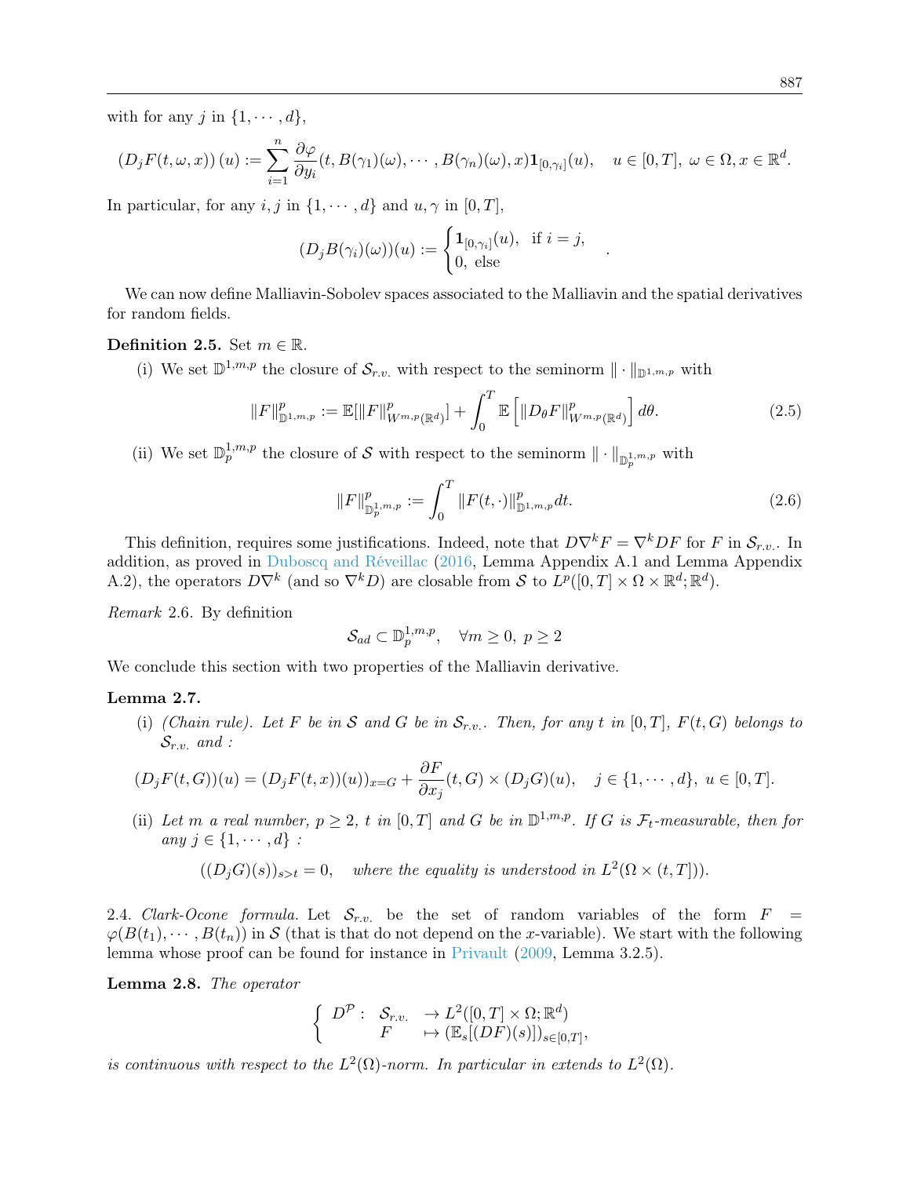with for any $j$ in $\{1, \cdots, d\}$,

$$(D_j F(t, \omega, x))(u) := \sum_{i=1}^{n} \frac{\partial \varphi}{\partial y_i}(t, B(\gamma_1)(\omega), \cdots, B(\gamma_n)(\omega), x)\mathbf{1}_{[0,\gamma_i]}(u), \quad u \in [0,T], \ \omega \in \Omega, x \in \mathbb{R}^d.$$

In particular, for any $i, j$ in $\{1, \cdots, d\}$ and $u, \gamma$ in $[0,T]$,

$$(D_j B(\gamma_i)(\omega))(u) := \begin{cases} \mathbf{1}_{[0,\gamma_i]}(u), & \text{if } i = j, \\ 0, \text{ else} \end{cases}.$$

We can now define Malliavin-Sobolev spaces associated to the Malliavin and the spatial derivatives for random fields.

**Definition 2.5.** Set $m \in \mathbb{R}$.

(i) We set $\mathbb{D}^{1,m,p}$ the closure of $\mathcal{S}_{r.v.}$ with respect to the seminorm $\| \cdot \|_{\mathbb{D}^{1,m,p}}$ with

$$\|F\|^p_{\mathbb{D}^{1,m,p}} := \mathbb{E}[\|F\|^p_{W^{m,p}(\mathbb{R}^d)}] + \int_0^T \mathbb{E}\left[\|D_\theta F\|^p_{W^{m,p}(\mathbb{R}^d)}\right] d\theta. \tag{2.5}$$

(ii) We set $\mathbb{D}^{1,m,p}_p$ the closure of $\mathcal{S}$ with respect to the seminorm $\| \cdot \|_{\mathbb{D}^{1,m,p}_p}$ with

$$\|F\|^p_{\mathbb{D}^{1,m,p}_p} := \int_0^T \|F(t,\cdot)\|^p_{\mathbb{D}^{1,m,p}} dt. \tag{2.6}$$

This definition, requires some justifications. Indeed, note that $D\nabla^k F = \nabla^k DF$ for $F$ in $\mathcal{S}_{r.v.}$. In addition, as proved in Duboscq and Réveillac (2016, Lemma Appendix A.1 and Lemma Appendix A.2), the operators $D\nabla^k$ (and so $\nabla^k D$) are closable from $\mathcal{S}$ to $L^p([0,T] \times \Omega \times \mathbb{R}^d; \mathbb{R}^d)$.

*Remark* 2.6. By definition

$$\mathcal{S}_{ad} \subset \mathbb{D}^{1,m,p}_p, \quad \forall m \geq 0, \ p \geq 2$$

We conclude this section with two properties of the Malliavin derivative.

**Lemma 2.7.**

(i) *(Chain rule). Let $F$ be in $\mathcal{S}$ and $G$ be in $\mathcal{S}_{r.v.}$. Then, for any $t$ in $[0,T]$, $F(t,G)$ belongs to $\mathcal{S}_{r.v.}$ and :*

$$(D_j F(t,G))(u) = (D_j F(t,x))(u))_{x=G} + \frac{\partial F}{\partial x_j}(t,G) \times (D_j G)(u), \quad j \in \{1, \cdots, d\}, \ u \in [0,T].$$

(ii) *Let $m$ a real number, $p \geq 2$, $t$ in $[0,T]$ and $G$ be in $\mathbb{D}^{1,m,p}$. If $G$ is $\mathcal{F}_t$-measurable, then for any $j \in \{1, \cdots, d\}$ :*

$$((D_j G)(s))_{s>t} = 0, \quad \textit{where the equality is understood in } L^2(\Omega \times (t,T])).$$

2.4. *Clark-Ocone formula.* Let $\mathcal{S}_{r.v.}$ be the set of random variables of the form $F = \varphi(B(t_1), \cdots, B(t_n))$ in $\mathcal{S}$ (that is that do not depend on the $x$-variable). We start with the following lemma whose proof can be found for instance in Privault (2009, Lemma 3.2.5).

**Lemma 2.8.** *The operator*

$$\left\{ \begin{array}{lll} D^{\mathcal{P}}: & \mathcal{S}_{r.v.} & \to L^2([0,T] \times \Omega; \mathbb{R}^d) \\ & F & \mapsto (\mathbb{E}_s[(DF)(s)])_{s \in [0,T]}, \end{array} \right.$$

*is continuous with respect to the $L^2(\Omega)$-norm. In particular in extends to $L^2(\Omega)$.*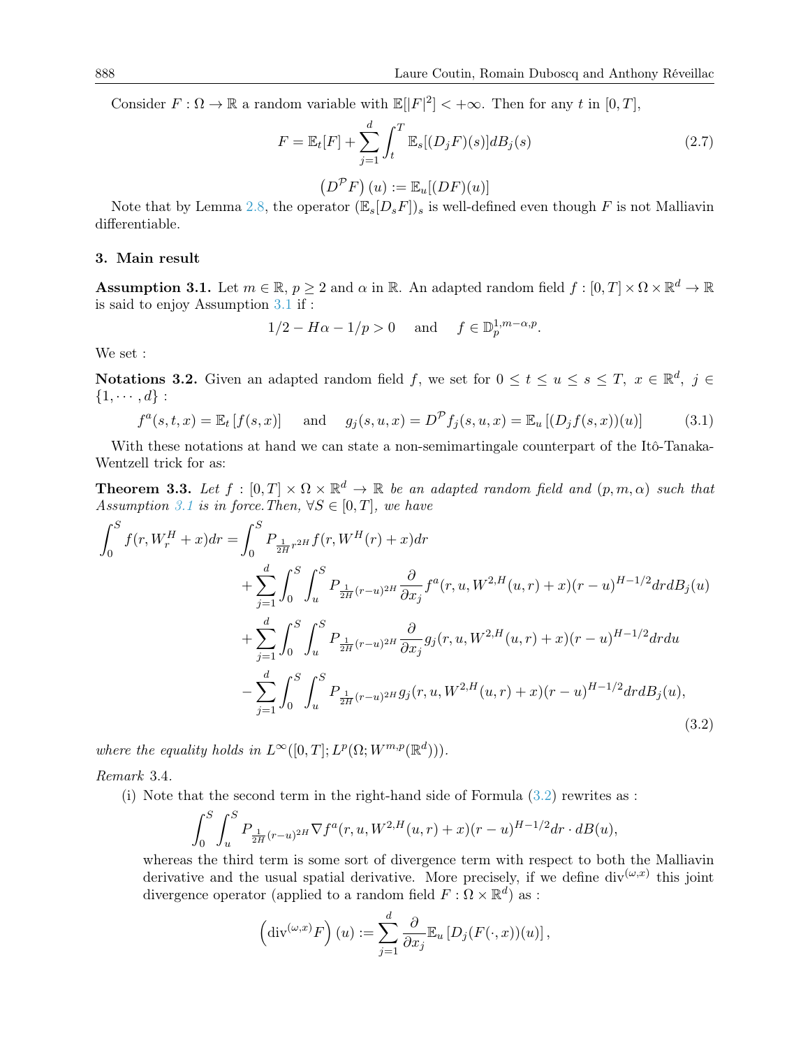Consider $F : \Omega \to \mathbb{R}$ a random variable with $\mathbb{E}[|F|^2] < +\infty$. Then for any $t$ in $[0, T]$,

$$F = \mathbb{E}_t[F] + \sum_{j=1}^{d} \int_t^T \mathbb{E}_s[(D_j F)(s)] dB_j(s) \tag{2.7}$$

$$\left(D^{\mathcal{P}} F\right)(u) := \mathbb{E}_u[(DF)(u)]$$

Note that by Lemma 2.8, the operator $(\mathbb{E}_s[D_s F])_s$ is well-defined even though $F$ is not Malliavin differentiable.

## 3. Main result

**Assumption 3.1.** Let $m \in \mathbb{R}$, $p \geq 2$ and $\alpha$ in $\mathbb{R}$. An adapted random field $f : [0,T] \times \Omega \times \mathbb{R}^d \to \mathbb{R}$ is said to enjoy Assumption 3.1 if :

$$1/2 - H\alpha - 1/p > 0 \quad \text{ and } \quad f \in \mathbb{D}_p^{1,m-\alpha,p}.$$

We set :

**Notations 3.2.** Given an adapted random field $f$, we set for $0 \leq t \leq u \leq s \leq T$, $x \in \mathbb{R}^d$, $j \in \{1, \cdots, d\}$ :

$$f^a(s,t,x) = \mathbb{E}_t\left[f(s,x)\right] \quad \text{ and } \quad g_j(s,u,x) = D^{\mathcal{P}} f_j(s,u,x) = \mathbb{E}_u\left[(D_j f(s,x))(u)\right] \tag{3.1}$$

With these notations at hand we can state a non-semimartingale counterpart of the Itô-Tanaka-Wentzell trick for as:

**Theorem 3.3.** *Let $f : [0,T] \times \Omega \times \mathbb{R}^d \to \mathbb{R}$ be an adapted random field and $(p, m, \alpha)$ such that Assumption 3.1 is in force. Then, $\forall S \in [0,T]$, we have*

$$\begin{aligned}
\int_0^S f(r, W_r^H + x) dr = &\int_0^S P_{\frac{1}{2H} r^{2H}} f(r, W^H(r) + x) dr \\
&+ \sum_{j=1}^d \int_0^S \int_u^S P_{\frac{1}{2H}(r-u)^{2H}} \frac{\partial}{\partial x_j} f^a(r, u, W^{2,H}(u,r) + x)(r-u)^{H-1/2} dr dB_j(u) \\
&+ \sum_{j=1}^d \int_0^S \int_u^S P_{\frac{1}{2H}(r-u)^{2H}} \frac{\partial}{\partial x_j} g_j(r, u, W^{2,H}(u,r) + x)(r-u)^{H-1/2} dr du \\
&- \sum_{j=1}^d \int_0^S \int_u^S P_{\frac{1}{2H}(r-u)^{2H}} g_j(r, u, W^{2,H}(u,r) + x)(r-u)^{H-1/2} dr dB_j(u),
\end{aligned} \tag{3.2}$$

*where the equality holds in $L^\infty([0,T]; L^p(\Omega; W^{m,p}(\mathbb{R}^d)))$.*

*Remark* 3.4.

(i) Note that the second term in the right-hand side of Formula (3.2) rewrites as :

$$\int_0^S \int_u^S P_{\frac{1}{2H}(r-u)^{2H}} \nabla f^a(r, u, W^{2,H}(u,r) + x)(r-u)^{H-1/2} dr \cdot dB(u),$$

whereas the third term is some sort of divergence term with respect to both the Malliavin derivative and the usual spatial derivative. More precisely, if we define $\mathrm{div}^{(\omega,x)}$ this joint divergence operator (applied to a random field $F : \Omega \times \mathbb{R}^d$) as :

$$\left(\mathrm{div}^{(\omega,x)} F\right)(u) := \sum_{j=1}^d \frac{\partial}{\partial x_j} \mathbb{E}_u\left[D_j(F(\cdot, x))(u)\right],$$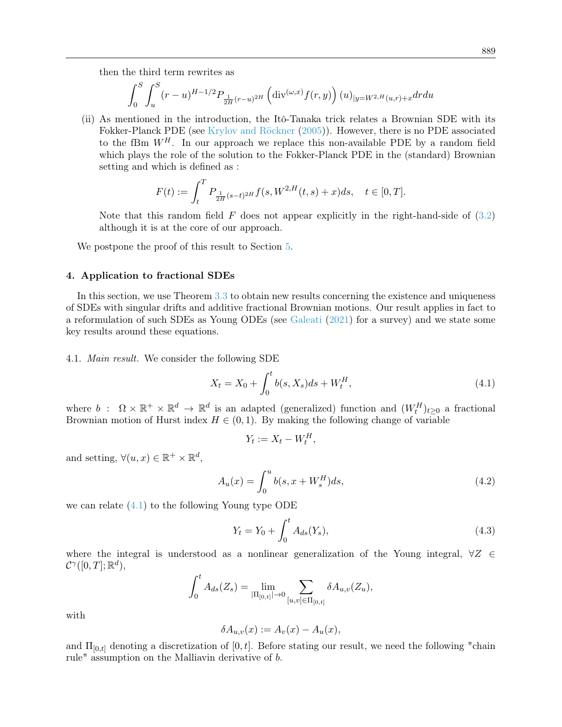then the third term rewrites as

$$\int_0^S \int_u^S (r-u)^{H-1/2} P_{\frac{1}{2H}(r-u)^{2H}} \left(\mathrm{div}^{(\omega,x)} f(r,y)\right)(u)_{|y=W^{2,H}(u,r)+x} dr du$$

(ii) As mentioned in the introduction, the Itô-Tanaka trick relates a Brownian SDE with its Fokker-Planck PDE (see Krylov and Röckner (2005)). However, there is no PDE associated to the fBm $W^H$. In our approach we replace this non-available PDE by a random field which plays the role of the solution to the Fokker-Planck PDE in the (standard) Brownian setting and which is defined as :

$$F(t) := \int_t^T P_{\frac{1}{2H}(s-t)^{2H}} f(s, W^{2,H}(t,s)+x) ds, \quad t \in [0,T].$$

Note that this random field $F$ does not appear explicitly in the right-hand-side of (3.2) although it is at the core of our approach.

We postpone the proof of this result to Section 5.

## 4. Application to fractional SDEs

In this section, we use Theorem 3.3 to obtain new results concerning the existence and uniqueness of SDEs with singular drifts and additive fractional Brownian motions. Our result applies in fact to a reformulation of such SDEs as Young ODEs (see Galeati (2021) for a survey) and we state some key results around these equations.

4.1. *Main result.* We consider the following SDE

$$X_t = X_0 + \int_0^t b(s, X_s) ds + W_t^H, \tag{4.1}$$

where $b : \Omega \times \mathbb{R}^+ \times \mathbb{R}^d \to \mathbb{R}^d$ is an adapted (generalized) function and $(W_t^H)_{t\geq 0}$ a fractional Brownian motion of Hurst index $H \in (0,1)$. By making the following change of variable

$$Y_t := X_t - W_t^H,$$

and setting, $\forall (u,x) \in \mathbb{R}^+ \times \mathbb{R}^d$,

$$A_u(x) = \int_0^u b(s, x + W_s^H) ds, \tag{4.2}$$

we can relate (4.1) to the following Young type ODE

$$Y_t = Y_0 + \int_0^t A_{ds}(Y_s), \tag{4.3}$$

where the integral is understood as a nonlinear generalization of the Young integral, $\forall Z \in \mathcal{C}^\gamma([0,T];\mathbb{R}^d)$,

$$\int_0^t A_{ds}(Z_s) = \lim_{|\Pi_{[0,t]}|\to 0} \sum_{[u,v]\in \Pi_{[0,t]}} \delta A_{u,v}(Z_u),$$

with

$$\delta A_{u,v}(x) := A_v(x) - A_u(x),$$

and $\Pi_{[0,t]}$ denoting a discretization of $[0,t]$. Before stating our result, we need the following "chain rule" assumption on the Malliavin derivative of $b$.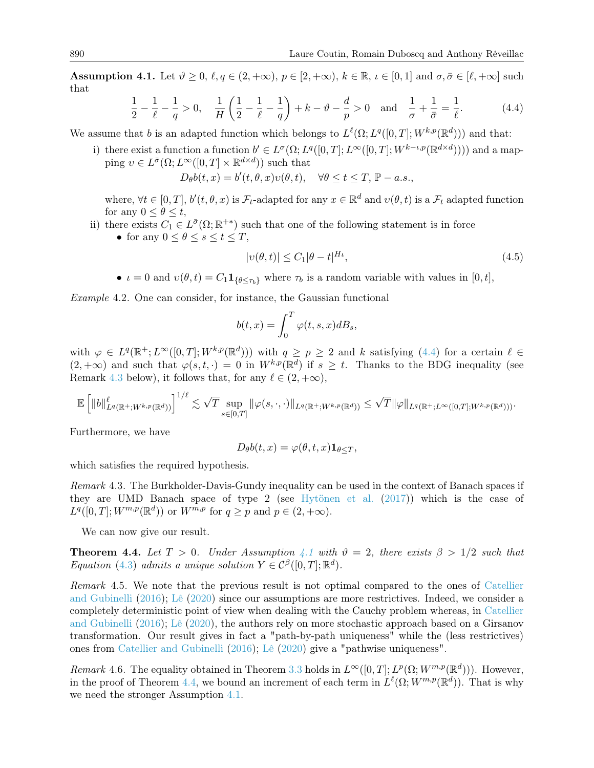**Assumption 4.1.** Let $\vartheta \geq 0$, $\ell, q \in (2, +\infty)$, $p \in [2, +\infty)$, $k \in \mathbb{R}$, $\iota \in [0,1]$ and $\sigma, \bar{\sigma} \in [\ell, +\infty]$ such that

$$\frac{1}{2} - \frac{1}{\ell} - \frac{1}{q} > 0, \quad \frac{1}{H}\left(\frac{1}{2} - \frac{1}{\ell} - \frac{1}{q}\right) + k - \vartheta - \frac{d}{p} > 0 \quad \text{and} \quad \frac{1}{\sigma} + \frac{1}{\bar{\sigma}} = \frac{1}{\ell}. \tag{4.4}$$

We assume that $b$ is an adapted function which belongs to $L^\ell(\Omega; L^q([0,T]; W^{k,p}(\mathbb{R}^d)))$ and that:

i) there exist a function a function $b' \in L^\sigma(\Omega; L^q([0,T]; L^\infty([0,T]; W^{k-\iota,p}(\mathbb{R}^{d\times d}))))$ and a mapping $\upsilon \in L^{\bar{\sigma}}(\Omega; L^\infty([0,T] \times \mathbb{R}^{d\times d}))$ such that

$$D_\theta b(t,x) = b'(t,\theta,x)\upsilon(\theta,t), \quad \forall \theta \leq t \leq T, \ \mathbb{P}-a.s.,$$

where, $\forall t \in [0,T]$, $b'(t,\theta,x)$ is $\mathcal{F}_t$-adapted for any $x \in \mathbb{R}^d$ and $\upsilon(\theta,t)$ is a $\mathcal{F}_t$ adapted function for any $0 \leq \theta \leq t$,

ii) there exists $C_1 \in L^{\bar{\sigma}}(\Omega; \mathbb{R}^{+*})$ such that one of the following statement is in force
- for any $0 \leq \theta \leq s \leq t \leq T$,

$$|\upsilon(\theta,t)| \leq C_1|\theta - t|^{H\iota}, \tag{4.5}$$

- $\iota = 0$ and $\upsilon(\theta,t) = C_1 \mathbf{1}_{\{\theta \leq \tau_b\}}$ where $\tau_b$ is a random variable with values in $[0,t]$,

*Example* 4.2. One can consider, for instance, the Gaussian functional

$$b(t,x) = \int_0^T \varphi(t,s,x)dB_s,$$

with $\varphi \in L^q(\mathbb{R}^+; L^\infty([0,T]; W^{k,p}(\mathbb{R}^d)))$ with $q \geq p \geq 2$ and $k$ satisfying (4.4) for a certain $\ell \in (2, +\infty)$ and such that $\varphi(s,t,\cdot) = 0$ in $W^{k,p}(\mathbb{R}^d)$ if $s \geq t$. Thanks to the BDG inequality (see Remark 4.3 below), it follows that, for any $\ell \in (2, +\infty)$,

$$\mathbb{E}\left[\|b\|^\ell_{L^q(\mathbb{R}^+; W^{k,p}(\mathbb{R}^d))}\right]^{1/\ell} \lesssim \sqrt{T} \sup_{s\in[0,T]} \|\varphi(s,\cdot,\cdot)\|_{L^q(\mathbb{R}^+; W^{k,p}(\mathbb{R}^d))} \leq \sqrt{T}\|\varphi\|_{L^q(\mathbb{R}^+; L^\infty([0,T]; W^{k,p}(\mathbb{R}^d)))}.$$

Furthermore, we have

$$D_\theta b(t,x) = \varphi(\theta,t,x)\mathbf{1}_{\theta \leq T},$$

which satisfies the required hypothesis.

*Remark* 4.3. The Burkholder-Davis-Gundy inequality can be used in the context of Banach spaces if they are UMD Banach space of type 2 (see Hytönen et al. (2017)) which is the case of $L^q([0,T]; W^{m,p}(\mathbb{R}^d))$ or $W^{m,p}$ for $q \geq p$ and $p \in (2, +\infty)$.

We can now give our result.

**Theorem 4.4.** *Let $T > 0$. Under Assumption 4.1 with $\vartheta = 2$, there exists $\beta > 1/2$ such that Equation (4.3) admits a unique solution $Y \in \mathcal{C}^\beta([0,T]; \mathbb{R}^d)$.*

*Remark* 4.5. We note that the previous result is not optimal compared to the ones of Catellier and Gubinelli (2016); Lê (2020) since our assumptions are more restrictives. Indeed, we consider a completely deterministic point of view when dealing with the Cauchy problem whereas, in Catellier and Gubinelli (2016); Lê (2020), the authors rely on more stochastic approach based on a Girsanov transformation. Our result gives in fact a "path-by-path uniqueness" while the (less restrictives) ones from Catellier and Gubinelli (2016); Lê (2020) give a "pathwise uniqueness".

*Remark* 4.6. The equality obtained in Theorem 3.3 holds in $L^\infty([0,T]; L^p(\Omega; W^{m,p}(\mathbb{R}^d)))$. However, in the proof of Theorem 4.4, we bound an increment of each term in $L^\ell(\Omega; W^{m,p}(\mathbb{R}^d))$. That is why we need the stronger Assumption 4.1.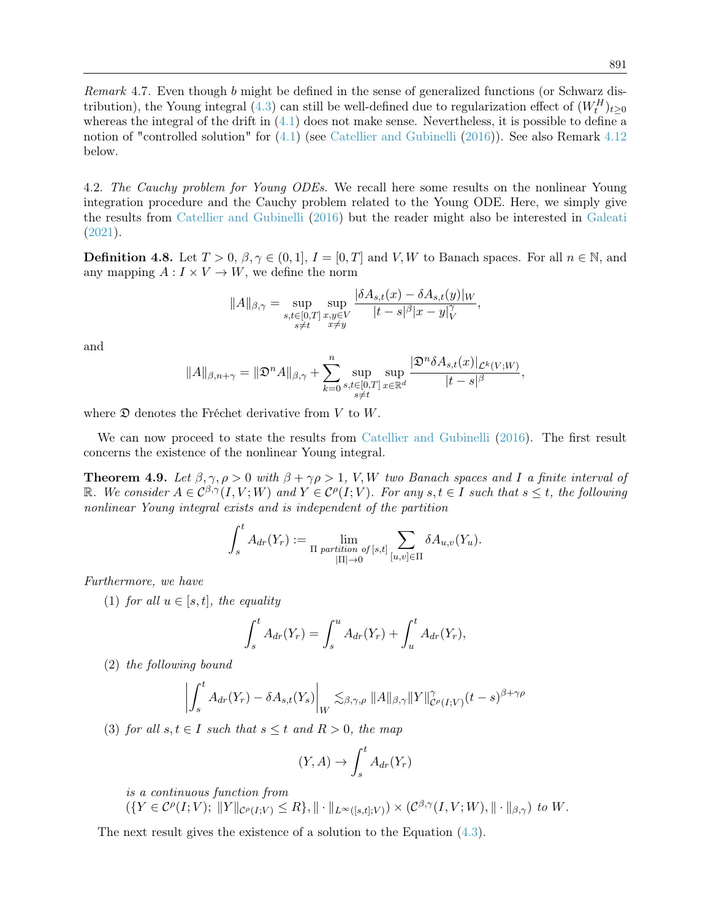*Remark* 4.7. Even though $b$ might be defined in the sense of generalized functions (or Schwarz distribution), the Young integral (4.3) can still be well-defined due to regularization effect of $(W_t^H)_{t\geq 0}$ whereas the integral of the drift in (4.1) does not make sense. Nevertheless, it is possible to define a notion of "controlled solution" for (4.1) (see Catellier and Gubinelli (2016)). See also Remark 4.12 below.

4.2. *The Cauchy problem for Young ODEs.* We recall here some results on the nonlinear Young integration procedure and the Cauchy problem related to the Young ODE. Here, we simply give the results from Catellier and Gubinelli (2016) but the reader might also be interested in Galeati (2021).

**Definition 4.8.** Let $T>0$, $\beta,\gamma\in(0,1]$, $I=[0,T]$ and $V,W$ to Banach spaces. For all $n\in\mathbb{N}$, and any mapping $A: I\times V\to W$, we define the norm

$$\|A\|_{\beta,\gamma}=\sup_{\substack{s,t\in[0,T]\\ s\neq t}}\sup_{\substack{x,y\in V\\ x\neq y}}\frac{|\delta A_{s,t}(x)-\delta A_{s,t}(y)|_W}{|t-s|^\beta|x-y|_V^\gamma},$$

and

$$\|A\|_{\beta,n+\gamma}=\|\mathfrak{D}^n A\|_{\beta,\gamma}+\sum_{k=0}^n\sup_{\substack{s,t\in[0,T]\\ s\neq t}}\sup_{x\in\mathbb{R}^d}\frac{|\mathfrak{D}^n\delta A_{s,t}(x)|_{\mathcal{L}^k(V;W)}}{|t-s|^\beta},$$

where $\mathfrak{D}$ denotes the Fréchet derivative from $V$ to $W$.

We can now proceed to state the results from Catellier and Gubinelli (2016). The first result concerns the existence of the nonlinear Young integral.

**Theorem 4.9.** *Let $\beta,\gamma,\rho>0$ with $\beta+\gamma\rho>1$, $V,W$ two Banach spaces and $I$ a finite interval of $\mathbb{R}$. We consider $A\in\mathcal{C}^{\beta,\gamma}(I,V;W)$ and $Y\in\mathcal{C}^\rho(I;V)$. For any $s,t\in I$ such that $s\leq t$, the following nonlinear Young integral exists and is independent of the partition*

$$\int_s^t A_{dr}(Y_r):=\lim_{\substack{\Pi\text{ partition of }[s,t]\\ |\Pi|\to 0}}\sum_{[u,v]\in\Pi}\delta A_{u,v}(Y_u).$$

*Furthermore, we have*

(1) *for all $u\in[s,t]$, the equality*

$$\int_s^t A_{dr}(Y_r)=\int_s^u A_{dr}(Y_r)+\int_u^t A_{dr}(Y_r),$$

(2) *the following bound*

$$\left|\int_s^t A_{dr}(Y_r)-\delta A_{s,t}(Y_s)\right|_W\lesssim_{\beta,\gamma,\rho}\|A\|_{\beta,\gamma}\|Y\|^\gamma_{\mathcal{C}^\rho(I;V)}(t-s)^{\beta+\gamma\rho}$$

(3) *for all $s,t\in I$ such that $s\leq t$ and $R>0$, the map*

$$(Y,A)\to\int_s^t A_{dr}(Y_r)$$

*is a continuous function from*
$(\{Y\in\mathcal{C}^\rho(I;V);\ \|Y\|_{\mathcal{C}^\rho(I;V)}\leq R\},\|\cdot\|_{L^\infty([s,t];V)})\times(\mathcal{C}^{\beta,\gamma}(I,V;W),\|\cdot\|_{\beta,\gamma})$ *to $W$.*

The next result gives the existence of a solution to the Equation (4.3).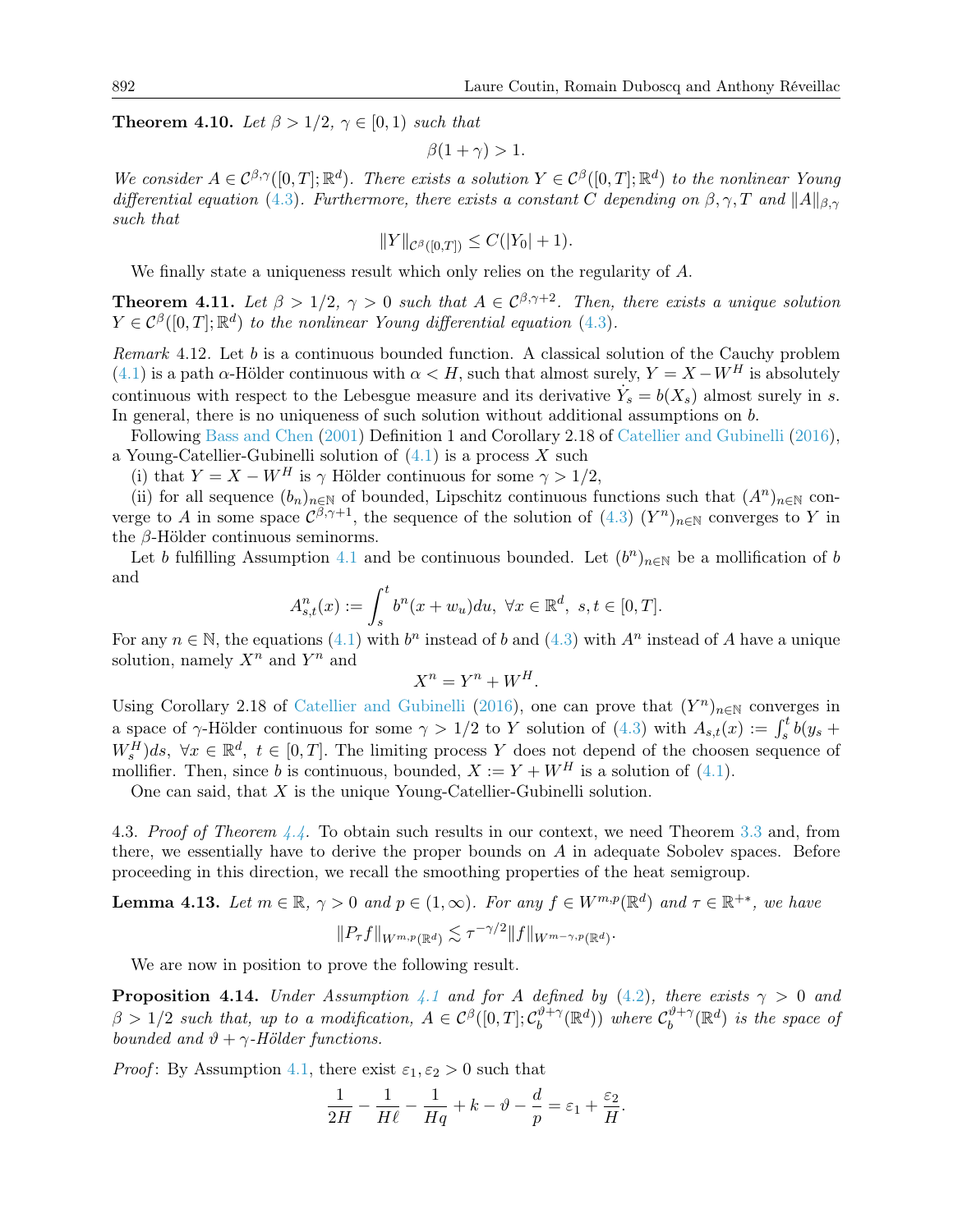**Theorem 4.10.** *Let $\beta > 1/2$, $\gamma \in [0,1)$ such that*

$$\beta(1+\gamma) > 1.$$

*We consider $A \in \mathcal{C}^{\beta,\gamma}([0,T];\mathbb{R}^d)$. There exists a solution $Y \in \mathcal{C}^\beta([0,T];\mathbb{R}^d)$ to the nonlinear Young differential equation (4.3). Furthermore, there exists a constant $C$ depending on $\beta, \gamma, T$ and $\|A\|_{\beta,\gamma}$ such that*

$$\|Y\|_{\mathcal{C}^\beta([0,T])} \leq C(|Y_0| + 1).$$

We finally state a uniqueness result which only relies on the regularity of $A$.

**Theorem 4.11.** *Let $\beta > 1/2$, $\gamma > 0$ such that $A \in \mathcal{C}^{\beta,\gamma+2}$. Then, there exists a unique solution $Y \in \mathcal{C}^\beta([0,T];\mathbb{R}^d)$ to the nonlinear Young differential equation (4.3).*

*Remark* 4.12. Let $b$ is a continuous bounded function. A classical solution of the Cauchy problem (4.1) is a path $\alpha$-Hölder continuous with $\alpha < H$, such that almost surely, $Y = X - W^H$ is absolutely continuous with respect to the Lebesgue measure and its derivative $\dot{Y}_s = b(X_s)$ almost surely in $s$. In general, there is no uniqueness of such solution without additional assumptions on $b$.

Following Bass and Chen (2001) Definition 1 and Corollary 2.18 of Catellier and Gubinelli (2016), a Young-Catellier-Gubinelli solution of (4.1) is a process $X$ such

(i) that $Y = X - W^H$ is $\gamma$ Hölder continuous for some $\gamma > 1/2$,

(ii) for all sequence $(b_n)_{n\in\mathbb{N}}$ of bounded, Lipschitz continuous functions such that $(A^n)_{n\in\mathbb{N}}$ converge to $A$ in some space $\mathcal{C}^{\beta,\gamma+1}$, the sequence of the solution of (4.3) $(Y^n)_{n\in\mathbb{N}}$ converges to $Y$ in the $\beta$-Hölder continuous seminorms.

Let $b$ fulfilling Assumption 4.1 and be continuous bounded. Let $(b^n)_{n\in\mathbb{N}}$ be a mollification of $b$ and

$$A^n_{s,t}(x) := \int_s^t b^n(x + w_u)du, \ \forall x \in \mathbb{R}^d, \ s,t \in [0,T].$$

For any $n \in \mathbb{N}$, the equations (4.1) with $b^n$ instead of $b$ and (4.3) with $A^n$ instead of $A$ have a unique solution, namely $X^n$ and $Y^n$ and

$$X^n = Y^n + W^H.$$

Using Corollary 2.18 of Catellier and Gubinelli (2016), one can prove that $(Y^n)_{n\in\mathbb{N}}$ converges in a space of $\gamma$-Hölder continuous for some $\gamma > 1/2$ to $Y$ solution of (4.3) with $A_{s,t}(x) := \int_s^t b(y_s + W^H_s)ds, \ \forall x \in \mathbb{R}^d, \ t \in [0,T]$. The limiting process $Y$ does not depend of the choosen sequence of mollifier. Then, since $b$ is continuous, bounded, $X := Y + W^H$ is a solution of (4.1).

One can said, that $X$ is the unique Young-Catellier-Gubinelli solution.

4.3. *Proof of Theorem 4.4.* To obtain such results in our context, we need Theorem 3.3 and, from there, we essentially have to derive the proper bounds on $A$ in adequate Sobolev spaces. Before proceeding in this direction, we recall the smoothing properties of the heat semigroup.

**Lemma 4.13.** *Let $m \in \mathbb{R}$, $\gamma > 0$ and $p \in (1,\infty)$. For any $f \in W^{m,p}(\mathbb{R}^d)$ and $\tau \in \mathbb{R}^{+*}$, we have*

$$\|P_\tau f\|_{W^{m,p}(\mathbb{R}^d)} \lesssim \tau^{-\gamma/2}\|f\|_{W^{m-\gamma,p}(\mathbb{R}^d)}.$$

We are now in position to prove the following result.

**Proposition 4.14.** *Under Assumption 4.1 and for $A$ defined by (4.2), there exists $\gamma > 0$ and $\beta > 1/2$ such that, up to a modification, $A \in \mathcal{C}^\beta([0,T];\mathcal{C}_b^{\vartheta+\gamma}(\mathbb{R}^d))$ where $\mathcal{C}_b^{\vartheta+\gamma}(\mathbb{R}^d)$ is the space of bounded and $\vartheta + \gamma$-Hölder functions.*

*Proof*: By Assumption 4.1, there exist $\varepsilon_1, \varepsilon_2 > 0$ such that

$$\frac{1}{2H} - \frac{1}{H\ell} - \frac{1}{Hq} + k - \vartheta - \frac{d}{p} = \varepsilon_1 + \frac{\varepsilon_2}{H}.$$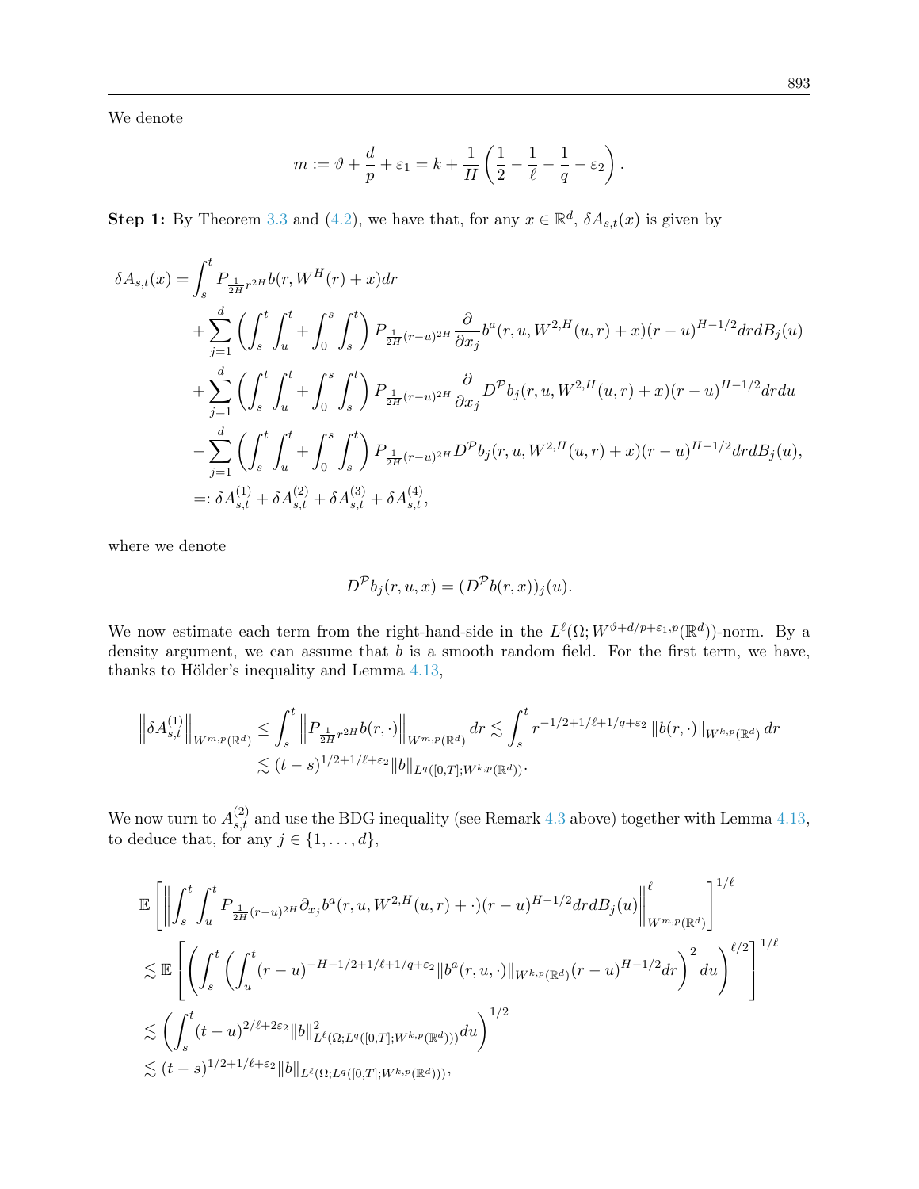We denote

$$m := \vartheta + \frac{d}{p} + \varepsilon_1 = k + \frac{1}{H}\left(\frac{1}{2} - \frac{1}{\ell} - \frac{1}{q} - \varepsilon_2\right).$$

**Step 1:** By Theorem 3.3 and (4.2), we have that, for any $x \in \mathbb{R}^d$, $\delta A_{s,t}(x)$ is given by

$$\begin{aligned}
\delta A_{s,t}(x) &= \int_s^t P_{\frac{1}{2H}r^{2H}} b(r, W^H(r) + x) dr \\
&\quad + \sum_{j=1}^d \left( \int_s^t \int_u^t + \int_0^s \int_s^t \right) P_{\frac{1}{2H}(r-u)^{2H}} \frac{\partial}{\partial x_j} b^a(r, u, W^{2,H}(u,r) + x)(r-u)^{H-1/2} dr dB_j(u) \\
&\quad + \sum_{j=1}^d \left( \int_s^t \int_u^t + \int_0^s \int_s^t \right) P_{\frac{1}{2H}(r-u)^{2H}} \frac{\partial}{\partial x_j} D^{\mathcal{P}} b_j(r, u, W^{2,H}(u,r) + x)(r-u)^{H-1/2} dr du \\
&\quad - \sum_{j=1}^d \left( \int_s^t \int_u^t + \int_0^s \int_s^t \right) P_{\frac{1}{2H}(r-u)^{2H}} D^{\mathcal{P}} b_j(r, u, W^{2,H}(u,r) + x)(r-u)^{H-1/2} dr dB_j(u), \\
&=: \delta A^{(1)}_{s,t} + \delta A^{(2)}_{s,t} + \delta A^{(3)}_{s,t} + \delta A^{(4)}_{s,t},
\end{aligned}$$

where we denote

$$D^{\mathcal{P}} b_j(r, u, x) = (D^{\mathcal{P}} b(r, x))_j(u).$$

We now estimate each term from the right-hand-side in the $L^\ell(\Omega; W^{\vartheta + d/p + \varepsilon_1, p}(\mathbb{R}^d))$-norm. By a density argument, we can assume that $b$ is a smooth random field. For the first term, we have, thanks to Hölder's inequality and Lemma 4.13,

$$\begin{aligned}
\left\| \delta A^{(1)}_{s,t} \right\|_{W^{m,p}(\mathbb{R}^d)} &\leq \int_s^t \left\| P_{\frac{1}{2H}r^{2H}} b(r, \cdot) \right\|_{W^{m,p}(\mathbb{R}^d)} dr \lesssim \int_s^t r^{-1/2 + 1/\ell + 1/q + \varepsilon_2} \| b(r, \cdot) \|_{W^{k,p}(\mathbb{R}^d)} dr \\
&\lesssim (t-s)^{1/2 + 1/\ell + \varepsilon_2} \| b \|_{L^q([0,T]; W^{k,p}(\mathbb{R}^d))}.
\end{aligned}$$

We now turn to $A^{(2)}_{s,t}$ and use the BDG inequality (see Remark 4.3 above) together with Lemma 4.13, to deduce that, for any $j \in \{1, \ldots, d\}$,

$$\begin{aligned}
&\mathbb{E}\left[ \left\| \int_s^t \int_u^t P_{\frac{1}{2H}(r-u)^{2H}} \partial_{x_j} b^a(r, u, W^{2,H}(u,r) + \cdot)(r-u)^{H-1/2} dr dB_j(u) \right\|^\ell_{W^{m,p}(\mathbb{R}^d)} \right]^{1/\ell} \\
&\lesssim \mathbb{E}\left[ \left( \int_s^t \left( \int_u^t (r-u)^{-H-1/2+1/\ell+1/q+\varepsilon_2} \| b^a(r, u, \cdot) \|_{W^{k,p}(\mathbb{R}^d)} (r-u)^{H-1/2} dr \right)^2 du \right)^{\ell/2} \right]^{1/\ell} \\
&\lesssim \left( \int_s^t (t-u)^{2/\ell + 2\varepsilon_2} \| b \|^2_{L^\ell(\Omega; L^q([0,T]; W^{k,p}(\mathbb{R}^d)))} du \right)^{1/2} \\
&\lesssim (t-s)^{1/2 + 1/\ell + \varepsilon_2} \| b \|_{L^\ell(\Omega; L^q([0,T]; W^{k,p}(\mathbb{R}^d)))},
\end{aligned}$$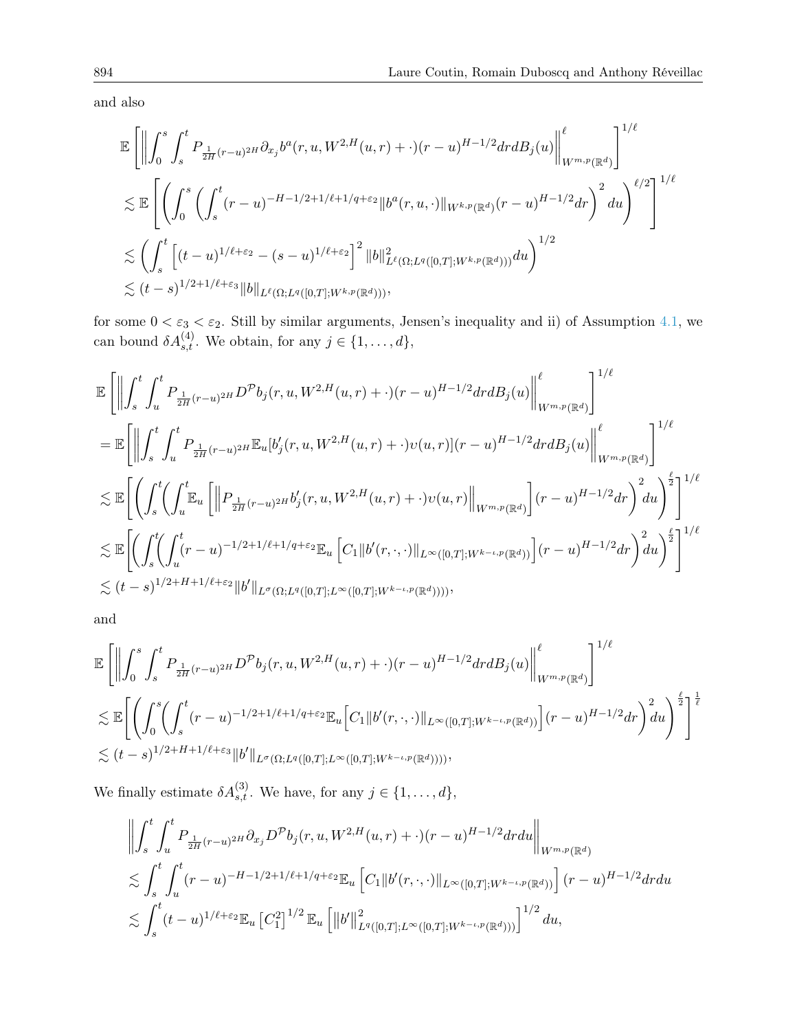and also

$$
\begin{aligned}
&\mathbb{E}\left[\left\|\int_0^s \int_s^t P_{\frac{1}{2H}(r-u)^{2H}} \partial_{x_j} b^a(r,u,W^{2,H}(u,r)+\cdot)(r-u)^{H-1/2} dr dB_j(u)\right\|_{W^{m,p}(\mathbb{R}^d)}^{\ell}\right]^{1/\ell} \\
&\lesssim \mathbb{E}\left[\left(\int_0^s \left(\int_s^t (r-u)^{-H-1/2+1/\ell+1/q+\varepsilon_2} \|b^a(r,u,\cdot)\|_{W^{k,p}(\mathbb{R}^d)} (r-u)^{H-1/2} dr\right)^2 du\right)^{\ell/2}\right]^{1/\ell} \\
&\lesssim \left(\int_s^t \left[(t-u)^{1/\ell+\varepsilon_2} - (s-u)^{1/\ell+\varepsilon_2}\right]^2 \|b\|^2_{L^\ell(\Omega;L^q([0,T];W^{k,p}(\mathbb{R}^d)))} du\right)^{1/2} \\
&\lesssim (t-s)^{1/2+1/\ell+\varepsilon_3} \|b\|_{L^\ell(\Omega;L^q([0,T];W^{k,p}(\mathbb{R}^d)))},
\end{aligned}
$$

for some $0 < \varepsilon_3 < \varepsilon_2$. Still by similar arguments, Jensen's inequality and ii) of Assumption 4.1, we can bound $\delta A^{(4)}_{s,t}$. We obtain, for any $j \in \{1, \dots, d\}$,

$$
\begin{aligned}
&\mathbb{E}\left[\left\|\int_s^t \int_u^t P_{\frac{1}{2H}(r-u)^{2H}} D^{\mathcal{P}} b_j(r,u,W^{2,H}(u,r)+\cdot)(r-u)^{H-1/2} dr dB_j(u)\right\|_{W^{m,p}(\mathbb{R}^d)}^{\ell}\right]^{1/\ell} \\
&= \mathbb{E}\left[\left\|\int_s^t \int_u^t P_{\frac{1}{2H}(r-u)^{2H}} \mathbb{E}_u[b'_j(r,u,W^{2,H}(u,r)+\cdot)\upsilon(u,r)](r-u)^{H-1/2} dr dB_j(u)\right\|_{W^{m,p}(\mathbb{R}^d)}^{\ell}\right]^{1/\ell} \\
&\lesssim \mathbb{E}\left[\left(\int_s^t \left(\int_u^t \mathbb{E}_u\left[\left\|P_{\frac{1}{2H}(r-u)^{2H}} b'_j(r,u,W^{2,H}(u,r)+\cdot)\upsilon(u,r)\right\|_{W^{m,p}(\mathbb{R}^d)}\right](r-u)^{H-1/2} dr\right)^2 du\right)^{\frac{\ell}{2}}\right]^{1/\ell} \\
&\lesssim \mathbb{E}\left[\left(\int_s^t \left(\int_u^t (r-u)^{-1/2+1/\ell+1/q+\varepsilon_2} \mathbb{E}_u\left[C_1 \|b'(r,\cdot,\cdot)\|_{L^\infty([0,T];W^{k-\iota,p}(\mathbb{R}^d))}\right](r-u)^{H-1/2} dr\right)^2 du\right)^{\frac{\ell}{2}}\right]^{1/\ell} \\
&\lesssim (t-s)^{1/2+H+1/\ell+\varepsilon_2} \|b'\|_{L^\sigma(\Omega;L^q([0,T];L^\infty([0,T];W^{k-\iota,p}(\mathbb{R}^d))))},
\end{aligned}
$$

and

$$
\begin{aligned}
&\mathbb{E}\left[\left\|\int_0^s \int_s^t P_{\frac{1}{2H}(r-u)^{2H}} D^{\mathcal{P}} b_j(r,u,W^{2,H}(u,r)+\cdot)(r-u)^{H-1/2} dr dB_j(u)\right\|_{W^{m,p}(\mathbb{R}^d)}^{\ell}\right]^{1/\ell} \\
&\lesssim \mathbb{E}\left[\left(\int_0^s \left(\int_s^t (r-u)^{-1/2+1/\ell+1/q+\varepsilon_2} \mathbb{E}_u\left[C_1 \|b'(r,\cdot,\cdot)\|_{L^\infty([0,T];W^{k-\iota,p}(\mathbb{R}^d))}\right](r-u)^{H-1/2} dr\right)^2 du\right)^{\frac{\ell}{2}}\right]^{\frac{1}{\ell}} \\
&\lesssim (t-s)^{1/2+H+1/\ell+\varepsilon_3} \|b'\|_{L^\sigma(\Omega;L^q([0,T];L^\infty([0,T];W^{k-\iota,p}(\mathbb{R}^d))))},
\end{aligned}
$$

We finally estimate $\delta A^{(3)}_{s,t}$. We have, for any $j \in \{1, \dots, d\}$,

$$
\begin{aligned}
&\left\|\int_s^t \int_u^t P_{\frac{1}{2H}(r-u)^{2H}} \partial_{x_j} D^{\mathcal{P}} b_j(r,u,W^{2,H}(u,r)+\cdot)(r-u)^{H-1/2} dr du\right\|_{W^{m,p}(\mathbb{R}^d)} \\
&\lesssim \int_s^t \int_u^t (r-u)^{-H-1/2+1/\ell+1/q+\varepsilon_2} \mathbb{E}_u\left[C_1 \|b'(r,\cdot,\cdot)\|_{L^\infty([0,T];W^{k-\iota,p}(\mathbb{R}^d))}\right](r-u)^{H-1/2} dr du \\
&\lesssim \int_s^t (t-u)^{1/\ell+\varepsilon_2} \mathbb{E}_u\left[C_1^2\right]^{1/2} \mathbb{E}_u\left[\|b'\|^2_{L^q([0,T];L^\infty([0,T];W^{k-\iota,p}(\mathbb{R}^d)))}\right]^{1/2} du,
\end{aligned}
$$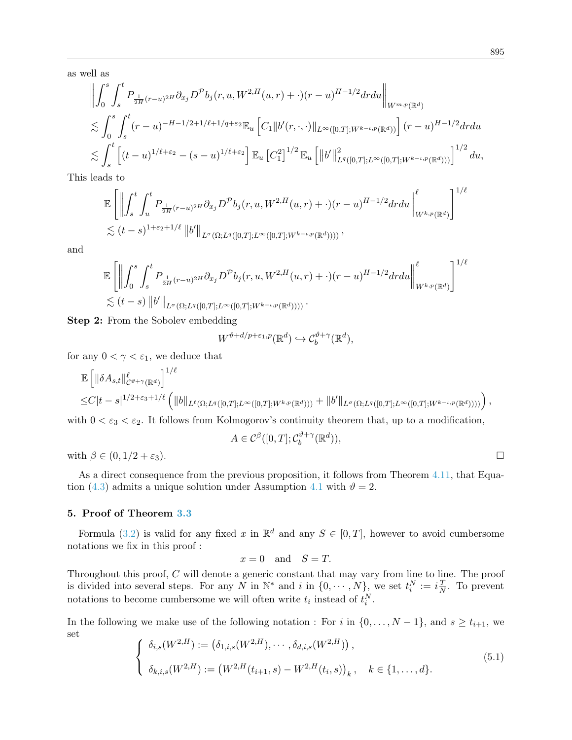as well as

$$
\begin{aligned}
&\left\| \int_0^s \int_s^t P_{\frac{1}{2H}(r-u)^{2H}} \partial_{x_j} D^{\mathcal{P}} b_j(r,u,W^{2,H}(u,r)+\cdot)(r-u)^{H-1/2} dr du \right\|_{W^{m,p}(\mathbb{R}^d)} \\
&\lesssim \int_0^s \int_s^t (r-u)^{-H-1/2+1/\ell+1/q+\varepsilon_2} \mathbb{E}_u \left[ C_1 \|b'(r,\cdot,\cdot)\|_{L^\infty([0,T];W^{k-\iota,p}(\mathbb{R}^d))} \right] (r-u)^{H-1/2} dr du \\
&\lesssim \int_s^t \left[ (t-u)^{1/\ell+\varepsilon_2} - (s-u)^{1/\ell+\varepsilon_2} \right] \mathbb{E}_u \left[ C_1^2 \right]^{1/2} \mathbb{E}_u \left[ \left\| b' \right\|^2_{L^q([0,T];L^\infty([0,T];W^{k-\iota,p}(\mathbb{R}^d)))} \right]^{1/2} du,
\end{aligned}
$$

This leads to

$$
\begin{aligned}
&\mathbb{E}\left[ \left\| \int_s^t \int_u^t P_{\frac{1}{2H}(r-u)^{2H}} \partial_{x_j} D^{\mathcal{P}} b_j(r,u,W^{2,H}(u,r)+\cdot)(r-u)^{H-1/2} dr du \right\|^\ell_{W^{k,p}(\mathbb{R}^d)} \right]^{1/\ell} \\
&\lesssim (t-s)^{1+\varepsilon_2+1/\ell} \left\| b' \right\|_{L^\sigma(\Omega;L^q([0,T];L^\infty([0,T];W^{k-\iota,p}(\mathbb{R}^d))))},
\end{aligned}
$$

and

$$
\begin{aligned}
&\mathbb{E}\left[ \left\| \int_0^s \int_s^t P_{\frac{1}{2H}(r-u)^{2H}} \partial_{x_j} D^{\mathcal{P}} b_j(r,u,W^{2,H}(u,r)+\cdot)(r-u)^{H-1/2} dr du \right\|^\ell_{W^{k,p}(\mathbb{R}^d)} \right]^{1/\ell} \\
&\lesssim (t-s) \left\| b' \right\|_{L^\sigma(\Omega;L^q([0,T];L^\infty([0,T];W^{k-\iota,p}(\mathbb{R}^d))))}.
\end{aligned}
$$

**Step 2:** From the Sobolev embedding

$$
W^{\vartheta+d/p+\varepsilon_1,p}(\mathbb{R}^d) \hookrightarrow \mathcal{C}_b^{\vartheta+\gamma}(\mathbb{R}^d),
$$

for any $0<\gamma<\varepsilon_1$, we deduce that

$$
\begin{aligned}
&\mathbb{E}\left[ \|\delta A_{s,t}\|^\ell_{\mathcal{C}^{\vartheta+\gamma}(\mathbb{R}^d)} \right]^{1/\ell} \\
\leq &C|t-s|^{1/2+\varepsilon_3+1/\ell} \left( \|b\|_{L^\ell(\Omega;L^q([0,T];L^\infty([0,T];W^{k,p}(\mathbb{R}^d))))} + \|b'\|_{L^\sigma(\Omega;L^q([0,T];L^\infty([0,T];W^{k-\iota,p}(\mathbb{R}^d))))} \right),
\end{aligned}
$$

with $0<\varepsilon_3<\varepsilon_2$. It follows from Kolmogorov's continuity theorem that, up to a modification,

$$
A \in \mathcal{C}^\beta([0,T];\mathcal{C}_b^{\vartheta+\gamma}(\mathbb{R}^d)),
$$

with $\beta \in (0,1/2+\varepsilon_3)$. □

As a direct consequence from the previous proposition, it follows from Theorem 4.11, that Equation (4.3) admits a unique solution under Assumption 4.1 with $\vartheta=2$.

## 5. Proof of Theorem 3.3

Formula (3.2) is valid for any fixed $x$ in $\mathbb{R}^d$ and any $S \in [0,T]$, however to avoid cumbersome notations we fix in this proof :

$$
x=0 \quad \text{and} \quad S=T.
$$

Throughout this proof, $C$ will denote a generic constant that may vary from line to line. The proof is divided into several steps. For any $N$ in $\mathbb{N}^*$ and $i$ in $\{0,\cdots,N\}$, we set $t_i^N := i\frac{T}{N}$. To prevent notations to become cumbersome we will often write $t_i$ instead of $t_i^N$.

In the following we make use of the following notation : For $i$ in $\{0,\dots,N-1\}$, and $s \geq t_{i+1}$, we set

$$
\begin{cases}
\delta_{i,s}(W^{2,H}) := \left(\delta_{1,i,s}(W^{2,H}),\cdots,\delta_{d,i,s}(W^{2,H})\right), \\
\delta_{k,i,s}(W^{2,H}) := \left(W^{2,H}(t_{i+1},s) - W^{2,H}(t_i,s)\right)_k, \quad k \in \{1,\dots,d\}.
\end{cases}
\tag{5.1}
$$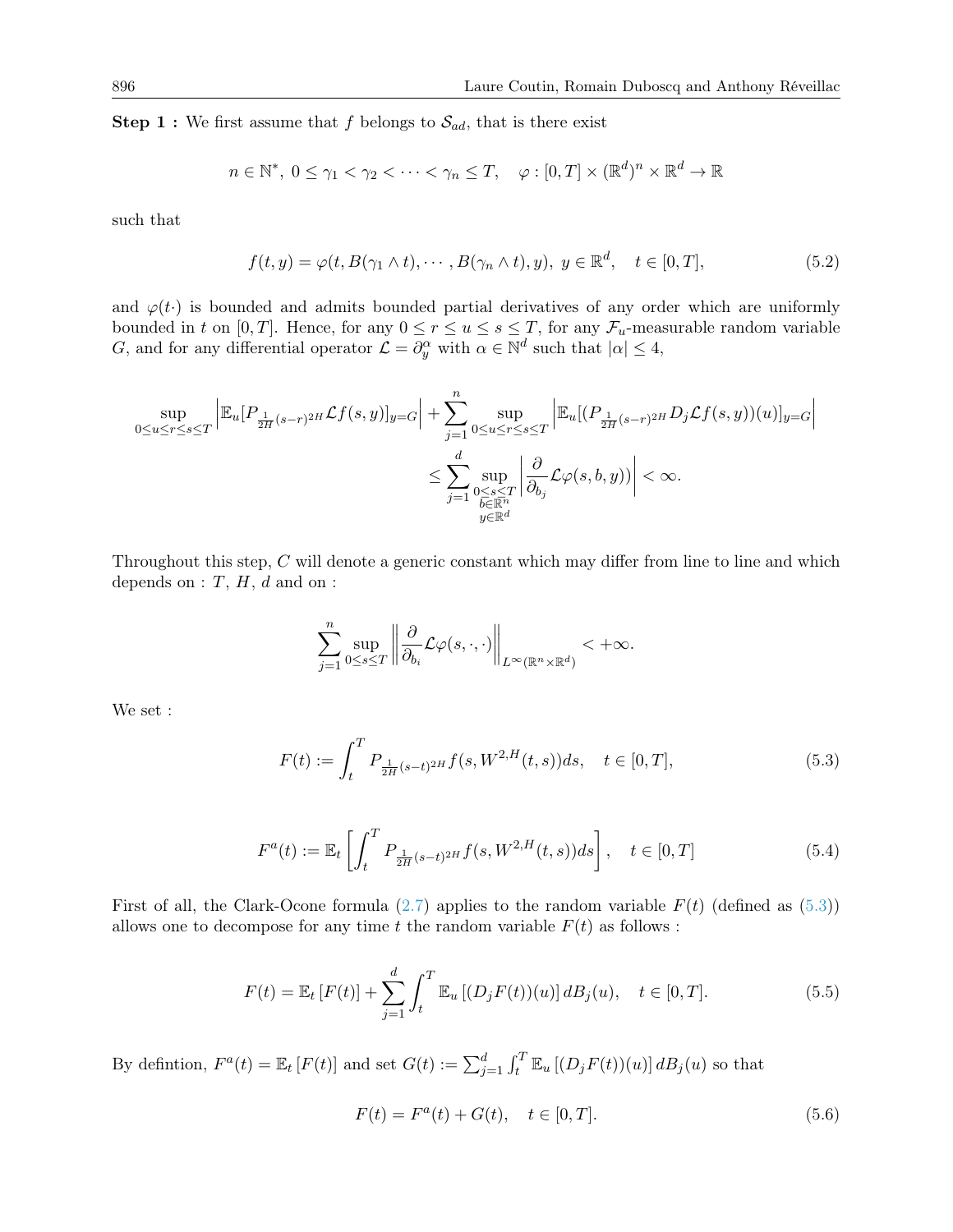**Step 1 :** We first assume that $f$ belongs to $\mathcal{S}_{ad}$, that is there exist

$$n \in \mathbb{N}^*,\ 0 \le \gamma_1 < \gamma_2 < \cdots < \gamma_n \le T, \quad \varphi : [0,T] \times (\mathbb{R}^d)^n \times \mathbb{R}^d \to \mathbb{R}$$

such that

$$f(t,y) = \varphi(t, B(\gamma_1 \wedge t), \cdots, B(\gamma_n \wedge t), y),\ y \in \mathbb{R}^d, \quad t \in [0,T], \tag{5.2}$$

and $\varphi(t\cdot)$ is bounded and admits bounded partial derivatives of any order which are uniformly bounded in $t$ on $[0,T]$. Hence, for any $0 \le r \le u \le s \le T$, for any $\mathcal{F}_u$-measurable random variable $G$, and for any differential operator $\mathcal{L} = \partial_y^\alpha$ with $\alpha \in \mathbb{N}^d$ such that $|\alpha| \le 4$,

$$\sup_{0 \le u \le r \le s \le T} \left| \mathbb{E}_u[P_{\frac{1}{2H}(s-r)^{2H}} \mathcal{L} f(s,y)]_{y=G} \right| + \sum_{j=1}^n \sup_{0 \le u \le r \le s \le T} \left| \mathbb{E}_u[(P_{\frac{1}{2H}(s-r)^{2H}} D_j \mathcal{L} f(s,y))(u)]_{y=G} \right|$$
$$\le \sum_{j=1}^d \sup_{\substack{0 \le s \le T \\ b \in \mathbb{R}^n \\ y \in \mathbb{R}^d}} \left| \frac{\partial}{\partial_{b_j}} \mathcal{L} \varphi(s,b,y)) \right| < \infty.$$

Throughout this step, $C$ will denote a generic constant which may differ from line to line and which depends on : $T$, $H$, $d$ and on :

$$\sum_{j=1}^n \sup_{0 \le s \le T} \left\| \frac{\partial}{\partial_{b_i}} \mathcal{L} \varphi(s,\cdot,\cdot) \right\|_{L^\infty(\mathbb{R}^n \times \mathbb{R}^d)} < +\infty.$$

We set :

$$F(t) := \int_t^T P_{\frac{1}{2H}(s-t)^{2H}} f(s, W^{2,H}(t,s)) ds, \quad t \in [0,T], \tag{5.3}$$

$$F^a(t) := \mathbb{E}_t \left[ \int_t^T P_{\frac{1}{2H}(s-t)^{2H}} f(s, W^{2,H}(t,s)) ds \right], \quad t \in [0,T] \tag{5.4}$$

First of all, the Clark-Ocone formula (2.7) applies to the random variable $F(t)$ (defined as (5.3)) allows one to decompose for any time $t$ the random variable $F(t)$ as follows :

$$F(t) = \mathbb{E}_t[F(t)] + \sum_{j=1}^d \int_t^T \mathbb{E}_u[(D_j F(t))(u)] dB_j(u), \quad t \in [0,T]. \tag{5.5}$$

By defintion, $F^a(t) = \mathbb{E}_t[F(t)]$ and set $G(t) := \sum_{j=1}^d \int_t^T \mathbb{E}_u[(D_j F(t))(u)] dB_j(u)$ so that

$$F(t) = F^a(t) + G(t), \quad t \in [0,T]. \tag{5.6}$$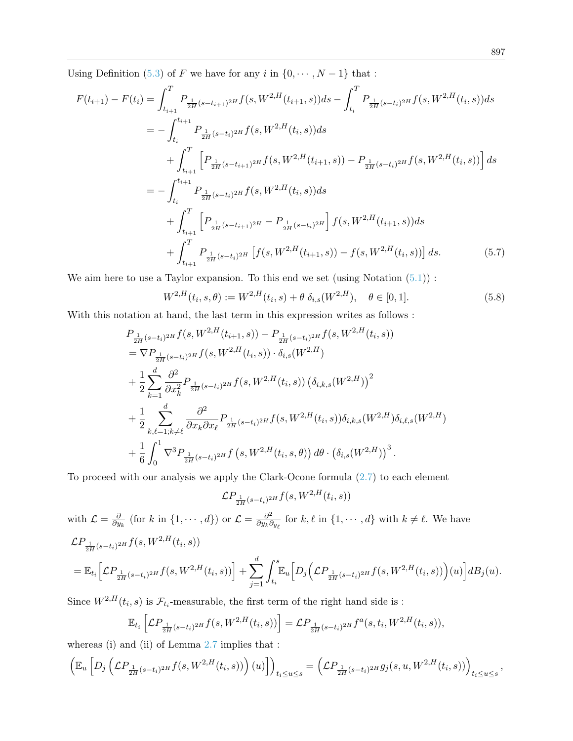Using Definition (5.3) of $F$ we have for any $i$ in $\{0, \cdots, N-1\}$ that :

$$
\begin{aligned}
F(t_{i+1}) - F(t_i) &= \int_{t_{i+1}}^T P_{\frac{1}{2H}(s-t_{i+1})^{2H}} f(s, W^{2,H}(t_{i+1}, s)) ds - \int_{t_i}^T P_{\frac{1}{2H}(s-t_i)^{2H}} f(s, W^{2,H}(t_i, s)) ds \\
&= -\int_{t_i}^{t_{i+1}} P_{\frac{1}{2H}(s-t_i)^{2H}} f(s, W^{2,H}(t_i, s)) ds \\
&\quad + \int_{t_{i+1}}^T \left[ P_{\frac{1}{2H}(s-t_{i+1})^{2H}} f(s, W^{2,H}(t_{i+1}, s)) - P_{\frac{1}{2H}(s-t_i)^{2H}} f(s, W^{2,H}(t_i, s)) \right] ds \\
&= -\int_{t_i}^{t_{i+1}} P_{\frac{1}{2H}(s-t_i)^{2H}} f(s, W^{2,H}(t_i, s)) ds \\
&\quad + \int_{t_{i+1}}^T \left[ P_{\frac{1}{2H}(s-t_{i+1})^{2H}} - P_{\frac{1}{2H}(s-t_i)^{2H}} \right] f(s, W^{2,H}(t_{i+1}, s)) ds \\
&\quad + \int_{t_{i+1}}^T P_{\frac{1}{2H}(s-t_i)^{2H}} \left[ f(s, W^{2,H}(t_{i+1}, s)) - f(s, W^{2,H}(t_i, s)) \right] ds. \qquad (5.7)
\end{aligned}
$$

We aim here to use a Taylor expansion. To this end we set (using Notation (5.1)) :

$$
W^{2,H}(t_i, s, \theta) := W^{2,H}(t_i, s) + \theta \, \delta_{i,s}(W^{2,H}), \quad \theta \in [0,1]. \qquad (5.8)
$$

With this notation at hand, the last term in this expression writes as follows :

$$
\begin{aligned}
& P_{\frac{1}{2H}(s-t_i)^{2H}} f(s, W^{2,H}(t_{i+1}, s)) - P_{\frac{1}{2H}(s-t_i)^{2H}} f(s, W^{2,H}(t_i, s)) \\
&= \nabla P_{\frac{1}{2H}(s-t_i)^{2H}} f(s, W^{2,H}(t_i, s)) \cdot \delta_{i,s}(W^{2,H}) \\
&+ \frac{1}{2} \sum_{k=1}^d \frac{\partial^2}{\partial x_k^2} P_{\frac{1}{2H}(s-t_i)^{2H}} f(s, W^{2,H}(t_i, s)) \left( \delta_{i,k,s}(W^{2,H}) \right)^2 \\
&+ \frac{1}{2} \sum_{k,\ell=1; k \neq \ell}^d \frac{\partial^2}{\partial x_k \partial x_\ell} P_{\frac{1}{2H}(s-t_i)^{2H}} f(s, W^{2,H}(t_i, s)) \delta_{i,k,s}(W^{2,H}) \delta_{i,\ell,s}(W^{2,H}) \\
&+ \frac{1}{6} \int_0^1 \nabla^3 P_{\frac{1}{2H}(s-t_i)^{2H}} f\left(s, W^{2,H}(t_i, s, \theta)\right) d\theta \cdot \left( \delta_{i,s}(W^{2,H}) \right)^3.
\end{aligned}
$$

To proceed with our analysis we apply the Clark-Ocone formula (2.7) to each element

$$
\mathcal{L} P_{\frac{1}{2H}(s-t_i)^{2H}} f(s, W^{2,H}(t_i, s))
$$

with $\mathcal{L} = \frac{\partial}{\partial y_k}$ (for $k$ in $\{1, \cdots, d\}$) or $\mathcal{L} = \frac{\partial^2}{\partial y_k \partial_{y_\ell}}$ for $k, \ell$ in $\{1, \cdots, d\}$ with $k \neq \ell$. We have

$$
\begin{aligned}
& \mathcal{L} P_{\frac{1}{2H}(s-t_i)^{2H}} f(s, W^{2,H}(t_i, s)) \\
&= \mathbb{E}_{t_i}\Big[ \mathcal{L} P_{\frac{1}{2H}(s-t_i)^{2H}} f(s, W^{2,H}(t_i, s)) \Big] + \sum_{j=1}^d \int_{t_i}^s \mathbb{E}_u\Big[ D_j\Big( \mathcal{L} P_{\frac{1}{2H}(s-t_i)^{2H}} f(s, W^{2,H}(t_i, s)) \Big)(u) \Big] dB_j(u).
\end{aligned}
$$

Since $W^{2,H}(t_i, s)$ is $\mathcal{F}_{t_i}$-measurable, the first term of the right hand side is :

$$
\mathbb{E}_{t_i}\left[ \mathcal{L} P_{\frac{1}{2H}(s-t_i)^{2H}} f(s, W^{2,H}(t_i, s)) \right] = \mathcal{L} P_{\frac{1}{2H}(s-t_i)^{2H}} f^a(s, t_i, W^{2,H}(t_i, s)),
$$

whereas (i) and (ii) of Lemma 2.7 implies that :

$$
\left( \mathbb{E}_u \left[ D_j \left( \mathcal{L} P_{\frac{1}{2H}(s-t_i)^{2H}} f(s, W^{2,H}(t_i, s)) \right)(u) \right] \right)_{t_i \le u \le s} = \left( \mathcal{L} P_{\frac{1}{2H}(s-t_i)^{2H}} g_j(s, u, W^{2,H}(t_i, s)) \right)_{t_i \le u \le s},
$$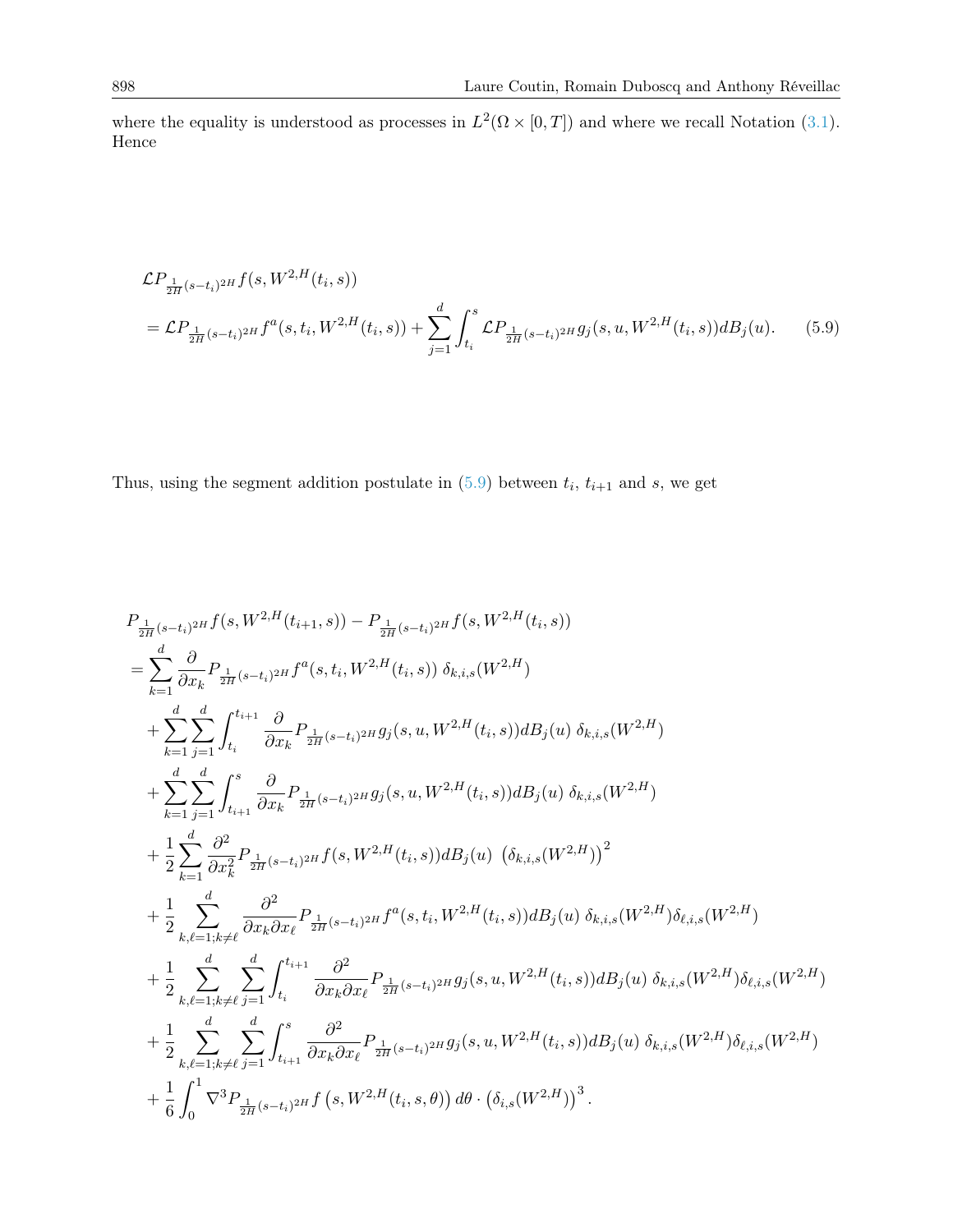where the equality is understood as processes in $L^2(\Omega \times [0,T])$ and where we recall Notation (3.1). Hence

$$
\begin{aligned}
&\mathcal{L} P_{\frac{1}{2H}(s-t_i)^{2H}} f(s, W^{2,H}(t_i,s)) \\
&= \mathcal{L} P_{\frac{1}{2H}(s-t_i)^{2H}} f^a(s, t_i, W^{2,H}(t_i,s)) + \sum_{j=1}^d \int_{t_i}^s \mathcal{L} P_{\frac{1}{2H}(s-t_i)^{2H}} g_j(s,u,W^{2,H}(t_i,s)) dB_j(u). \qquad (5.9)
\end{aligned}
$$

Thus, using the segment addition postulate in (5.9) between $t_i$, $t_{i+1}$ and $s$, we get

$$
\begin{aligned}
&P_{\frac{1}{2H}(s-t_i)^{2H}} f(s, W^{2,H}(t_{i+1},s)) - P_{\frac{1}{2H}(s-t_i)^{2H}} f(s, W^{2,H}(t_i,s)) \\
&= \sum_{k=1}^d \frac{\partial}{\partial x_k} P_{\frac{1}{2H}(s-t_i)^{2H}} f^a(s,t_i,W^{2,H}(t_i,s)) \; \delta_{k,i,s}(W^{2,H}) \\
&\quad + \sum_{k=1}^d \sum_{j=1}^d \int_{t_i}^{t_{i+1}} \frac{\partial}{\partial x_k} P_{\frac{1}{2H}(s-t_i)^{2H}} g_j(s,u,W^{2,H}(t_i,s)) dB_j(u) \; \delta_{k,i,s}(W^{2,H}) \\
&\quad + \sum_{k=1}^d \sum_{j=1}^d \int_{t_{i+1}}^{s} \frac{\partial}{\partial x_k} P_{\frac{1}{2H}(s-t_i)^{2H}} g_j(s,u,W^{2,H}(t_i,s)) dB_j(u) \; \delta_{k,i,s}(W^{2,H}) \\
&\quad + \frac{1}{2} \sum_{k=1}^d \frac{\partial^2}{\partial x_k^2} P_{\frac{1}{2H}(s-t_i)^{2H}} f(s,W^{2,H}(t_i,s)) dB_j(u) \; \left(\delta_{k,i,s}(W^{2,H})\right)^2 \\
&\quad + \frac{1}{2} \sum_{k,\ell=1; k\neq \ell}^d \frac{\partial^2}{\partial x_k \partial x_\ell} P_{\frac{1}{2H}(s-t_i)^{2H}} f^a(s,t_i,W^{2,H}(t_i,s)) dB_j(u) \; \delta_{k,i,s}(W^{2,H}) \delta_{\ell,i,s}(W^{2,H}) \\
&\quad + \frac{1}{2} \sum_{k,\ell=1; k\neq \ell}^d \sum_{j=1}^d \int_{t_i}^{t_{i+1}} \frac{\partial^2}{\partial x_k \partial x_\ell} P_{\frac{1}{2H}(s-t_i)^{2H}} g_j(s,u,W^{2,H}(t_i,s)) dB_j(u) \; \delta_{k,i,s}(W^{2,H}) \delta_{\ell,i,s}(W^{2,H}) \\
&\quad + \frac{1}{2} \sum_{k,\ell=1; k\neq \ell}^d \sum_{j=1}^d \int_{t_{i+1}}^{s} \frac{\partial^2}{\partial x_k \partial x_\ell} P_{\frac{1}{2H}(s-t_i)^{2H}} g_j(s,u,W^{2,H}(t_i,s)) dB_j(u) \; \delta_{k,i,s}(W^{2,H}) \delta_{\ell,i,s}(W^{2,H}) \\
&\quad + \frac{1}{6} \int_0^1 \nabla^3 P_{\frac{1}{2H}(s-t_i)^{2H}} f\left(s, W^{2,H}(t_i,s,\theta)\right) d\theta \cdot \left(\delta_{i,s}(W^{2,H})\right)^3.
\end{aligned}
$$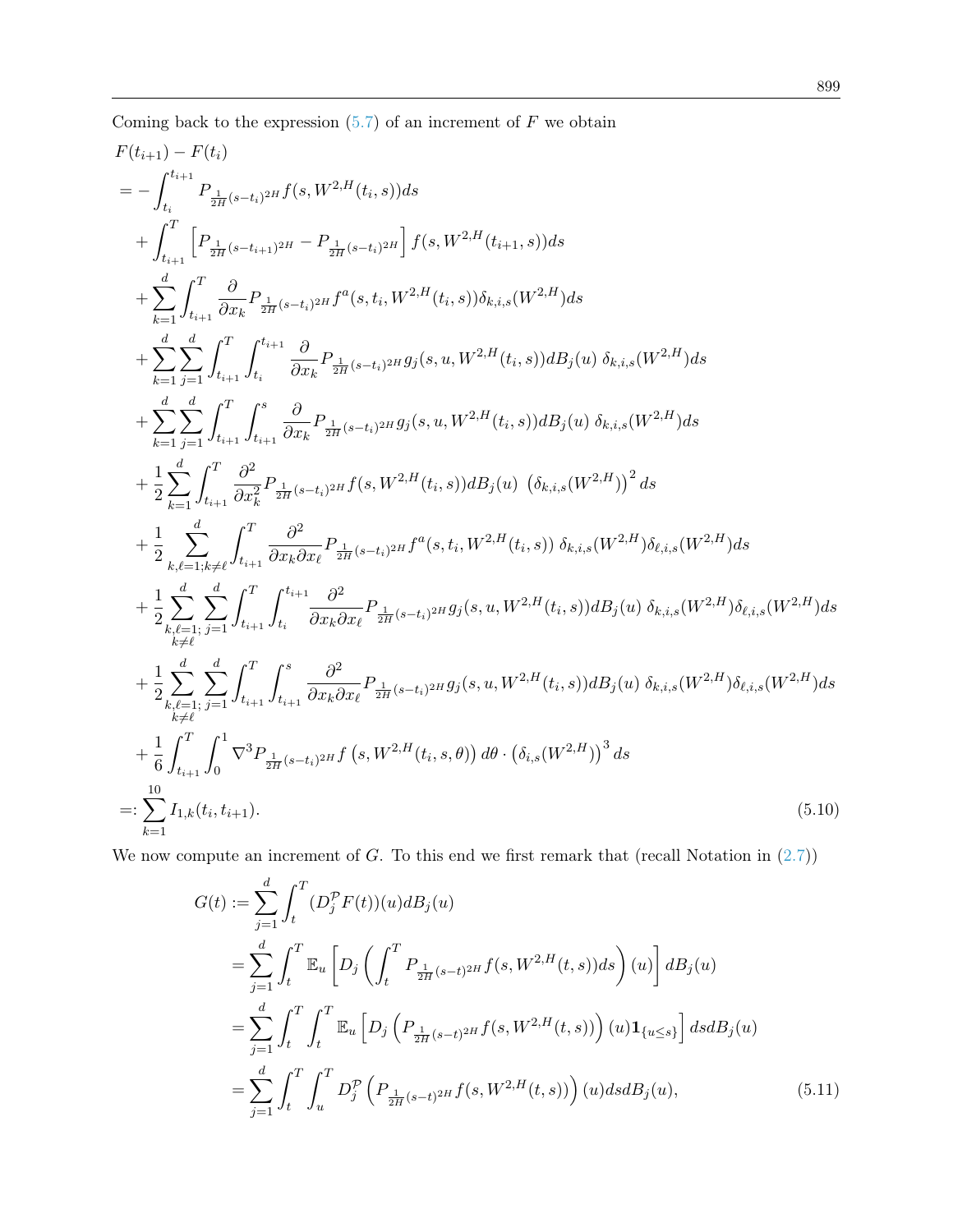Coming back to the expression (5.7) of an increment of $F$ we obtain

$$
\begin{aligned}
&F(t_{i+1}) - F(t_i) \\
&= -\int_{t_i}^{t_{i+1}} P_{\frac{1}{2H}(s-t_i)^{2H}} f(s, W^{2,H}(t_i, s)) ds \\
&\quad + \int_{t_{i+1}}^{T} \left[ P_{\frac{1}{2H}(s-t_{i+1})^{2H}} - P_{\frac{1}{2H}(s-t_i)^{2H}} \right] f(s, W^{2,H}(t_{i+1}, s)) ds \\
&\quad + \sum_{k=1}^{d} \int_{t_{i+1}}^{T} \frac{\partial}{\partial x_k} P_{\frac{1}{2H}(s-t_i)^{2H}} f^a(s, t_i, W^{2,H}(t_i, s)) \delta_{k,i,s}(W^{2,H}) ds \\
&\quad + \sum_{k=1}^{d} \sum_{j=1}^{d} \int_{t_{i+1}}^{T} \int_{t_i}^{t_{i+1}} \frac{\partial}{\partial x_k} P_{\frac{1}{2H}(s-t_i)^{2H}} g_j(s, u, W^{2,H}(t_i, s)) dB_j(u) \; \delta_{k,i,s}(W^{2,H}) ds \\
&\quad + \sum_{k=1}^{d} \sum_{j=1}^{d} \int_{t_{i+1}}^{T} \int_{t_{i+1}}^{s} \frac{\partial}{\partial x_k} P_{\frac{1}{2H}(s-t_i)^{2H}} g_j(s, u, W^{2,H}(t_i, s)) dB_j(u) \; \delta_{k,i,s}(W^{2,H}) ds \\
&\quad + \frac{1}{2} \sum_{k=1}^{d} \int_{t_{i+1}}^{T} \frac{\partial^2}{\partial x_k^2} P_{\frac{1}{2H}(s-t_i)^{2H}} f(s, W^{2,H}(t_i, s)) dB_j(u) \; \left( \delta_{k,i,s}(W^{2,H}) \right)^2 ds \\
&\quad + \frac{1}{2} \sum_{k,\ell=1; k\neq \ell}^{d} \int_{t_{i+1}}^{T} \frac{\partial^2}{\partial x_k \partial x_\ell} P_{\frac{1}{2H}(s-t_i)^{2H}} f^a(s, t_i, W^{2,H}(t_i, s)) \; \delta_{k,i,s}(W^{2,H}) \delta_{\ell,i,s}(W^{2,H}) ds \\
&\quad + \frac{1}{2} \sum_{\substack{k,\ell=1; \\ k\neq \ell}}^{d} \sum_{j=1}^{d} \int_{t_{i+1}}^{T} \int_{t_i}^{t_{i+1}} \frac{\partial^2}{\partial x_k \partial x_\ell} P_{\frac{1}{2H}(s-t_i)^{2H}} g_j(s, u, W^{2,H}(t_i, s)) dB_j(u) \; \delta_{k,i,s}(W^{2,H}) \delta_{\ell,i,s}(W^{2,H}) ds \\
&\quad + \frac{1}{2} \sum_{\substack{k,\ell=1; \\ k\neq \ell}}^{d} \sum_{j=1}^{d} \int_{t_{i+1}}^{T} \int_{t_{i+1}}^{s} \frac{\partial^2}{\partial x_k \partial x_\ell} P_{\frac{1}{2H}(s-t_i)^{2H}} g_j(s, u, W^{2,H}(t_i, s)) dB_j(u) \; \delta_{k,i,s}(W^{2,H}) \delta_{\ell,i,s}(W^{2,H}) ds \\
&\quad + \frac{1}{6} \int_{t_{i+1}}^{T} \int_0^1 \nabla^3 P_{\frac{1}{2H}(s-t_i)^{2H}} f\left(s, W^{2,H}(t_i, s, \theta)\right) d\theta \cdot \left(\delta_{i,s}(W^{2,H})\right)^3 ds \\
&=: \sum_{k=1}^{10} I_{1,k}(t_i, t_{i+1}).
\end{aligned} \tag{5.10}
$$

We now compute an increment of $G$. To this end we first remark that (recall Notation in (2.7))

$$
\begin{aligned}
G(t) &:= \sum_{j=1}^{d} \int_t^T (D_j^{\mathcal{P}} F(t))(u) dB_j(u) \\
&= \sum_{j=1}^{d} \int_t^T \mathbb{E}_u \left[ D_j \left( \int_t^T P_{\frac{1}{2H}(s-t)^{2H}} f(s, W^{2,H}(t, s)) ds \right)(u) \right] dB_j(u) \\
&= \sum_{j=1}^{d} \int_t^T \int_t^T \mathbb{E}_u \left[ D_j \left( P_{\frac{1}{2H}(s-t)^{2H}} f(s, W^{2,H}(t, s)) \right)(u) \mathbf{1}_{\{u \leq s\}} \right] ds dB_j(u) \\
&= \sum_{j=1}^{d} \int_t^T \int_u^T D_j^{\mathcal{P}} \left( P_{\frac{1}{2H}(s-t)^{2H}} f(s, W^{2,H}(t, s)) \right)(u) ds dB_j(u),
\end{aligned} \tag{5.11}
$$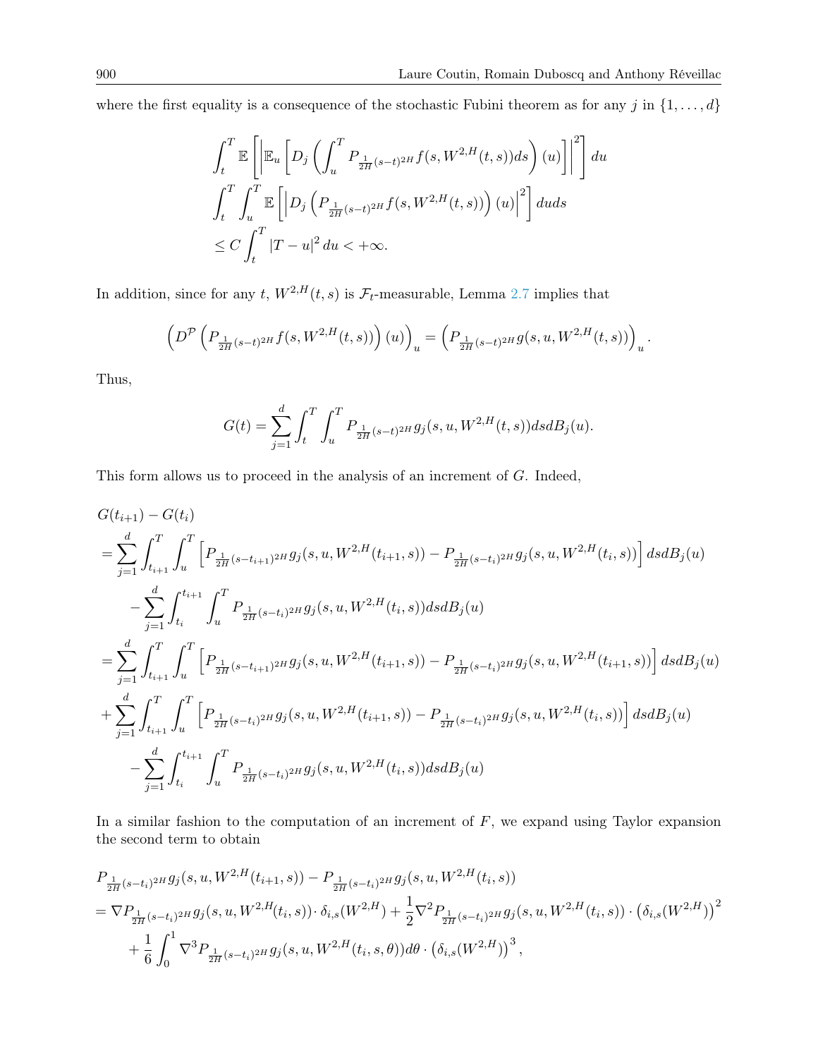where the first equality is a consequence of the stochastic Fubini theorem as for any $j$ in $\{1, \ldots, d\}$

$$
\begin{aligned}
&\int_t^T \mathbb{E}\left[\left|\mathbb{E}_u\left[D_j\left(\int_u^T P_{\frac{1}{2H}(s-t)^{2H}} f(s, W^{2,H}(t,s)) ds\right)(u)\right]\right|^2\right] du \\
&\int_t^T \int_u^T \mathbb{E}\left[\left|D_j\left(P_{\frac{1}{2H}(s-t)^{2H}} f(s, W^{2,H}(t,s))\right)(u)\right|^2\right] du ds \\
&\leq C \int_t^T |T-u|^2 du < +\infty.
\end{aligned}
$$

In addition, since for any $t$, $W^{2,H}(t,s)$ is $\mathcal{F}_t$-measurable, Lemma 2.7 implies that

$$
\left(D^{\mathcal{P}}\left(P_{\frac{1}{2H}(s-t)^{2H}} f(s, W^{2,H}(t,s))\right)(u)\right)_u = \left(P_{\frac{1}{2H}(s-t)^{2H}} g(s, u, W^{2,H}(t,s))\right)_u.
$$

Thus,

$$
G(t) = \sum_{j=1}^d \int_t^T \int_u^T P_{\frac{1}{2H}(s-t)^{2H}} g_j(s, u, W^{2,H}(t,s)) ds dB_j(u).
$$

This form allows us to proceed in the analysis of an increment of $G$. Indeed,

$$
\begin{aligned}
&G(t_{i+1}) - G(t_i) \\
&= \sum_{j=1}^d \int_{t_{i+1}}^T \int_u^T \left[P_{\frac{1}{2H}(s-t_{i+1})^{2H}} g_j(s, u, W^{2,H}(t_{i+1}, s)) - P_{\frac{1}{2H}(s-t_i)^{2H}} g_j(s, u, W^{2,H}(t_i, s))\right] ds dB_j(u) \\
&\quad - \sum_{j=1}^d \int_{t_i}^{t_{i+1}} \int_u^T P_{\frac{1}{2H}(s-t_i)^{2H}} g_j(s, u, W^{2,H}(t_i, s)) ds dB_j(u) \\
&= \sum_{j=1}^d \int_{t_{i+1}}^T \int_u^T \left[P_{\frac{1}{2H}(s-t_{i+1})^{2H}} g_j(s, u, W^{2,H}(t_{i+1}, s)) - P_{\frac{1}{2H}(s-t_i)^{2H}} g_j(s, u, W^{2,H}(t_{i+1}, s))\right] ds dB_j(u) \\
&+ \sum_{j=1}^d \int_{t_{i+1}}^T \int_u^T \left[P_{\frac{1}{2H}(s-t_i)^{2H}} g_j(s, u, W^{2,H}(t_{i+1}, s)) - P_{\frac{1}{2H}(s-t_i)^{2H}} g_j(s, u, W^{2,H}(t_i, s))\right] ds dB_j(u) \\
&\quad - \sum_{j=1}^d \int_{t_i}^{t_{i+1}} \int_u^T P_{\frac{1}{2H}(s-t_i)^{2H}} g_j(s, u, W^{2,H}(t_i, s)) ds dB_j(u)
\end{aligned}
$$

In a similar fashion to the computation of an increment of $F$, we expand using Taylor expansion the second term to obtain

$$
\begin{aligned}
&P_{\frac{1}{2H}(s-t_i)^{2H}} g_j(s, u, W^{2,H}(t_{i+1}, s)) - P_{\frac{1}{2H}(s-t_i)^{2H}} g_j(s, u, W^{2,H}(t_i, s)) \\
&= \nabla P_{\frac{1}{2H}(s-t_i)^{2H}} g_j(s, u, W^{2,H}(t_i, s)) \cdot \delta_{i,s}(W^{2,H}) + \frac{1}{2} \nabla^2 P_{\frac{1}{2H}(s-t_i)^{2H}} g_j(s, u, W^{2,H}(t_i, s)) \cdot \left(\delta_{i,s}(W^{2,H})\right)^2 \\
&\quad + \frac{1}{6} \int_0^1 \nabla^3 P_{\frac{1}{2H}(s-t_i)^{2H}} g_j(s, u, W^{2,H}(t_i, s, \theta)) d\theta \cdot \left(\delta_{i,s}(W^{2,H})\right)^3,
\end{aligned}
$$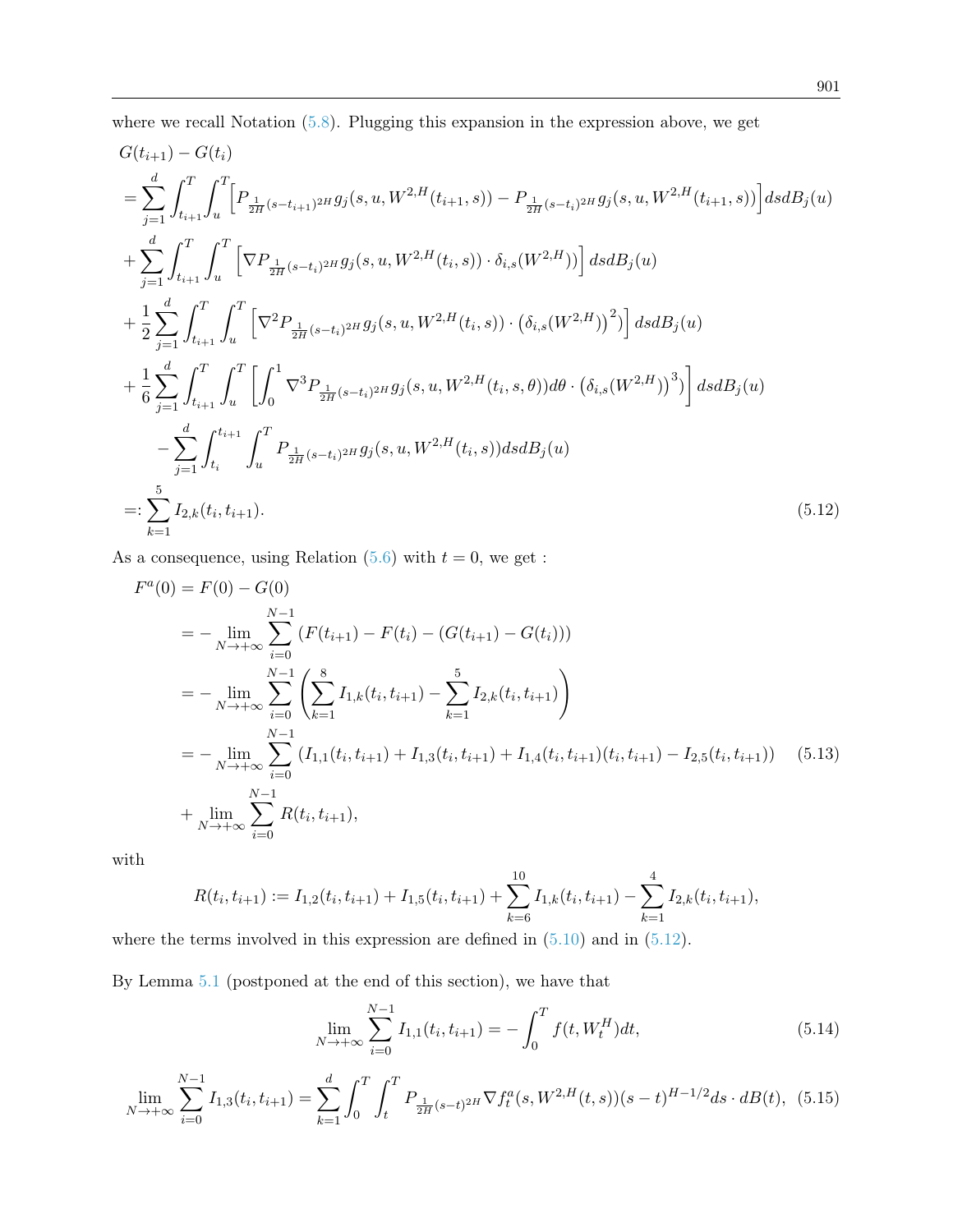where we recall Notation (5.8). Plugging this expansion in the expression above, we get

$$
\begin{aligned}
&G(t_{i+1}) - G(t_i) \\
&= \sum_{j=1}^{d} \int_{t_{i+1}}^{T} \int_{u}^{T} \Big[ P_{\frac{1}{2H}(s-t_{i+1})^{2H}} g_j(s, u, W^{2,H}(t_{i+1}, s)) - P_{\frac{1}{2H}(s-t_i)^{2H}} g_j(s, u, W^{2,H}(t_{i+1}, s)) \Big] ds dB_j(u) \\
&+ \sum_{j=1}^{d} \int_{t_{i+1}}^{T} \int_{u}^{T} \Big[ \nabla P_{\frac{1}{2H}(s-t_i)^{2H}} g_j(s, u, W^{2,H}(t_i, s)) \cdot \delta_{i,s}(W^{2,H})) \Big] ds dB_j(u) \\
&+ \frac{1}{2} \sum_{j=1}^{d} \int_{t_{i+1}}^{T} \int_{u}^{T} \Big[ \nabla^2 P_{\frac{1}{2H}(s-t_i)^{2H}} g_j(s, u, W^{2,H}(t_i, s)) \cdot \big(\delta_{i,s}(W^{2,H})\big)^2 \Big) \Big] ds dB_j(u) \\
&+ \frac{1}{6} \sum_{j=1}^{d} \int_{t_{i+1}}^{T} \int_{u}^{T} \Big[ \int_0^1 \nabla^3 P_{\frac{1}{2H}(s-t_i)^{2H}} g_j(s, u, W^{2,H}(t_i, s, \theta)) d\theta \cdot \big(\delta_{i,s}(W^{2,H})\big)^3 \Big) \Big] ds dB_j(u) \\
&\quad - \sum_{j=1}^{d} \int_{t_i}^{t_{i+1}} \int_{u}^{T} P_{\frac{1}{2H}(s-t_i)^{2H}} g_j(s, u, W^{2,H}(t_i, s)) ds dB_j(u) \\
&=: \sum_{k=1}^{5} I_{2,k}(t_i, t_{i+1}).
\end{aligned} \tag{5.12}
$$

As a consequence, using Relation (5.6) with $t = 0$, we get :

$$
\begin{aligned}
F^a(0) &= F(0) - G(0) \\
&= - \lim_{N \to +\infty} \sum_{i=0}^{N-1} \left( F(t_{i+1}) - F(t_i) - (G(t_{i+1}) - G(t_i)) \right) \\
&= - \lim_{N \to +\infty} \sum_{i=0}^{N-1} \left( \sum_{k=1}^{8} I_{1,k}(t_i, t_{i+1}) - \sum_{k=1}^{5} I_{2,k}(t_i, t_{i+1}) \right) \\
&= - \lim_{N \to +\infty} \sum_{i=0}^{N-1} \left( I_{1,1}(t_i, t_{i+1}) + I_{1,3}(t_i, t_{i+1}) + I_{1,4}(t_i, t_{i+1})(t_i, t_{i+1}) - I_{2,5}(t_i, t_{i+1}) \right) \qquad (5.13) \\
&+ \lim_{N \to +\infty} \sum_{i=0}^{N-1} R(t_i, t_{i+1}),
\end{aligned}
$$

with

$$
R(t_i, t_{i+1}) := I_{1,2}(t_i, t_{i+1}) + I_{1,5}(t_i, t_{i+1}) + \sum_{k=6}^{10} I_{1,k}(t_i, t_{i+1}) - \sum_{k=1}^{4} I_{2,k}(t_i, t_{i+1}),
$$

where the terms involved in this expression are defined in (5.10) and in (5.12).

By Lemma 5.1 (postponed at the end of this section), we have that

$$
\lim_{N \to +\infty} \sum_{i=0}^{N-1} I_{1,1}(t_i, t_{i+1}) = - \int_0^T f(t, W_t^H) dt, \tag{5.14}
$$

$$
\lim_{N \to +\infty} \sum_{i=0}^{N-1} I_{1,3}(t_i, t_{i+1}) = \sum_{k=1}^{d} \int_0^T \int_t^T P_{\frac{1}{2H}(s-t)^{2H}} \nabla f_t^a(s, W^{2,H}(t, s)) (s-t)^{H-1/2} ds \cdot dB(t), \tag{5.15}
$$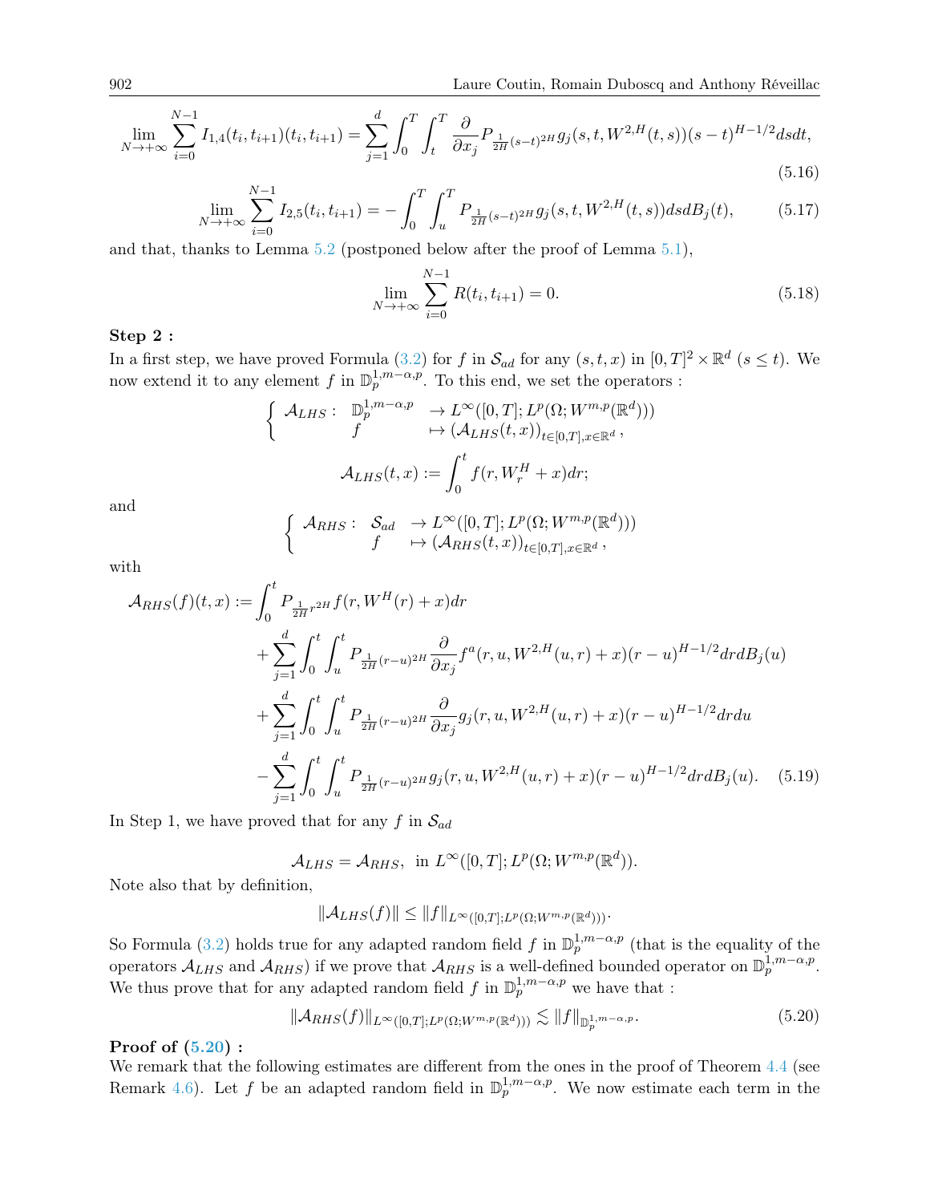$$\lim_{N\to+\infty}\sum_{i=0}^{N-1} I_{1,4}(t_i,t_{i+1})(t_i,t_{i+1}) = \sum_{j=1}^{d}\int_0^T\int_t^T \frac{\partial}{\partial x_j} P_{\frac{1}{2H}(s-t)^{2H}} g_j(s,t,W^{2,H}(t,s))(s-t)^{H-1/2} ds dt, \tag{5.16}$$

$$\lim_{N\to+\infty}\sum_{i=0}^{N-1} I_{2,5}(t_i,t_{i+1}) = -\int_0^T\int_u^T P_{\frac{1}{2H}(s-t)^{2H}} g_j(s,t,W^{2,H}(t,s)) ds dB_j(t), \tag{5.17}$$

and that, thanks to Lemma 5.2 (postponed below after the proof of Lemma 5.1),

$$\lim_{N\to+\infty}\sum_{i=0}^{N-1} R(t_i,t_{i+1}) = 0. \tag{5.18}$$

**Step 2 :**
In a first step, we have proved Formula (3.2) for $f$ in $\mathcal{S}_{ad}$ for any $(s,t,x)$ in $[0,T]^2\times\mathbb{R}^d$ $(s\leq t)$. We now extend it to any element $f$ in $\mathbb{D}_p^{1,m-\alpha,p}$. To this end, we set the operators :

$$\left\{\begin{array}{lll} \mathcal{A}_{LHS}: & \mathbb{D}_p^{1,m-\alpha,p} & \to L^\infty([0,T];L^p(\Omega;W^{m,p}(\mathbb{R}^d))) \\ & f & \mapsto (\mathcal{A}_{LHS}(t,x))_{t\in[0,T],x\in\mathbb{R}^d}, \end{array}\right.$$

$$\mathcal{A}_{LHS}(t,x) := \int_0^t f(r,W_r^H+x)dr;$$

and

$$\left\{\begin{array}{lll} \mathcal{A}_{RHS}: & \mathcal{S}_{ad} & \to L^\infty([0,T];L^p(\Omega;W^{m,p}(\mathbb{R}^d))) \\ & f & \mapsto (\mathcal{A}_{RHS}(t,x))_{t\in[0,T],x\in\mathbb{R}^d}, \end{array}\right.$$

with

$$\begin{aligned}
\mathcal{A}_{RHS}(f)(t,x) := &\int_0^t P_{\frac{1}{2H}r^{2H}} f(r,W^H(r)+x)dr \\
&+\sum_{j=1}^d \int_0^t\int_u^t P_{\frac{1}{2H}(r-u)^{2H}} \frac{\partial}{\partial x_j} f^a(r,u,W^{2,H}(u,r)+x)(r-u)^{H-1/2} dr dB_j(u) \\
&+\sum_{j=1}^d \int_0^t\int_u^t P_{\frac{1}{2H}(r-u)^{2H}} \frac{\partial}{\partial x_j} g_j(r,u,W^{2,H}(u,r)+x)(r-u)^{H-1/2} dr du \\
&-\sum_{j=1}^d \int_0^t\int_u^t P_{\frac{1}{2H}(r-u)^{2H}} g_j(r,u,W^{2,H}(u,r)+x)(r-u)^{H-1/2} dr dB_j(u).
\end{aligned} \tag{5.19}$$

In Step 1, we have proved that for any $f$ in $\mathcal{S}_{ad}$

$$\mathcal{A}_{LHS} = \mathcal{A}_{RHS}, \text{ in } L^\infty([0,T];L^p(\Omega;W^{m,p}(\mathbb{R}^d))).$$

Note also that by definition,

$$\|\mathcal{A}_{LHS}(f)\| \leq \|f\|_{L^\infty([0,T];L^p(\Omega;W^{m,p}(\mathbb{R}^d)))}.$$

So Formula (3.2) holds true for any adapted random field $f$ in $\mathbb{D}_p^{1,m-\alpha,p}$ (that is the equality of the operators $\mathcal{A}_{LHS}$ and $\mathcal{A}_{RHS}$) if we prove that $\mathcal{A}_{RHS}$ is a well-defined bounded operator on $\mathbb{D}_p^{1,m-\alpha,p}$. We thus prove that for any adapted random field $f$ in $\mathbb{D}_p^{1,m-\alpha,p}$ we have that :

$$\|\mathcal{A}_{RHS}(f)\|_{L^\infty([0,T];L^p(\Omega;W^{m,p}(\mathbb{R}^d)))} \lesssim \|f\|_{\mathbb{D}_p^{1,m-\alpha,p}}. \tag{5.20}$$

**Proof of (5.20) :**
We remark that the following estimates are different from the ones in the proof of Theorem 4.4 (see Remark 4.6). Let $f$ be an adapted random field in $\mathbb{D}_p^{1,m-\alpha,p}$. We now estimate each term in the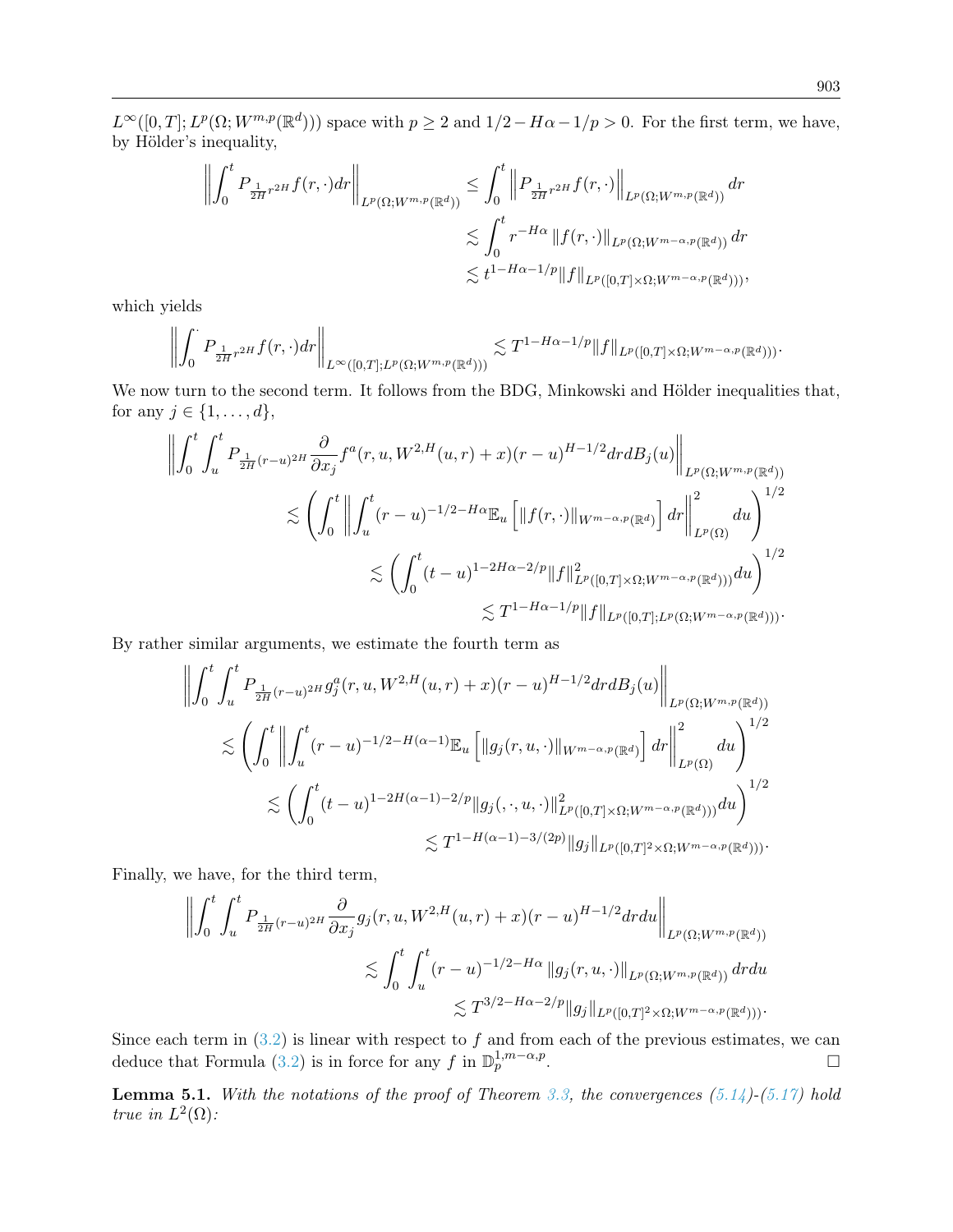$L^\infty([0,T];L^p(\Omega;W^{m,p}(\mathbb{R}^d)))$ space with $p\geq 2$ and $1/2-H\alpha-1/p>0$. For the first term, we have, by Hölder's inequality,

$$
\begin{aligned}
\left\|\int_0^t P_{\frac{1}{2H}r^{2H}}f(r,\cdot)dr\right\|_{L^p(\Omega;W^{m,p}(\mathbb{R}^d))} &\leq \int_0^t \left\|P_{\frac{1}{2H}r^{2H}}f(r,\cdot)\right\|_{L^p(\Omega;W^{m,p}(\mathbb{R}^d))}dr\\
&\lesssim \int_0^t r^{-H\alpha}\left\|f(r,\cdot)\right\|_{L^p(\Omega;W^{m-\alpha,p}(\mathbb{R}^d))}dr\\
&\lesssim t^{1-H\alpha-1/p}\|f\|_{L^p([0,T]\times\Omega;W^{m-\alpha,p}(\mathbb{R}^d)))},
\end{aligned}
$$

which yields

$$
\left\|\int_0^{\cdot} P_{\frac{1}{2H}r^{2H}}f(r,\cdot)dr\right\|_{L^\infty([0,T];L^p(\Omega;W^{m,p}(\mathbb{R}^d)))}\lesssim T^{1-H\alpha-1/p}\|f\|_{L^p([0,T]\times\Omega;W^{m-\alpha,p}(\mathbb{R}^d)))}.
$$

We now turn to the second term. It follows from the BDG, Minkowski and Hölder inequalities that, for any $j\in\{1,\ldots,d\}$,

$$
\begin{aligned}
&\left\|\int_0^t\int_u^t P_{\frac{1}{2H}(r-u)^{2H}}\frac{\partial}{\partial x_j}f^a(r,u,W^{2,H}(u,r)+x)(r-u)^{H-1/2}drdB_j(u)\right\|_{L^p(\Omega;W^{m,p}(\mathbb{R}^d))}\\
&\qquad\lesssim\left(\int_0^t\left\|\int_u^t(r-u)^{-1/2-H\alpha}\mathbb{E}_u\left[\|f(r,\cdot)\|_{W^{m-\alpha,p}(\mathbb{R}^d)}\right]dr\right\|^2_{L^p(\Omega)}du\right)^{1/2}\\
&\qquad\lesssim\left(\int_0^t(t-u)^{1-2H\alpha-2/p}\|f\|^2_{L^p([0,T]\times\Omega;W^{m-\alpha,p}(\mathbb{R}^d)))}du\right)^{1/2}\\
&\qquad\lesssim T^{1-H\alpha-1/p}\|f\|_{L^p([0,T];L^p(\Omega;W^{m-\alpha,p}(\mathbb{R}^d)))}.
\end{aligned}
$$

By rather similar arguments, we estimate the fourth term as

$$
\begin{aligned}
&\left\|\int_0^t\int_u^t P_{\frac{1}{2H}(r-u)^{2H}}g_j^a(r,u,W^{2,H}(u,r)+x)(r-u)^{H-1/2}drdB_j(u)\right\|_{L^p(\Omega;W^{m,p}(\mathbb{R}^d))}\\
&\qquad\lesssim\left(\int_0^t\left\|\int_u^t(r-u)^{-1/2-H(\alpha-1)}\mathbb{E}_u\left[\|g_j(r,u,\cdot)\|_{W^{m-\alpha,p}(\mathbb{R}^d)}\right]dr\right\|^2_{L^p(\Omega)}du\right)^{1/2}\\
&\qquad\lesssim\left(\int_0^t(t-u)^{1-2H(\alpha-1)-2/p}\|g_j(,\cdot,u,\cdot)\|^2_{L^p([0,T]\times\Omega;W^{m-\alpha,p}(\mathbb{R}^d)))}du\right)^{1/2}\\
&\qquad\lesssim T^{1-H(\alpha-1)-3/(2p)}\|g_j\|_{L^p([0,T]^2\times\Omega;W^{m-\alpha,p}(\mathbb{R}^d)))}.
\end{aligned}
$$

Finally, we have, for the third term,

$$
\begin{aligned}
&\left\|\int_0^t\int_u^t P_{\frac{1}{2H}(r-u)^{2H}}\frac{\partial}{\partial x_j}g_j(r,u,W^{2,H}(u,r)+x)(r-u)^{H-1/2}drdu\right\|_{L^p(\Omega;W^{m,p}(\mathbb{R}^d))}\\
&\qquad\lesssim\int_0^t\int_u^t(r-u)^{-1/2-H\alpha}\left\|g_j(r,u,\cdot)\right\|_{L^p(\Omega;W^{m,p}(\mathbb{R}^d))}drdu\\
&\qquad\lesssim T^{3/2-H\alpha-2/p}\|g_j\|_{L^p([0,T]^2\times\Omega;W^{m-\alpha,p}(\mathbb{R}^d)))}.
\end{aligned}
$$

Since each term in (3.2) is linear with respect to $f$ and from each of the previous estimates, we can deduce that Formula (3.2) is in force for any $f$ in $\mathbb{D}_p^{1,m-\alpha,p}$. □

**Lemma 5.1.** *With the notations of the proof of Theorem 3.3, the convergences (5.14)-(5.17) hold true in $L^2(\Omega)$:*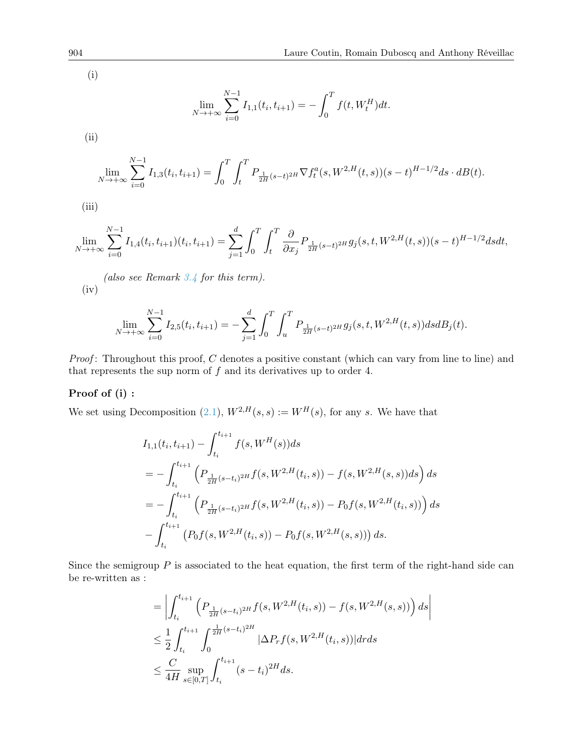(i)

$$\lim_{N\to+\infty} \sum_{i=0}^{N-1} I_{1,1}(t_i,t_{i+1}) = -\int_0^T f(t, W_t^H) dt.$$

(ii)

$$\lim_{N\to+\infty} \sum_{i=0}^{N-1} I_{1,3}(t_i,t_{i+1}) = \int_0^T \int_t^T P_{\frac{1}{2H}(s-t)^{2H}} \nabla f_t^a(s, W^{2,H}(t,s))(s-t)^{H-1/2} ds \cdot dB(t).$$

(iii)

$$\lim_{N\to+\infty} \sum_{i=0}^{N-1} I_{1,4}(t_i,t_{i+1})(t_i,t_{i+1}) = \sum_{j=1}^{d} \int_0^T \int_t^T \frac{\partial}{\partial x_j} P_{\frac{1}{2H}(s-t)^{2H}} g_j(s,t,W^{2,H}(t,s))(s-t)^{H-1/2} ds dt,$$

*(also see Remark 3.4 for this term).*

(iv)

$$\lim_{N\to+\infty} \sum_{i=0}^{N-1} I_{2,5}(t_i,t_{i+1}) = -\sum_{j=1}^{d} \int_0^T \int_u^T P_{\frac{1}{2H}(s-t)^{2H}} g_j(s,t,W^{2,H}(t,s)) ds dB_j(t).$$

*Proof*: Throughout this proof, $C$ denotes a positive constant (which can vary from line to line) and that represents the sup norm of $f$ and its derivatives up to order 4.

**Proof of (i) :**

We set using Decomposition (2.1), $W^{2,H}(s,s) := W^H(s)$, for any $s$. We have that

$$\begin{aligned}
& I_{1,1}(t_i,t_{i+1}) - \int_{t_i}^{t_{i+1}} f(s, W^H(s)) ds \\
&= -\int_{t_i}^{t_{i+1}} \left( P_{\frac{1}{2H}(s-t_i)^{2H}} f(s, W^{2,H}(t_i,s)) - f(s, W^{2,H}(s,s)) ds \right) ds \\
&= -\int_{t_i}^{t_{i+1}} \left( P_{\frac{1}{2H}(s-t_i)^{2H}} f(s, W^{2,H}(t_i,s)) - P_0 f(s, W^{2,H}(t_i,s)) \right) ds \\
&- \int_{t_i}^{t_{i+1}} \left( P_0 f(s, W^{2,H}(t_i,s)) - P_0 f(s, W^{2,H}(s,s)) \right) ds.
\end{aligned}$$

Since the semigroup $P$ is associated to the heat equation, the first term of the right-hand side can be re-written as :

$$\begin{aligned}
&= \left| \int_{t_i}^{t_{i+1}} \left( P_{\frac{1}{2H}(s-t_i)^{2H}} f(s, W^{2,H}(t_i,s)) - f(s, W^{2,H}(s,s)) \right) ds \right| \\
&\leq \frac{1}{2} \int_{t_i}^{t_{i+1}} \int_0^{\frac{1}{2H}(s-t_i)^{2H}} |\Delta P_r f(s, W^{2,H}(t_i,s))| dr ds \\
&\leq \frac{C}{4H} \sup_{s\in[0,T]} \int_{t_i}^{t_{i+1}} (s-t_i)^{2H} ds.
\end{aligned}$$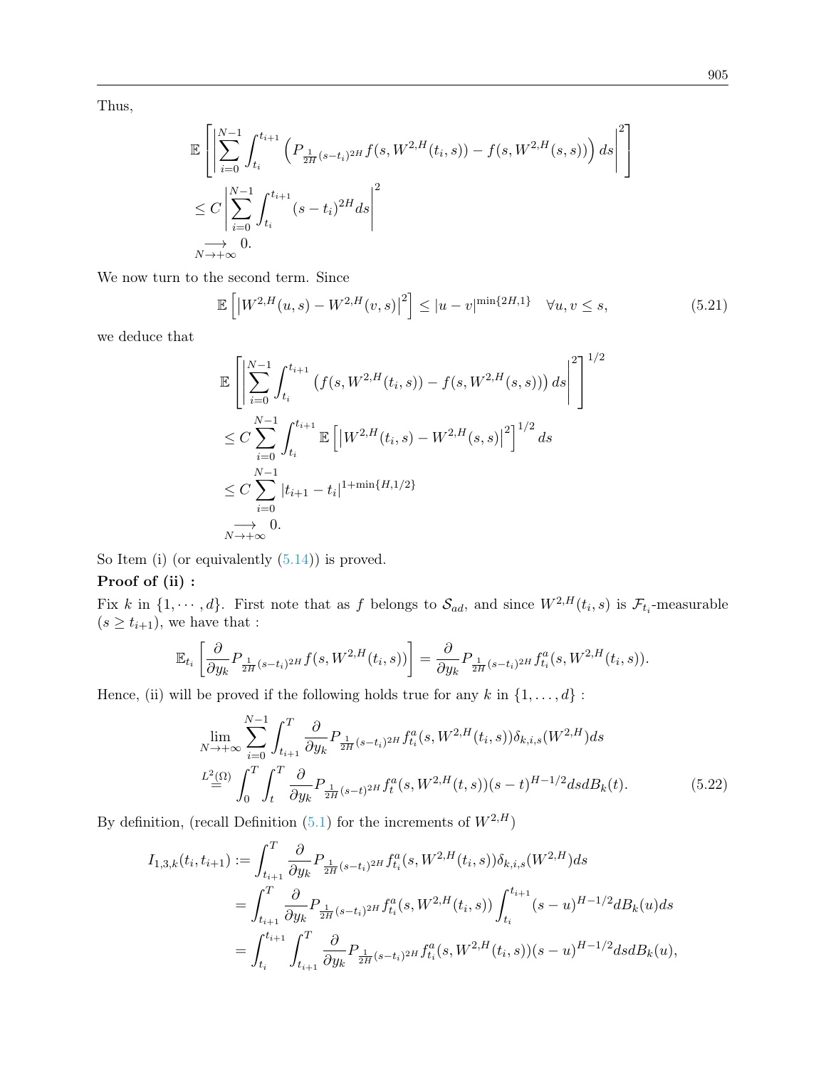Thus,

$$
\begin{aligned}
&\mathbb{E}\left[\left|\sum_{i=0}^{N-1}\int_{t_i}^{t_{i+1}}\left(P_{\frac{1}{2H}(s-t_i)^{2H}}f(s,W^{2,H}(t_i,s))-f(s,W^{2,H}(s,s))\right)ds\right|^2\right]\\
&\le C\left|\sum_{i=0}^{N-1}\int_{t_i}^{t_{i+1}}(s-t_i)^{2H}ds\right|^2\\
&\underset{N\to+\infty}{\longrightarrow} 0.
\end{aligned}
$$

We now turn to the second term. Since

$$
\mathbb{E}\left[\left|W^{2,H}(u,s)-W^{2,H}(v,s)\right|^2\right]\le |u-v|^{\min\{2H,1\}}\quad \forall u,v\le s, \tag{5.21}
$$

we deduce that

$$
\begin{aligned}
&\mathbb{E}\left[\left|\sum_{i=0}^{N-1}\int_{t_i}^{t_{i+1}}\left(f(s,W^{2,H}(t_i,s))-f(s,W^{2,H}(s,s))\right)ds\right|^2\right]^{1/2}\\
&\le C\sum_{i=0}^{N-1}\int_{t_i}^{t_{i+1}}\mathbb{E}\left[\left|W^{2,H}(t_i,s)-W^{2,H}(s,s)\right|^2\right]^{1/2}ds\\
&\le C\sum_{i=0}^{N-1}|t_{i+1}-t_i|^{1+\min\{H,1/2\}}\\
&\underset{N\to+\infty}{\longrightarrow} 0.
\end{aligned}
$$

So Item (i) (or equivalently (5.14)) is proved.

**Proof of (ii) :**

Fix $k$ in $\{1,\cdots,d\}$. First note that as $f$ belongs to $\mathcal{S}_{ad}$, and since $W^{2,H}(t_i,s)$ is $\mathcal{F}_{t_i}$-measurable ($s\ge t_{i+1}$), we have that :

$$
\mathbb{E}_{t_i}\left[\frac{\partial}{\partial y_k}P_{\frac{1}{2H}(s-t_i)^{2H}}f(s,W^{2,H}(t_i,s))\right]=\frac{\partial}{\partial y_k}P_{\frac{1}{2H}(s-t_i)^{2H}}f^a_{t_i}(s,W^{2,H}(t_i,s)).
$$

Hence, (ii) will be proved if the following holds true for any $k$ in $\{1,\ldots,d\}$ :

$$
\begin{aligned}
&\lim_{N\to+\infty}\sum_{i=0}^{N-1}\int_{t_{i+1}}^{T}\frac{\partial}{\partial y_k}P_{\frac{1}{2H}(s-t_i)^{2H}}f^a_{t_i}(s,W^{2,H}(t_i,s))\delta_{k,i,s}(W^{2,H})ds\\
&\overset{L^2(\Omega)}{=}\int_0^T\int_t^T\frac{\partial}{\partial y_k}P_{\frac{1}{2H}(s-t)^{2H}}f^a_t(s,W^{2,H}(t,s))(s-t)^{H-1/2}ds dB_k(t).
\end{aligned} \tag{5.22}
$$

By definition, (recall Definition (5.1) for the increments of $W^{2,H}$)

$$
\begin{aligned}
I_{1,3,k}(t_i,t_{i+1}) &:= \int_{t_{i+1}}^{T}\frac{\partial}{\partial y_k}P_{\frac{1}{2H}(s-t_i)^{2H}}f^a_{t_i}(s,W^{2,H}(t_i,s))\delta_{k,i,s}(W^{2,H})ds\\
&=\int_{t_{i+1}}^{T}\frac{\partial}{\partial y_k}P_{\frac{1}{2H}(s-t_i)^{2H}}f^a_{t_i}(s,W^{2,H}(t_i,s))\int_{t_i}^{t_{i+1}}(s-u)^{H-1/2}dB_k(u)ds\\
&=\int_{t_i}^{t_{i+1}}\int_{t_{i+1}}^{T}\frac{\partial}{\partial y_k}P_{\frac{1}{2H}(s-t_i)^{2H}}f^a_{t_i}(s,W^{2,H}(t_i,s))(s-u)^{H-1/2}ds dB_k(u),
\end{aligned}
$$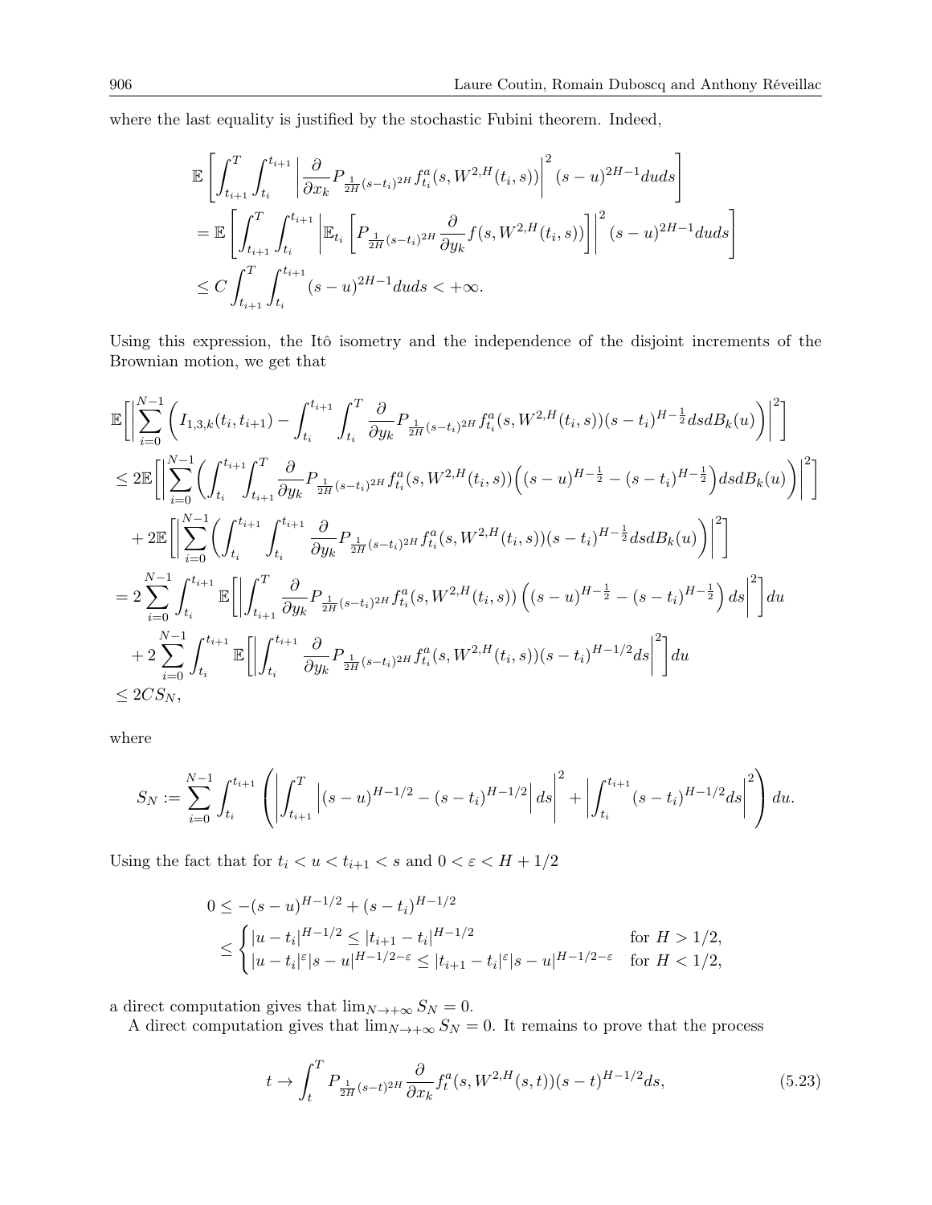where the last equality is justified by the stochastic Fubini theorem. Indeed,

$$\begin{aligned}
&\mathbb{E}\left[\int_{t_{i+1}}^{T}\int_{t_i}^{t_{i+1}}\left|\frac{\partial}{\partial x_k}P_{\frac{1}{2H}(s-t_i)^{2H}}f_{t_i}^a(s,W^{2,H}(t_i,s))\right|^2(s-u)^{2H-1}duds\right]\\
&=\mathbb{E}\left[\int_{t_{i+1}}^{T}\int_{t_i}^{t_{i+1}}\left|\mathbb{E}_{t_i}\left[P_{\frac{1}{2H}(s-t_i)^{2H}}\frac{\partial}{\partial y_k}f(s,W^{2,H}(t_i,s))\right]\right|^2(s-u)^{2H-1}duds\right]\\
&\leq C\int_{t_{i+1}}^{T}\int_{t_i}^{t_{i+1}}(s-u)^{2H-1}duds<+\infty.
\end{aligned}$$

Using this expression, the Itô isometry and the independence of the disjoint increments of the Brownian motion, we get that

$$\begin{aligned}
&\mathbb{E}\Big[\Big|\sum_{i=0}^{N-1}\Big(I_{1,3,k}(t_i,t_{i+1})-\int_{t_i}^{t_{i+1}}\int_{t_i}^{T}\frac{\partial}{\partial y_k}P_{\frac{1}{2H}(s-t_i)^{2H}}f_{t_i}^a(s,W^{2,H}(t_i,s))(s-t_i)^{H-\frac{1}{2}}dsdB_k(u)\Big)\Big|^2\Big]\\
&\leq 2\mathbb{E}\Big[\Big|\sum_{i=0}^{N-1}\Big(\int_{t_i}^{t_{i+1}}\int_{t_{i+1}}^{T}\frac{\partial}{\partial y_k}P_{\frac{1}{2H}(s-t_i)^{2H}}f_{t_i}^a(s,W^{2,H}(t_i,s))\Big((s-u)^{H-\frac{1}{2}}-(s-t_i)^{H-\frac{1}{2}}\Big)dsdB_k(u)\Big)\Big|^2\Big]\\
&\quad+2\mathbb{E}\Big[\Big|\sum_{i=0}^{N-1}\Big(\int_{t_i}^{t_{i+1}}\int_{t_i}^{t_{i+1}}\frac{\partial}{\partial y_k}P_{\frac{1}{2H}(s-t_i)^{2H}}f_{t_i}^a(s,W^{2,H}(t_i,s))(s-t_i)^{H-\frac{1}{2}}dsdB_k(u)\Big)\Big|^2\Big]\\
&=2\sum_{i=0}^{N-1}\int_{t_i}^{t_{i+1}}\mathbb{E}\Big[\Big|\int_{t_{i+1}}^{T}\frac{\partial}{\partial y_k}P_{\frac{1}{2H}(s-t_i)^{2H}}f_{t_i}^a(s,W^{2,H}(t_i,s))\left((s-u)^{H-\frac{1}{2}}-(s-t_i)^{H-\frac{1}{2}}\right)ds\Big|^2\Big]du\\
&\quad+2\sum_{i=0}^{N-1}\int_{t_i}^{t_{i+1}}\mathbb{E}\Big[\Big|\int_{t_i}^{t_{i+1}}\frac{\partial}{\partial y_k}P_{\frac{1}{2H}(s-t_i)^{2H}}f_{t_i}^a(s,W^{2,H}(t_i,s))(s-t_i)^{H-1/2}ds\Big|^2\Big]du\\
&\leq 2CS_N,
\end{aligned}$$

where

$$S_N:=\sum_{i=0}^{N-1}\int_{t_i}^{t_{i+1}}\left(\left|\int_{t_{i+1}}^{T}\left|(s-u)^{H-1/2}-(s-t_i)^{H-1/2}\right|ds\right|^2+\left|\int_{t_i}^{t_{i+1}}(s-t_i)^{H-1/2}ds\right|^2\right)du.$$

Using the fact that for $t_i<u<t_{i+1}<s$ and $0<\varepsilon<H+1/2$

$$\begin{aligned}
0&\leq-(s-u)^{H-1/2}+(s-t_i)^{H-1/2}\\
&\leq\begin{cases}|u-t_i|^{H-1/2}\leq|t_{i+1}-t_i|^{H-1/2} & \text{for } H>1/2,\\ |u-t_i|^{\varepsilon}|s-u|^{H-1/2-\varepsilon}\leq|t_{i+1}-t_i|^{\varepsilon}|s-u|^{H-1/2-\varepsilon} & \text{for } H<1/2,\end{cases}
\end{aligned}$$

a direct computation gives that $\lim_{N\to+\infty}S_N=0$.

A direct computation gives that $\lim_{N\to+\infty}S_N=0$. It remains to prove that the process

$$t\to\int_t^T P_{\frac{1}{2H}(s-t)^{2H}}\frac{\partial}{\partial x_k}f_t^a(s,W^{2,H}(s,t))(s-t)^{H-1/2}ds, \tag{5.23}$$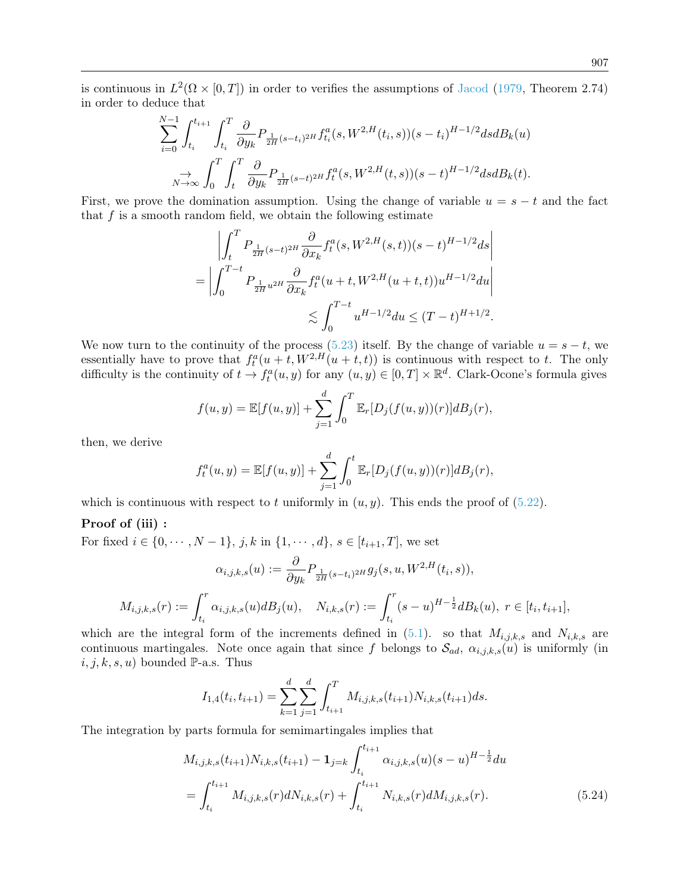is continuous in $L^2(\Omega \times [0,T])$ in order to verifies the assumptions of Jacod (1979, Theorem 2.74) in order to deduce that

$$\sum_{i=0}^{N-1} \int_{t_i}^{t_{i+1}} \int_{t_i}^{T} \frac{\partial}{\partial y_k} P_{\frac{1}{2H}(s-t_i)^{2H}} f^a_{t_i}(s, W^{2,H}(t_i, s))(s-t_i)^{H-1/2} ds dB_k(u)$$
$$\underset{N\to\infty}{\to} \int_0^T \int_t^T \frac{\partial}{\partial y_k} P_{\frac{1}{2H}(s-t)^{2H}} f^a_t(s, W^{2,H}(t,s))(s-t)^{H-1/2} ds dB_k(t).$$

First, we prove the domination assumption. Using the change of variable $u = s - t$ and the fact that $f$ is a smooth random field, we obtain the following estimate

$$\left| \int_t^T P_{\frac{1}{2H}(s-t)^{2H}} \frac{\partial}{\partial x_k} f^a_t(s, W^{2,H}(s,t))(s-t)^{H-1/2} ds \right|$$
$$= \left| \int_0^{T-t} P_{\frac{1}{2H}u^{2H}} \frac{\partial}{\partial x_k} f^a_t(u+t, W^{2,H}(u+t,t)) u^{H-1/2} du \right|$$
$$\lesssim \int_0^{T-t} u^{H-1/2} du \le (T-t)^{H+1/2}.$$

We now turn to the continuity of the process (5.23) itself. By the change of variable $u = s - t$, we essentially have to prove that $f^a_t(u+t, W^{2,H}(u+t,t))$ is continuous with respect to $t$. The only difficulty is the continuity of $t \to f^a_t(u,y)$ for any $(u,y) \in [0,T] \times \mathbb{R}^d$. Clark-Ocone's formula gives

$$f(u,y) = \mathbb{E}[f(u,y)] + \sum_{j=1}^d \int_0^T \mathbb{E}_r[D_j(f(u,y))(r)] dB_j(r),$$

then, we derive

$$f^a_t(u,y) = \mathbb{E}[f(u,y)] + \sum_{j=1}^d \int_0^t \mathbb{E}_r[D_j(f(u,y))(r)] dB_j(r),$$

which is continuous with respect to $t$ uniformly in $(u,y)$. This ends the proof of (5.22).

**Proof of (iii) :**

For fixed $i \in \{0, \cdots, N-1\}$, $j,k$ in $\{1, \cdots, d\}$, $s \in [t_{i+1}, T]$, we set

$$\alpha_{i,j,k,s}(u) := \frac{\partial}{\partial y_k} P_{\frac{1}{2H}(s-t_i)^{2H}} g_j(s, u, W^{2,H}(t_i, s)),$$

$$M_{i,j,k,s}(r) := \int_{t_i}^r \alpha_{i,j,k,s}(u) dB_j(u), \quad N_{i,k,s}(r) := \int_{t_i}^r (s-u)^{H-\frac{1}{2}} dB_k(u),\ r \in [t_i, t_{i+1}],$$

which are the integral form of the increments defined in (5.1). so that $M_{i,j,k,s}$ and $N_{i,k,s}$ are continuous martingales. Note once again that since $f$ belongs to $\mathcal{S}_{ad}$, $\alpha_{i,j,k,s}(u)$ is uniformly (in $i,j,k,s,u$) bounded $\mathbb{P}$-a.s. Thus

$$I_{1,4}(t_i, t_{i+1}) = \sum_{k=1}^d \sum_{j=1}^d \int_{t_{i+1}}^T M_{i,j,k,s}(t_{i+1}) N_{i,k,s}(t_{i+1}) ds.$$

The integration by parts formula for semimartingales implies that

$$M_{i,j,k,s}(t_{i+1}) N_{i,k,s}(t_{i+1}) - \mathbf{1}_{j=k} \int_{t_i}^{t_{i+1}} \alpha_{i,j,k,s}(u)(s-u)^{H-\frac{1}{2}} du$$
$$= \int_{t_i}^{t_{i+1}} M_{i,j,k,s}(r) dN_{i,k,s}(r) + \int_{t_i}^{t_{i+1}} N_{i,k,s}(r) dM_{i,j,k,s}(r). \tag{5.24}$$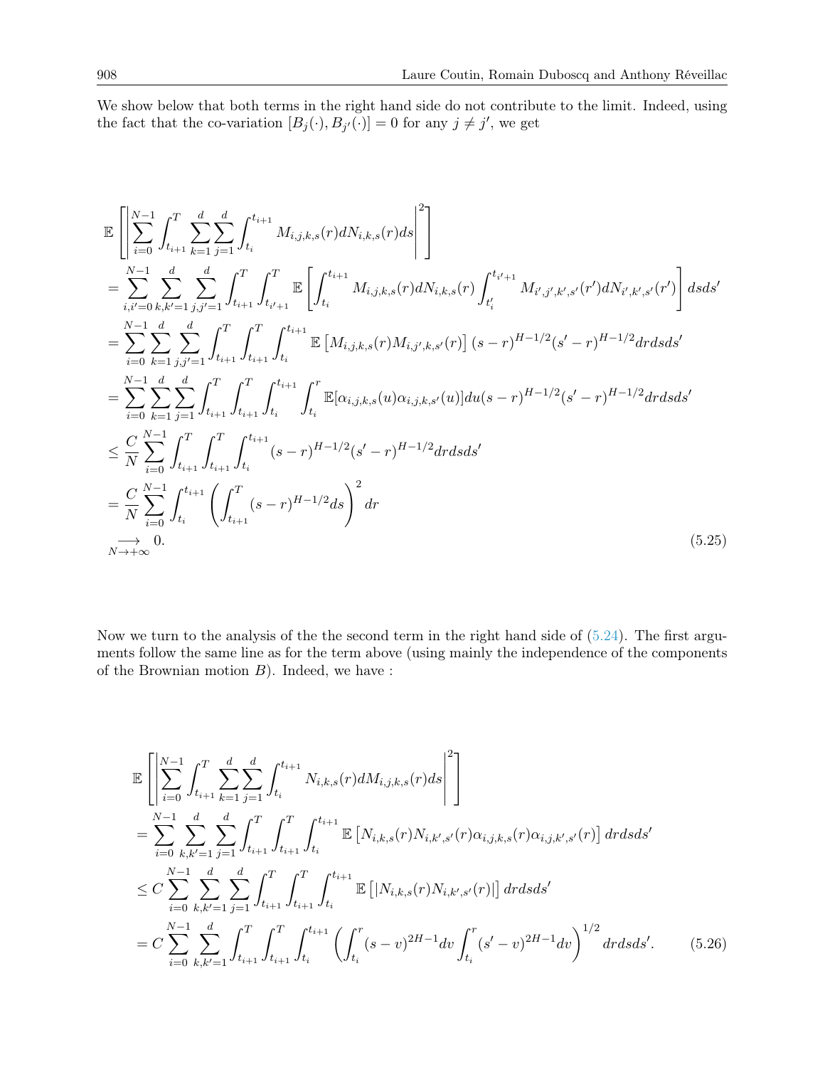We show below that both terms in the right hand side do not contribute to the limit. Indeed, using the fact that the co-variation $[B_j(\cdot), B_{j'}(\cdot)] = 0$ for any $j \neq j'$, we get

$$
\begin{aligned}
&\mathbb{E}\left[\left|\sum_{i=0}^{N-1} \int_{t_{i+1}}^{T} \sum_{k=1}^{d} \sum_{j=1}^{d} \int_{t_i}^{t_{i+1}} M_{i,j,k,s}(r) dN_{i,k,s}(r) ds\right|^2\right] \\
&= \sum_{i,i'=0}^{N-1} \sum_{k,k'=1}^{d} \sum_{j,j'=1}^{d} \int_{t_{i+1}}^{T} \int_{t_{i'+1}}^{T} \mathbb{E}\left[\int_{t_i}^{t_{i+1}} M_{i,j,k,s}(r) dN_{i,k,s}(r) \int_{t_i'}^{t_{i'+1}} M_{i',j',k',s'}(r') dN_{i',k',s'}(r')\right] ds ds' \\
&= \sum_{i=0}^{N-1} \sum_{k=1}^{d} \sum_{j,j'=1}^{d} \int_{t_{i+1}}^{T} \int_{t_{i+1}}^{T} \int_{t_i}^{t_{i+1}} \mathbb{E}\left[M_{i,j,k,s}(r) M_{i,j',k,s'}(r)\right] (s-r)^{H-1/2} (s'-r)^{H-1/2} dr ds ds' \\
&= \sum_{i=0}^{N-1} \sum_{k=1}^{d} \sum_{j=1}^{d} \int_{t_{i+1}}^{T} \int_{t_{i+1}}^{T} \int_{t_i}^{t_{i+1}} \int_{t_i}^{r} \mathbb{E}[\alpha_{i,j,k,s}(u) \alpha_{i,j,k,s'}(u)] du (s-r)^{H-1/2} (s'-r)^{H-1/2} dr ds ds' \\
&\leq \frac{C}{N} \sum_{i=0}^{N-1} \int_{t_{i+1}}^{T} \int_{t_{i+1}}^{T} \int_{t_i}^{t_{i+1}} (s-r)^{H-1/2} (s'-r)^{H-1/2} dr ds ds' \\
&= \frac{C}{N} \sum_{i=0}^{N-1} \int_{t_i}^{t_{i+1}} \left(\int_{t_{i+1}}^{T} (s-r)^{H-1/2} ds\right)^2 dr \\
&\underset{N \to +\infty}{\longrightarrow} 0. 
\end{aligned} \tag{5.25}
$$

Now we turn to the analysis of the the second term in the right hand side of (5.24). The first arguments follow the same line as for the term above (using mainly the independence of the components of the Brownian motion $B$). Indeed, we have :

$$
\begin{aligned}
&\mathbb{E}\left[\left|\sum_{i=0}^{N-1} \int_{t_{i+1}}^{T} \sum_{k=1}^{d} \sum_{j=1}^{d} \int_{t_i}^{t_{i+1}} N_{i,k,s}(r) dM_{i,j,k,s}(r) ds\right|^2\right] \\
&= \sum_{i=0}^{N-1} \sum_{k,k'=1}^{d} \sum_{j=1}^{d} \int_{t_{i+1}}^{T} \int_{t_{i+1}}^{T} \int_{t_i}^{t_{i+1}} \mathbb{E}\left[N_{i,k,s}(r) N_{i,k',s'}(r) \alpha_{i,j,k,s}(r) \alpha_{i,j,k',s'}(r)\right] dr ds ds' \\
&\leq C \sum_{i=0}^{N-1} \sum_{k,k'=1}^{d} \sum_{j=1}^{d} \int_{t_{i+1}}^{T} \int_{t_{i+1}}^{T} \int_{t_i}^{t_{i+1}} \mathbb{E}\left[|N_{i,k,s}(r) N_{i,k',s'}(r)|\right] dr ds ds' \\
&= C \sum_{i=0}^{N-1} \sum_{k,k'=1}^{d} \int_{t_{i+1}}^{T} \int_{t_{i+1}}^{T} \int_{t_i}^{t_{i+1}} \left(\int_{t_i}^{r} (s-v)^{2H-1} dv \int_{t_i}^{r} (s'-v)^{2H-1} dv\right)^{1/2} dr ds ds'.
\end{aligned} \tag{5.26}
$$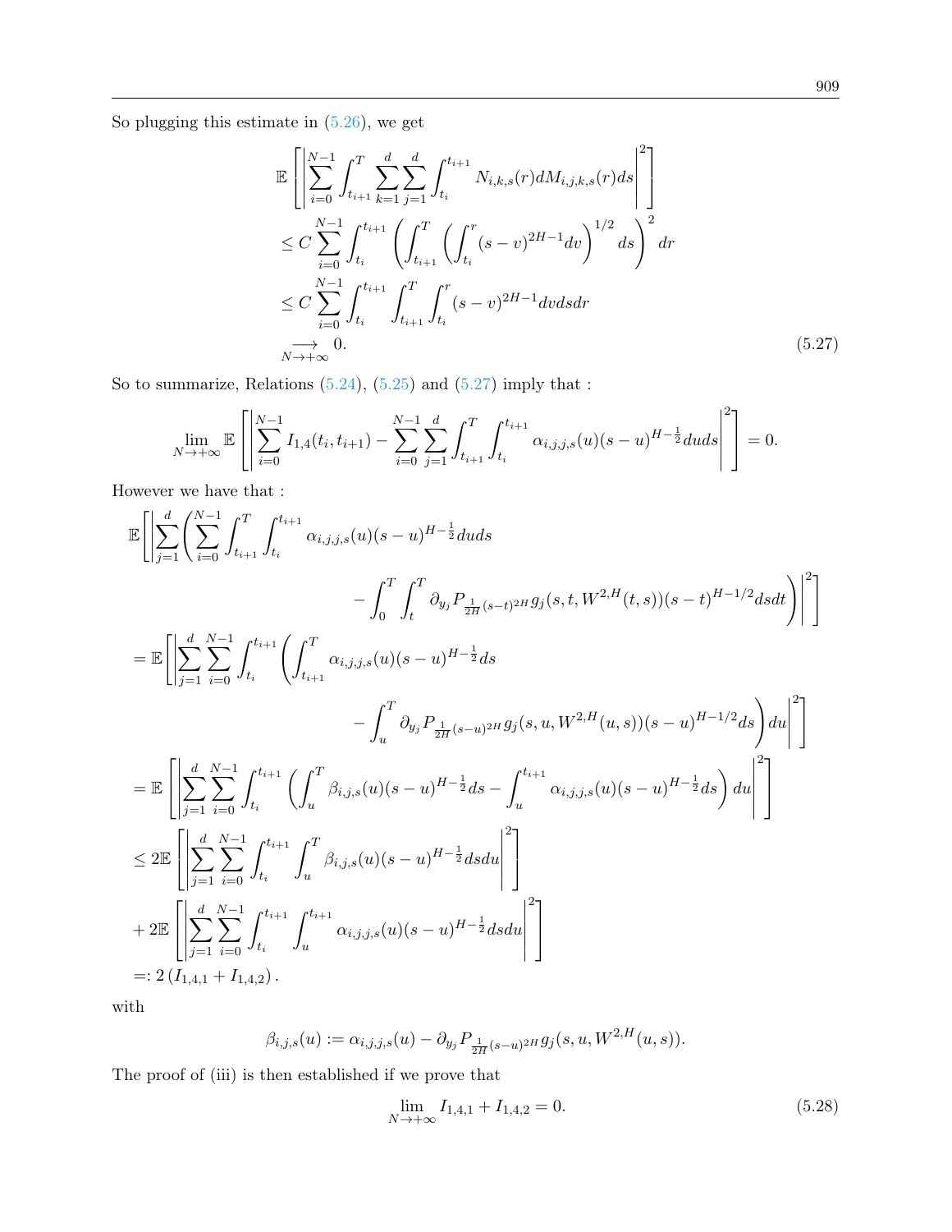So plugging this estimate in (5.26), we get

$$
\begin{aligned}
&\mathbb{E}\left[\left|\sum_{i=0}^{N-1}\int_{t_{i+1}}^{T}\sum_{k=1}^{d}\sum_{j=1}^{d}\int_{t_i}^{t_{i+1}} N_{i,k,s}(r)dM_{i,j,k,s}(r)ds\right|^2\right] \\
&\leq C\sum_{i=0}^{N-1}\int_{t_i}^{t_{i+1}}\left(\int_{t_{i+1}}^{T}\left(\int_{t_i}^{r}(s-v)^{2H-1}dv\right)^{1/2}ds\right)^2 dr \\
&\leq C\sum_{i=0}^{N-1}\int_{t_i}^{t_{i+1}}\int_{t_{i+1}}^{T}\int_{t_i}^{r}(s-v)^{2H-1}dvdsdr \\
&\underset{N\to+\infty}{\longrightarrow} 0.
\end{aligned} \tag{5.27}
$$

So to summarize, Relations (5.24), (5.25) and (5.27) imply that :

$$
\lim_{N\to+\infty}\mathbb{E}\left[\left|\sum_{i=0}^{N-1}I_{1,4}(t_i,t_{i+1})-\sum_{i=0}^{N-1}\sum_{j=1}^{d}\int_{t_{i+1}}^{T}\int_{t_i}^{t_{i+1}}\alpha_{i,j,j,s}(u)(s-u)^{H-\frac{1}{2}}duds\right|^2\right]=0.
$$

However we have that :

$$
\begin{aligned}
&\mathbb{E}\left[\left|\sum_{j=1}^{d}\left(\sum_{i=0}^{N-1}\int_{t_{i+1}}^{T}\int_{t_i}^{t_{i+1}}\alpha_{i,j,j,s}(u)(s-u)^{H-\frac{1}{2}}duds\right.\right.\right.\\
&\qquad\qquad\left.\left.\left.-\int_0^T\int_t^T\partial_{y_j}P_{\frac{1}{2H}(s-t)^{2H}}g_j(s,t,W^{2,H}(t,s))(s-t)^{H-1/2}dsdt\right)\right|^2\right]\\
&=\mathbb{E}\left[\left|\sum_{j=1}^{d}\sum_{i=0}^{N-1}\int_{t_i}^{t_{i+1}}\left(\int_{t_{i+1}}^{T}\alpha_{i,j,j,s}(u)(s-u)^{H-\frac{1}{2}}ds\right.\right.\right.\\
&\qquad\qquad\left.\left.\left.-\int_u^T\partial_{y_j}P_{\frac{1}{2H}(s-u)^{2H}}g_j(s,u,W^{2,H}(u,s))(s-u)^{H-1/2}ds\right)du\right|^2\right]\\
&=\mathbb{E}\left[\left|\sum_{j=1}^{d}\sum_{i=0}^{N-1}\int_{t_i}^{t_{i+1}}\left(\int_u^T\beta_{i,j,s}(u)(s-u)^{H-\frac{1}{2}}ds-\int_u^{t_{i+1}}\alpha_{i,j,j,s}(u)(s-u)^{H-\frac{1}{2}}ds\right)du\right|^2\right]\\
&\leq 2\mathbb{E}\left[\left|\sum_{j=1}^{d}\sum_{i=0}^{N-1}\int_{t_i}^{t_{i+1}}\int_u^T\beta_{i,j,s}(u)(s-u)^{H-\frac{1}{2}}dsdu\right|^2\right]\\
&+2\mathbb{E}\left[\left|\sum_{j=1}^{d}\sum_{i=0}^{N-1}\int_{t_i}^{t_{i+1}}\int_u^{t_{i+1}}\alpha_{i,j,j,s}(u)(s-u)^{H-\frac{1}{2}}dsdu\right|^2\right]\\
&=:2\left(I_{1,4,1}+I_{1,4,2}\right).
\end{aligned}
$$

with

$$
\beta_{i,j,s}(u):=\alpha_{i,j,j,s}(u)-\partial_{y_j}P_{\frac{1}{2H}(s-u)^{2H}}g_j(s,u,W^{2,H}(u,s)).
$$

The proof of (iii) is then established if we prove that

$$
\lim_{N\to+\infty}I_{1,4,1}+I_{1,4,2}=0. \tag{5.28}
$$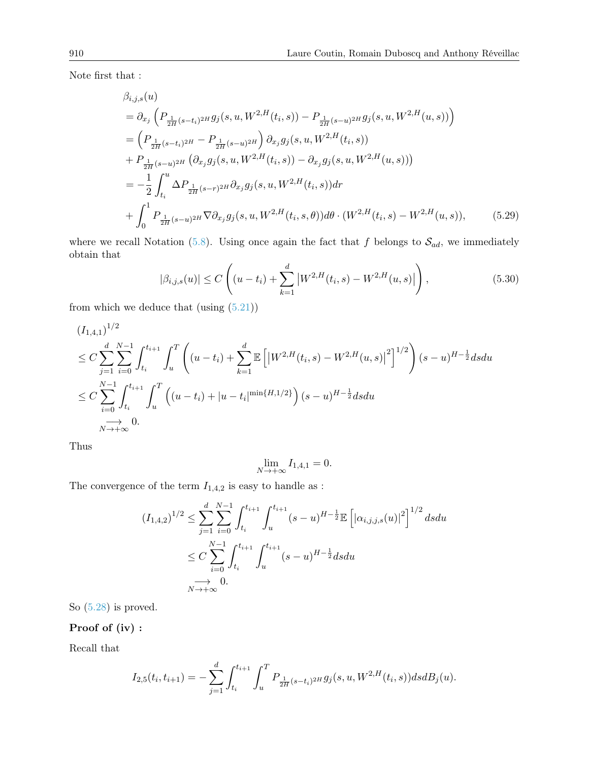Note first that :

$$
\begin{aligned}
&\beta_{i,j,s}(u) \\
&= \partial_{x_j}\left(P_{\frac{1}{2H}(s-t_i)^{2H}} g_j(s,u,W^{2,H}(t_i,s)) - P_{\frac{1}{2H}(s-u)^{2H}} g_j(s,u,W^{2,H}(u,s))\right) \\
&= \left(P_{\frac{1}{2H}(s-t_i)^{2H}} - P_{\frac{1}{2H}(s-u)^{2H}}\right)\partial_{x_j} g_j(s,u,W^{2,H}(t_i,s)) \\
&+ P_{\frac{1}{2H}(s-u)^{2H}}\left(\partial_{x_j} g_j(s,u,W^{2,H}(t_i,s)) - \partial_{x_j} g_j(s,u,W^{2,H}(u,s))\right) \\
&= -\frac{1}{2}\int_{t_i}^{u} \Delta P_{\frac{1}{2H}(s-r)^{2H}} \partial_{x_j} g_j(s,u,W^{2,H}(t_i,s)) dr \\
&+ \int_0^1 P_{\frac{1}{2H}(s-u)^{2H}} \nabla \partial_{x_j} g_j(s,u,W^{2,H}(t_i,s,\theta)) d\theta \cdot (W^{2,H}(t_i,s) - W^{2,H}(u,s)), \qquad (5.29)
\end{aligned}
$$

where we recall Notation (5.8). Using once again the fact that $f$ belongs to $\mathcal{S}_{ad}$, we immediately obtain that

$$
|\beta_{i,j,s}(u)| \leq C\left((u-t_i) + \sum_{k=1}^{d} \left|W^{2,H}(t_i,s) - W^{2,H}(u,s)\right|\right), \qquad (5.30)
$$

from which we deduce that (using (5.21))

$$
\begin{aligned}
&(I_{1,4,1})^{1/2} \\
&\leq C\sum_{j=1}^{d}\sum_{i=0}^{N-1}\int_{t_i}^{t_{i+1}}\int_u^T \left((u-t_i) + \sum_{k=1}^{d}\mathbb{E}\left[\left|W^{2,H}(t_i,s) - W^{2,H}(u,s)\right|^2\right]^{1/2}\right)(s-u)^{H-\frac{1}{2}} ds du \\
&\leq C\sum_{i=0}^{N-1}\int_{t_i}^{t_{i+1}}\int_u^T \left((u-t_i) + |u-t_i|^{\min\{H,1/2\}}\right)(s-u)^{H-\frac{1}{2}} ds du \\
&\underset{N\to+\infty}{\longrightarrow} 0.
\end{aligned}
$$

Thus

$$
\lim_{N\to+\infty} I_{1,4,1} = 0.
$$

The convergence of the term $I_{1,4,2}$ is easy to handle as :

$$
\begin{aligned}
(I_{1,4,2})^{1/2} &\leq \sum_{j=1}^{d}\sum_{i=0}^{N-1}\int_{t_i}^{t_{i+1}}\int_u^{t_{i+1}} (s-u)^{H-\frac{1}{2}}\mathbb{E}\left[|\alpha_{i,j,j,s}(u)|^2\right]^{1/2} ds du \\
&\leq C\sum_{i=0}^{N-1}\int_{t_i}^{t_{i+1}}\int_u^{t_{i+1}} (s-u)^{H-\frac{1}{2}} ds du \\
&\underset{N\to+\infty}{\longrightarrow} 0.
\end{aligned}
$$

So (5.28) is proved.

**Proof of (iv) :**

Recall that

$$
I_{2,5}(t_i,t_{i+1}) = -\sum_{j=1}^{d}\int_{t_i}^{t_{i+1}}\int_u^T P_{\frac{1}{2H}(s-t_i)^{2H}} g_j(s,u,W^{2,H}(t_i,s)) ds dB_j(u).
$$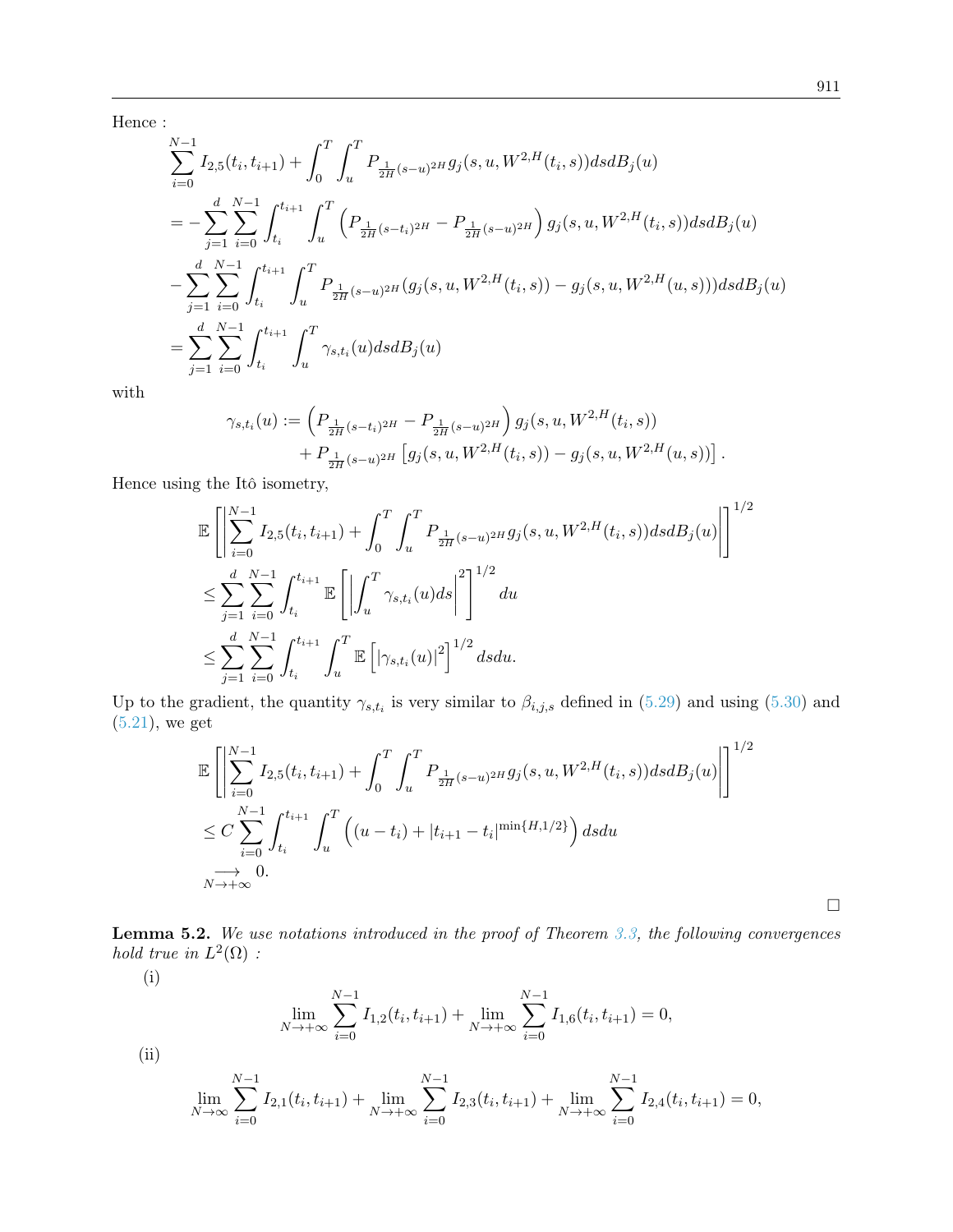Hence :

$$\sum_{i=0}^{N-1} I_{2,5}(t_i,t_{i+1}) + \int_0^T \int_u^T P_{\frac{1}{2H}(s-u)^{2H}} g_j(s,u,W^{2,H}(t_i,s)) ds dB_j(u)$$

$$= -\sum_{j=1}^{d}\sum_{i=0}^{N-1} \int_{t_i}^{t_{i+1}} \int_u^T \left( P_{\frac{1}{2H}(s-t_i)^{2H}} - P_{\frac{1}{2H}(s-u)^{2H}} \right) g_j(s,u,W^{2,H}(t_i,s)) ds dB_j(u)$$

$$-\sum_{j=1}^{d}\sum_{i=0}^{N-1} \int_{t_i}^{t_{i+1}} \int_u^T P_{\frac{1}{2H}(s-u)^{2H}} (g_j(s,u,W^{2,H}(t_i,s)) - g_j(s,u,W^{2,H}(u,s))) ds dB_j(u)$$

$$= \sum_{j=1}^{d}\sum_{i=0}^{N-1} \int_{t_i}^{t_{i+1}} \int_u^T \gamma_{s,t_i}(u) ds dB_j(u)$$

with

$$\gamma_{s,t_i}(u) := \left( P_{\frac{1}{2H}(s-t_i)^{2H}} - P_{\frac{1}{2H}(s-u)^{2H}} \right) g_j(s,u,W^{2,H}(t_i,s)) + P_{\frac{1}{2H}(s-u)^{2H}} \left[ g_j(s,u,W^{2,H}(t_i,s)) - g_j(s,u,W^{2,H}(u,s)) \right].$$

Hence using the Itô isometry,

$$\mathbb{E}\left[ \left| \sum_{i=0}^{N-1} I_{2,5}(t_i,t_{i+1}) + \int_0^T \int_u^T P_{\frac{1}{2H}(s-u)^{2H}} g_j(s,u,W^{2,H}(t_i,s)) ds dB_j(u) \right| \right]^{1/2}$$

$$\leq \sum_{j=1}^{d}\sum_{i=0}^{N-1} \int_{t_i}^{t_{i+1}} \mathbb{E}\left[ \left| \int_u^T \gamma_{s,t_i}(u) ds \right|^2 \right]^{1/2} du$$

$$\leq \sum_{j=1}^{d}\sum_{i=0}^{N-1} \int_{t_i}^{t_{i+1}} \int_u^T \mathbb{E}\left[ |\gamma_{s,t_i}(u)|^2 \right]^{1/2} ds du.$$

Up to the gradient, the quantity $\gamma_{s,t_i}$ is very similar to $\beta_{i,j,s}$ defined in (5.29) and using (5.30) and (5.21), we get

$$\mathbb{E}\left[ \left| \sum_{i=0}^{N-1} I_{2,5}(t_i,t_{i+1}) + \int_0^T \int_u^T P_{\frac{1}{2H}(s-u)^{2H}} g_j(s,u,W^{2,H}(t_i,s)) ds dB_j(u) \right| \right]^{1/2}$$

$$\leq C \sum_{i=0}^{N-1} \int_{t_i}^{t_{i+1}} \int_u^T \left( (u-t_i) + |t_{i+1}-t_i|^{\min\{H,1/2\}} \right) ds du$$

$$\underset{N\to+\infty}{\longrightarrow} 0.$$

□

**Lemma 5.2.** *We use notations introduced in the proof of Theorem 3.3, the following convergences hold true in $L^2(\Omega)$ :*

(i)

$$\lim_{N\to+\infty} \sum_{i=0}^{N-1} I_{1,2}(t_i,t_{i+1}) + \lim_{N\to+\infty} \sum_{i=0}^{N-1} I_{1,6}(t_i,t_{i+1}) = 0,$$

(ii)

$$\lim_{N\to\infty} \sum_{i=0}^{N-1} I_{2,1}(t_i,t_{i+1}) + \lim_{N\to+\infty} \sum_{i=0}^{N-1} I_{2,3}(t_i,t_{i+1}) + \lim_{N\to+\infty} \sum_{i=0}^{N-1} I_{2,4}(t_i,t_{i+1}) = 0,$$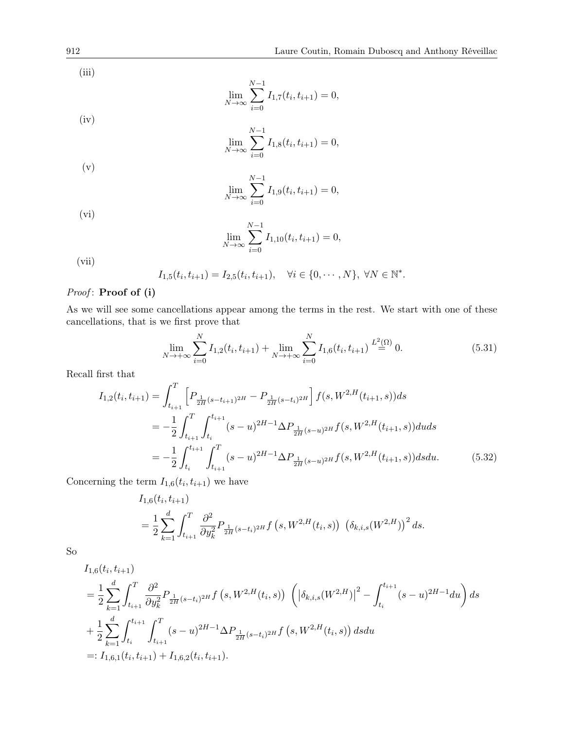(iii)

$$\lim_{N\to\infty} \sum_{i=0}^{N-1} I_{1,7}(t_i, t_{i+1}) = 0,$$

(iv)

$$\lim_{N\to\infty} \sum_{i=0}^{N-1} I_{1,8}(t_i, t_{i+1}) = 0,$$

(v)

$$\lim_{N\to\infty} \sum_{i=0}^{N-1} I_{1,9}(t_i, t_{i+1}) = 0,$$

(vi)

$$\lim_{N\to\infty} \sum_{i=0}^{N-1} I_{1,10}(t_i, t_{i+1}) = 0,$$

(vii)

$$I_{1,5}(t_i, t_{i+1}) = I_{2,5}(t_i, t_{i+1}), \quad \forall i \in \{0, \cdots, N\}, \ \forall N \in \mathbb{N}^*.$$

*Proof*: **Proof of (i)**

As we will see some cancellations appear among the terms in the rest. We start with one of these cancellations, that is we first prove that

$$\lim_{N\to+\infty} \sum_{i=0}^{N} I_{1,2}(t_i, t_{i+1}) + \lim_{N\to+\infty} \sum_{i=0}^{N} I_{1,6}(t_i, t_{i+1}) \overset{L^2(\Omega)}{=} 0. \tag{5.31}$$

Recall first that

$$\begin{aligned}
I_{1,2}(t_i, t_{i+1}) &= \int_{t_{i+1}}^{T} \left[ P_{\frac{1}{2H}(s-t_{i+1})^{2H}} - P_{\frac{1}{2H}(s-t_i)^{2H}} \right] f(s, W^{2,H}(t_{i+1}, s)) ds \\
&= -\frac{1}{2} \int_{t_{i+1}}^{T} \int_{t_i}^{t_{i+1}} (s-u)^{2H-1} \Delta P_{\frac{1}{2H}(s-u)^{2H}} f(s, W^{2,H}(t_{i+1}, s)) du ds \\
&= -\frac{1}{2} \int_{t_i}^{t_{i+1}} \int_{t_{i+1}}^{T} (s-u)^{2H-1} \Delta P_{\frac{1}{2H}(s-u)^{2H}} f(s, W^{2,H}(t_{i+1}, s)) ds du.
\end{aligned} \tag{5.32}$$

Concerning the term $I_{1,6}(t_i, t_{i+1})$ we have

$$\begin{aligned}
&I_{1,6}(t_i, t_{i+1}) \\
&= \frac{1}{2} \sum_{k=1}^{d} \int_{t_{i+1}}^{T} \frac{\partial^2}{\partial y_k^2} P_{\frac{1}{2H}(s-t_i)^{2H}} f\left(s, W^{2,H}(t_i, s)\right) \left(\delta_{k,i,s}(W^{2,H})\right)^2 ds.
\end{aligned}$$

So

$$\begin{aligned}
&I_{1,6}(t_i, t_{i+1}) \\
&= \frac{1}{2} \sum_{k=1}^{d} \int_{t_{i+1}}^{T} \frac{\partial^2}{\partial y_k^2} P_{\frac{1}{2H}(s-t_i)^{2H}} f\left(s, W^{2,H}(t_i, s)\right) \left( \left|\delta_{k,i,s}(W^{2,H})\right|^2 - \int_{t_i}^{t_{i+1}} (s-u)^{2H-1} du \right) ds \\
&+ \frac{1}{2} \sum_{k=1}^{d} \int_{t_i}^{t_{i+1}} \int_{t_{i+1}}^{T} (s-u)^{2H-1} \Delta P_{\frac{1}{2H}(s-t_i)^{2H}} f\left(s, W^{2,H}(t_i, s)\right) ds du \\
&=: I_{1,6,1}(t_i, t_{i+1}) + I_{1,6,2}(t_i, t_{i+1}).
\end{aligned}$$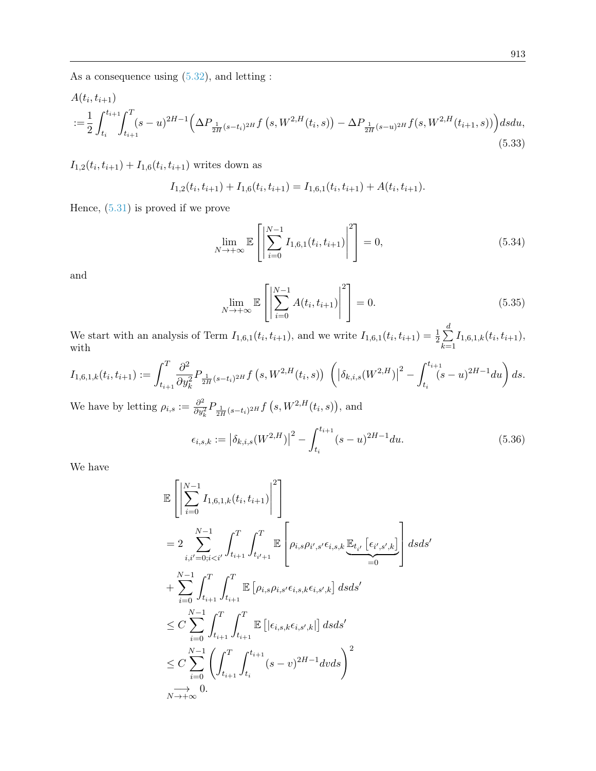As a consequence using (5.32), and letting :

$$
\begin{aligned}
&A(t_i,t_{i+1})\\
&:=\frac{1}{2}\int_{t_i}^{t_{i+1}}\!\!\int_{t_{i+1}}^{T}(s-u)^{2H-1}\Big(\Delta P_{\frac{1}{2H}(s-t_i)^{2H}}f\left(s,W^{2,H}(t_i,s)\right)-\Delta P_{\frac{1}{2H}(s-u)^{2H}}f(s,W^{2,H}(t_{i+1},s))\Big)dsdu,
\end{aligned}
\tag{5.33}
$$

$I_{1,2}(t_i,t_{i+1})+I_{1,6}(t_i,t_{i+1})$ writes down as

$$
I_{1,2}(t_i,t_{i+1})+I_{1,6}(t_i,t_{i+1})=I_{1,6,1}(t_i,t_{i+1})+A(t_i,t_{i+1}).
$$

Hence, (5.31) is proved if we prove

$$
\lim_{N\to+\infty}\mathbb{E}\left[\left|\sum_{i=0}^{N-1}I_{1,6,1}(t_i,t_{i+1})\right|^2\right]=0,
\tag{5.34}
$$

and

$$
\lim_{N\to+\infty}\mathbb{E}\left[\left|\sum_{i=0}^{N-1}A(t_i,t_{i+1})\right|^2\right]=0.
\tag{5.35}
$$

We start with an analysis of Term $I_{1,6,1}(t_i,t_{i+1})$, and we write $I_{1,6,1}(t_i,t_{i+1})=\frac{1}{2}\sum_{k=1}^{d}I_{1,6,1,k}(t_i,t_{i+1})$, with

$$
I_{1,6,1,k}(t_i,t_{i+1}):=\int_{t_{i+1}}^{T}\frac{\partial^2}{\partial y_k^2}P_{\frac{1}{2H}(s-t_i)^{2H}}f\left(s,W^{2,H}(t_i,s)\right)\ \left(\left|\delta_{k,i,s}(W^{2,H})\right|^2-\int_{t_i}^{t_{i+1}}(s-u)^{2H-1}du\right)ds.
$$

We have by letting $\rho_{i,s}:=\frac{\partial^2}{\partial y_k^2}P_{\frac{1}{2H}(s-t_i)^{2H}}f\left(s,W^{2,H}(t_i,s)\right)$, and

$$
\epsilon_{i,s,k}:=\left|\delta_{k,i,s}(W^{2,H})\right|^2-\int_{t_i}^{t_{i+1}}(s-u)^{2H-1}du.
\tag{5.36}
$$

We have

$$
\begin{aligned}
&\mathbb{E}\left[\left|\sum_{i=0}^{N-1}I_{1,6,1,k}(t_i,t_{i+1})\right|^2\right]\\
&=2\sum_{i,i'=0;i<i'}^{N-1}\int_{t_{i+1}}^{T}\int_{t_{i'+1}}^{T}\mathbb{E}\left[\rho_{i,s}\rho_{i',s'}\epsilon_{i,s,k}\underbrace{\mathbb{E}_{t_{i'}}\left[\epsilon_{i',s',k}\right]}_{=0}\right]dsds'\\
&+\sum_{i=0}^{N-1}\int_{t_{i+1}}^{T}\int_{t_{i+1}}^{T}\mathbb{E}\left[\rho_{i,s}\rho_{i,s'}\epsilon_{i,s,k}\epsilon_{i,s',k}\right]dsds'\\
&\leq C\sum_{i=0}^{N-1}\int_{t_{i+1}}^{T}\int_{t_{i+1}}^{T}\mathbb{E}\left[\left|\epsilon_{i,s,k}\epsilon_{i,s',k}\right|\right]dsds'\\
&\leq C\sum_{i=0}^{N-1}\left(\int_{t_{i+1}}^{T}\int_{t_i}^{t_{i+1}}(s-v)^{2H-1}dvds\right)^2\\
&\underset{N\to+\infty}{\longrightarrow}0.
\end{aligned}
$$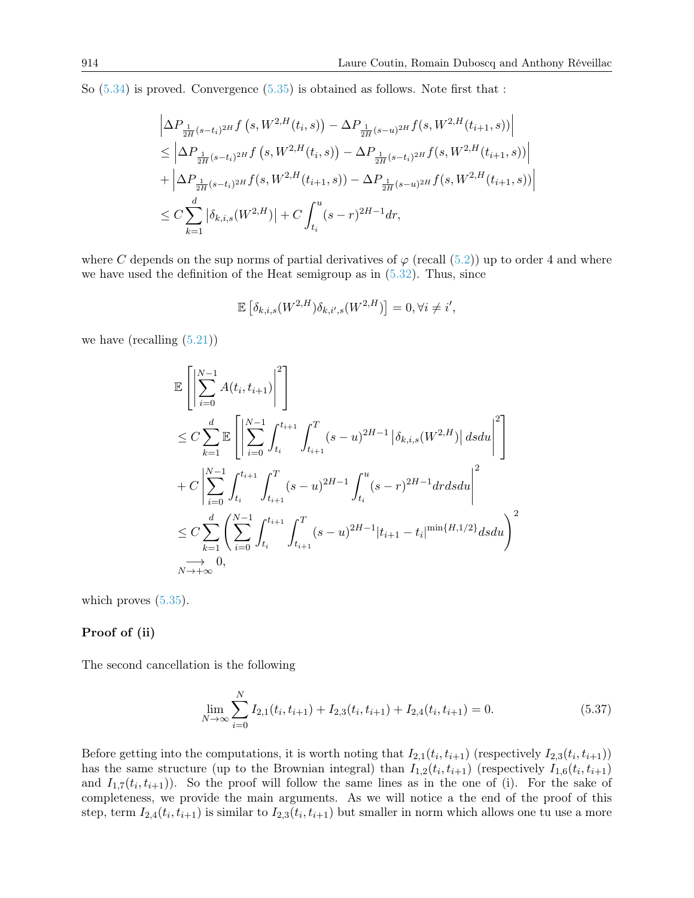So (5.34) is proved. Convergence (5.35) is obtained as follows. Note first that :

$$
\begin{aligned}
&\left|\Delta P_{\frac{1}{2H}(s-t_i)^{2H}} f\left(s, W^{2,H}(t_i,s)\right) - \Delta P_{\frac{1}{2H}(s-u)^{2H}} f(s, W^{2,H}(t_{i+1},s))\right| \\
&\leq \left|\Delta P_{\frac{1}{2H}(s-t_i)^{2H}} f\left(s, W^{2,H}(t_i,s)\right) - \Delta P_{\frac{1}{2H}(s-t_i)^{2H}} f(s, W^{2,H}(t_{i+1},s))\right| \\
&+ \left|\Delta P_{\frac{1}{2H}(s-t_i)^{2H}} f(s, W^{2,H}(t_{i+1},s)) - \Delta P_{\frac{1}{2H}(s-u)^{2H}} f(s, W^{2,H}(t_{i+1},s))\right| \\
&\leq C \sum_{k=1}^{d} \left|\delta_{k,i,s}(W^{2,H})\right| + C \int_{t_i}^{u} (s-r)^{2H-1} dr,
\end{aligned}
$$

where $C$ depends on the sup norms of partial derivatives of $\varphi$ (recall (5.2)) up to order 4 and where we have used the definition of the Heat semigroup as in (5.32). Thus, since

$$
\mathbb{E}\left[\delta_{k,i,s}(W^{2,H})\delta_{k,i',s}(W^{2,H})\right] = 0, \forall i \neq i',
$$

we have (recalling (5.21))

$$
\begin{aligned}
&\mathbb{E}\left[\left|\sum_{i=0}^{N-1} A(t_i,t_{i+1})\right|^2\right] \\
&\leq C \sum_{k=1}^{d} \mathbb{E}\left[\left|\sum_{i=0}^{N-1} \int_{t_i}^{t_{i+1}} \int_{t_{i+1}}^{T} (s-u)^{2H-1} \left|\delta_{k,i,s}(W^{2,H})\right| ds du\right|^2\right] \\
&+ C \left|\sum_{i=0}^{N-1} \int_{t_i}^{t_{i+1}} \int_{t_{i+1}}^{T} (s-u)^{2H-1} \int_{t_i}^{u} (s-r)^{2H-1} dr ds du\right|^2 \\
&\leq C \sum_{k=1}^{d} \left(\sum_{i=0}^{N-1} \int_{t_i}^{t_{i+1}} \int_{t_{i+1}}^{T} (s-u)^{2H-1} |t_{i+1}-t_i|^{\min\{H,1/2\}} ds du\right)^2 \\
&\underset{N\to+\infty}{\longrightarrow} 0,
\end{aligned}
$$

which proves (5.35).

**Proof of (ii)**

The second cancellation is the following

$$
\lim_{N\to\infty} \sum_{i=0}^{N} I_{2,1}(t_i,t_{i+1}) + I_{2,3}(t_i,t_{i+1}) + I_{2,4}(t_i,t_{i+1}) = 0. \tag{5.37}
$$

Before getting into the computations, it is worth noting that $I_{2,1}(t_i,t_{i+1})$ (respectively $I_{2,3}(t_i,t_{i+1})$) has the same structure (up to the Brownian integral) than $I_{1,2}(t_i,t_{i+1})$ (respectively $I_{1,6}(t_i,t_{i+1})$ and $I_{1,7}(t_i,t_{i+1})$). So the proof will follow the same lines as in the one of (i). For the sake of completeness, we provide the main arguments. As we will notice a the end of the proof of this step, term $I_{2,4}(t_i,t_{i+1})$ is similar to $I_{2,3}(t_i,t_{i+1})$ but smaller in norm which allows one tu use a more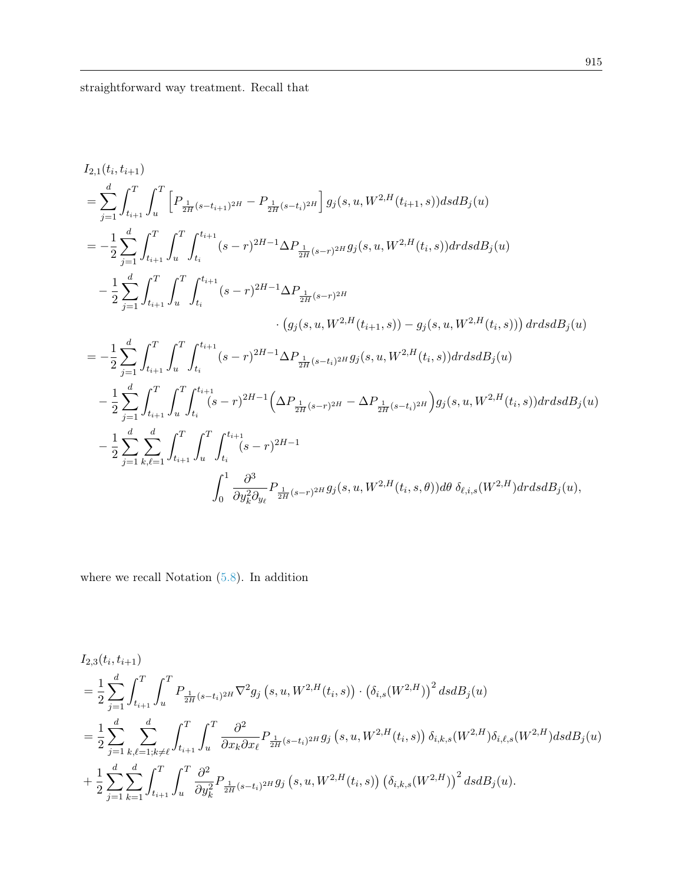straightforward way treatment. Recall that

$$
\begin{aligned}
&I_{2,1}(t_i, t_{i+1}) \\
&= \sum_{j=1}^d \int_{t_{i+1}}^T \int_u^T \left[ P_{\frac{1}{2H}(s-t_{i+1})^{2H}} - P_{\frac{1}{2H}(s-t_i)^{2H}} \right] g_j(s, u, W^{2,H}(t_{i+1}, s)) ds dB_j(u) \\
&= -\frac{1}{2} \sum_{j=1}^d \int_{t_{i+1}}^T \int_u^T \int_{t_i}^{t_{i+1}} (s-r)^{2H-1} \Delta P_{\frac{1}{2H}(s-r)^{2H}} g_j(s, u, W^{2,H}(t_i, s)) dr ds dB_j(u) \\
&\quad - \frac{1}{2} \sum_{j=1}^d \int_{t_{i+1}}^T \int_u^T \int_{t_i}^{t_{i+1}} (s-r)^{2H-1} \Delta P_{\frac{1}{2H}(s-r)^{2H}} \\
&\qquad\qquad\qquad \cdot \left( g_j(s, u, W^{2,H}(t_{i+1}, s)) - g_j(s, u, W^{2,H}(t_i, s)) \right) dr ds dB_j(u) \\
&= -\frac{1}{2} \sum_{j=1}^d \int_{t_{i+1}}^T \int_u^T \int_{t_i}^{t_{i+1}} (s-r)^{2H-1} \Delta P_{\frac{1}{2H}(s-t_i)^{2H}} g_j(s, u, W^{2,H}(t_i, s)) dr ds dB_j(u) \\
&\quad - \frac{1}{2} \sum_{j=1}^d \int_{t_{i+1}}^T \int_u^T \int_{t_i}^{t_{i+1}} (s-r)^{2H-1} \Big( \Delta P_{\frac{1}{2H}(s-r)^{2H}} - \Delta P_{\frac{1}{2H}(s-t_i)^{2H}} \Big) g_j(s, u, W^{2,H}(t_i, s)) dr ds dB_j(u) \\
&\quad - \frac{1}{2} \sum_{j=1}^d \sum_{k,\ell=1}^d \int_{t_{i+1}}^T \int_u^T \int_{t_i}^{t_{i+1}} (s-r)^{2H-1} \\
&\qquad\qquad \int_0^1 \frac{\partial^3}{\partial y_k^2 \partial_{y_\ell}} P_{\frac{1}{2H}(s-r)^{2H}} g_j(s, u, W^{2,H}(t_i, s, \theta)) d\theta \; \delta_{\ell,i,s}(W^{2,H}) dr ds dB_j(u),
\end{aligned}
$$

where we recall Notation (5.8). In addition

$$
\begin{aligned}
&I_{2,3}(t_i, t_{i+1}) \\
&= \frac{1}{2} \sum_{j=1}^d \int_{t_{i+1}}^T \int_u^T P_{\frac{1}{2H}(s-t_i)^{2H}} \nabla^2 g_j\left(s, u, W^{2,H}(t_i, s)\right) \cdot \left(\delta_{i,s}(W^{2,H})\right)^2 ds dB_j(u) \\
&= \frac{1}{2} \sum_{j=1}^d \sum_{k,\ell=1; k \neq \ell}^d \int_{t_{i+1}}^T \int_u^T \frac{\partial^2}{\partial x_k \partial x_\ell} P_{\frac{1}{2H}(s-t_i)^{2H}} g_j\left(s, u, W^{2,H}(t_i, s)\right) \delta_{i,k,s}(W^{2,H}) \delta_{i,\ell,s}(W^{2,H}) ds dB_j(u) \\
&+ \frac{1}{2} \sum_{j=1}^d \sum_{k=1}^d \int_{t_{i+1}}^T \int_u^T \frac{\partial^2}{\partial y_k^2} P_{\frac{1}{2H}(s-t_i)^{2H}} g_j\left(s, u, W^{2,H}(t_i, s)\right) \left(\delta_{i,k,s}(W^{2,H})\right)^2 ds dB_j(u).
\end{aligned}
$$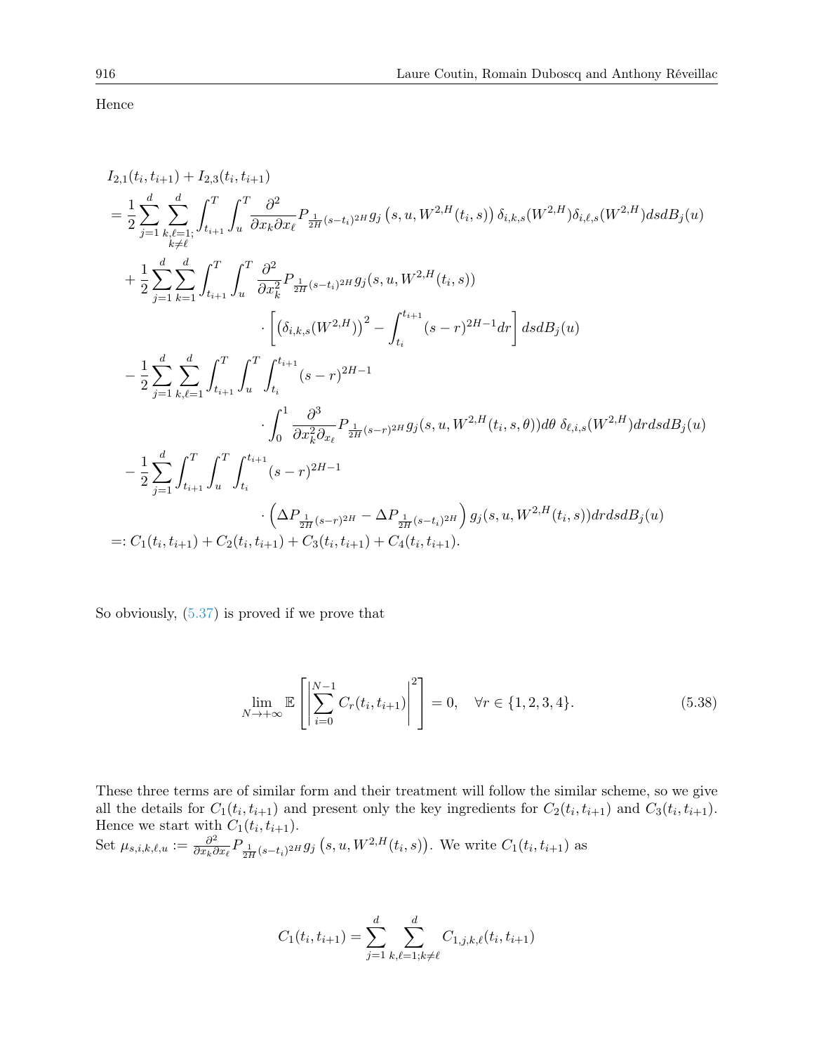Hence

$$
\begin{aligned}
&I_{2,1}(t_i,t_{i+1}) + I_{2,3}(t_i,t_{i+1}) \\
&= \frac{1}{2}\sum_{j=1}^d \sum_{\substack{k,\ell=1;\\ k\neq \ell}}^d \int_{t_{i+1}}^T \int_u^T \frac{\partial^2}{\partial x_k \partial x_\ell} P_{\frac{1}{2H}(s-t_i)^{2H}} g_j\left(s,u,W^{2,H}(t_i,s)\right) \delta_{i,k,s}(W^{2,H}) \delta_{i,\ell,s}(W^{2,H}) ds dB_j(u) \\
&\quad + \frac{1}{2}\sum_{j=1}^d \sum_{k=1}^d \int_{t_{i+1}}^T \int_u^T \frac{\partial^2}{\partial x_k^2} P_{\frac{1}{2H}(s-t_i)^{2H}} g_j(s,u,W^{2,H}(t_i,s)) \\
&\qquad\qquad \cdot \left[ \left(\delta_{i,k,s}(W^{2,H})\right)^2 - \int_{t_i}^{t_{i+1}} (s-r)^{2H-1} dr \right] ds dB_j(u) \\
&\quad - \frac{1}{2}\sum_{j=1}^d \sum_{k,\ell=1}^d \int_{t_{i+1}}^T \int_u^T \int_{t_i}^{t_{i+1}} (s-r)^{2H-1} \\
&\qquad\qquad \cdot \int_0^1 \frac{\partial^3}{\partial x_k^2 \partial x_\ell} P_{\frac{1}{2H}(s-r)^{2H}} g_j(s,u,W^{2,H}(t_i,s,\theta)) d\theta \; \delta_{\ell,i,s}(W^{2,H}) dr ds dB_j(u) \\
&\quad - \frac{1}{2}\sum_{j=1}^d \int_{t_{i+1}}^T \int_u^T \int_{t_i}^{t_{i+1}} (s-r)^{2H-1} \\
&\qquad\qquad \cdot \left( \Delta P_{\frac{1}{2H}(s-r)^{2H}} - \Delta P_{\frac{1}{2H}(s-t_i)^{2H}} \right) g_j(s,u,W^{2,H}(t_i,s)) dr ds dB_j(u) \\
&=: C_1(t_i,t_{i+1}) + C_2(t_i,t_{i+1}) + C_3(t_i,t_{i+1}) + C_4(t_i,t_{i+1}).
\end{aligned}
$$

So obviously, (5.37) is proved if we prove that

$$
\lim_{N\to+\infty} \mathbb{E}\left[ \left| \sum_{i=0}^{N-1} C_r(t_i,t_{i+1}) \right|^2 \right] = 0, \quad \forall r \in \{1,2,3,4\}. \tag{5.38}
$$

These three terms are of similar form and their treatment will follow the similar scheme, so we give all the details for $C_1(t_i,t_{i+1})$ and present only the key ingredients for $C_2(t_i,t_{i+1})$ and $C_3(t_i,t_{i+1})$. Hence we start with $C_1(t_i,t_{i+1})$.

Set $\mu_{s,i,k,\ell,u} := \frac{\partial^2}{\partial x_k \partial x_\ell} P_{\frac{1}{2H}(s-t_i)^{2H}} g_j\left(s,u,W^{2,H}(t_i,s)\right)$. We write $C_1(t_i,t_{i+1})$ as

$$
C_1(t_i,t_{i+1}) = \sum_{j=1}^d \sum_{k,\ell=1;k\neq\ell}^d C_{1,j,k,\ell}(t_i,t_{i+1})
$$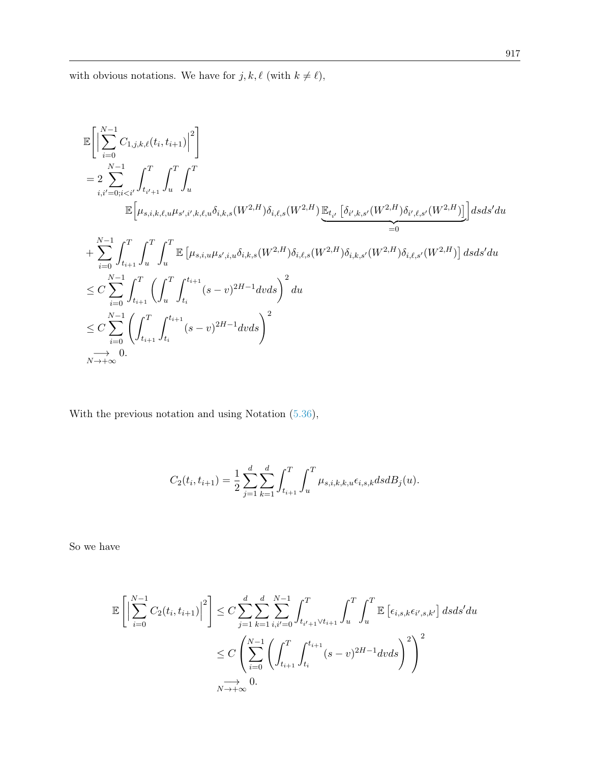with obvious notations. We have for $j, k, \ell$ (with $k \neq \ell$),

$$
\begin{aligned}
&\mathbb{E}\left[\Big|\sum_{i=0}^{N-1} C_{1,j,k,\ell}(t_i,t_{i+1})\Big|^2\right] \\
&= 2\sum_{i,i'=0;i<i'}^{N-1} \int_{t_{i'+1}}^{T}\int_{u}^{T}\int_{u}^{T} \\
&\qquad \mathbb{E}\Big[\mu_{s,i,k,\ell,u}\mu_{s',i',k,\ell,u}\delta_{i,k,s}(W^{2,H})\delta_{i,\ell,s}(W^{2,H})\underbrace{\mathbb{E}_{t_{i'}}\left[\delta_{i',k,s'}(W^{2,H})\delta_{i',\ell,s'}(W^{2,H})\right]}_{=0}\Big]dsds'du \\
&+ \sum_{i=0}^{N-1}\int_{t_{i+1}}^{T}\int_{u}^{T}\int_{u}^{T} \mathbb{E}\left[\mu_{s,i,u}\mu_{s',i,u}\delta_{i,k,s}(W^{2,H})\delta_{i,\ell,s}(W^{2,H})\delta_{i,k,s'}(W^{2,H})\delta_{i,\ell,s'}(W^{2,H})\right]dsds'du \\
&\leq C\sum_{i=0}^{N-1}\int_{t_{i+1}}^{T}\left(\int_{u}^{T}\int_{t_i}^{t_{i+1}}(s-v)^{2H-1}dvds\right)^2 du \\
&\leq C\sum_{i=0}^{N-1}\left(\int_{t_{i+1}}^{T}\int_{t_i}^{t_{i+1}}(s-v)^{2H-1}dvds\right)^2 \\
&\underset{N\to+\infty}{\longrightarrow} 0.
\end{aligned}
$$

With the previous notation and using Notation (5.36),

$$
C_2(t_i,t_{i+1}) = \frac{1}{2}\sum_{j=1}^{d}\sum_{k=1}^{d}\int_{t_{i+1}}^{T}\int_{u}^{T}\mu_{s,i,k,k,u}\epsilon_{i,s,k}dsdB_j(u).
$$

So we have

$$
\begin{aligned}
\mathbb{E}\left[\Big|\sum_{i=0}^{N-1} C_2(t_i,t_{i+1})\Big|^2\right] &\leq C\sum_{j=1}^{d}\sum_{k=1}^{d}\sum_{i,i'=0}^{N-1}\int_{t_{i'+1}\vee t_{i+1}}^{T}\int_{u}^{T}\int_{u}^{T}\mathbb{E}\left[\epsilon_{i,s,k}\epsilon_{i',s,k'}\right]dsds'du \\
&\leq C\left(\sum_{i=0}^{N-1}\left(\left(\int_{t_{i+1}}^{T}\int_{t_i}^{t_{i+1}}(s-v)^{2H-1}dvds\right)^2\right)\right)^2 \\
&\underset{N\to+\infty}{\longrightarrow} 0.
\end{aligned}
$$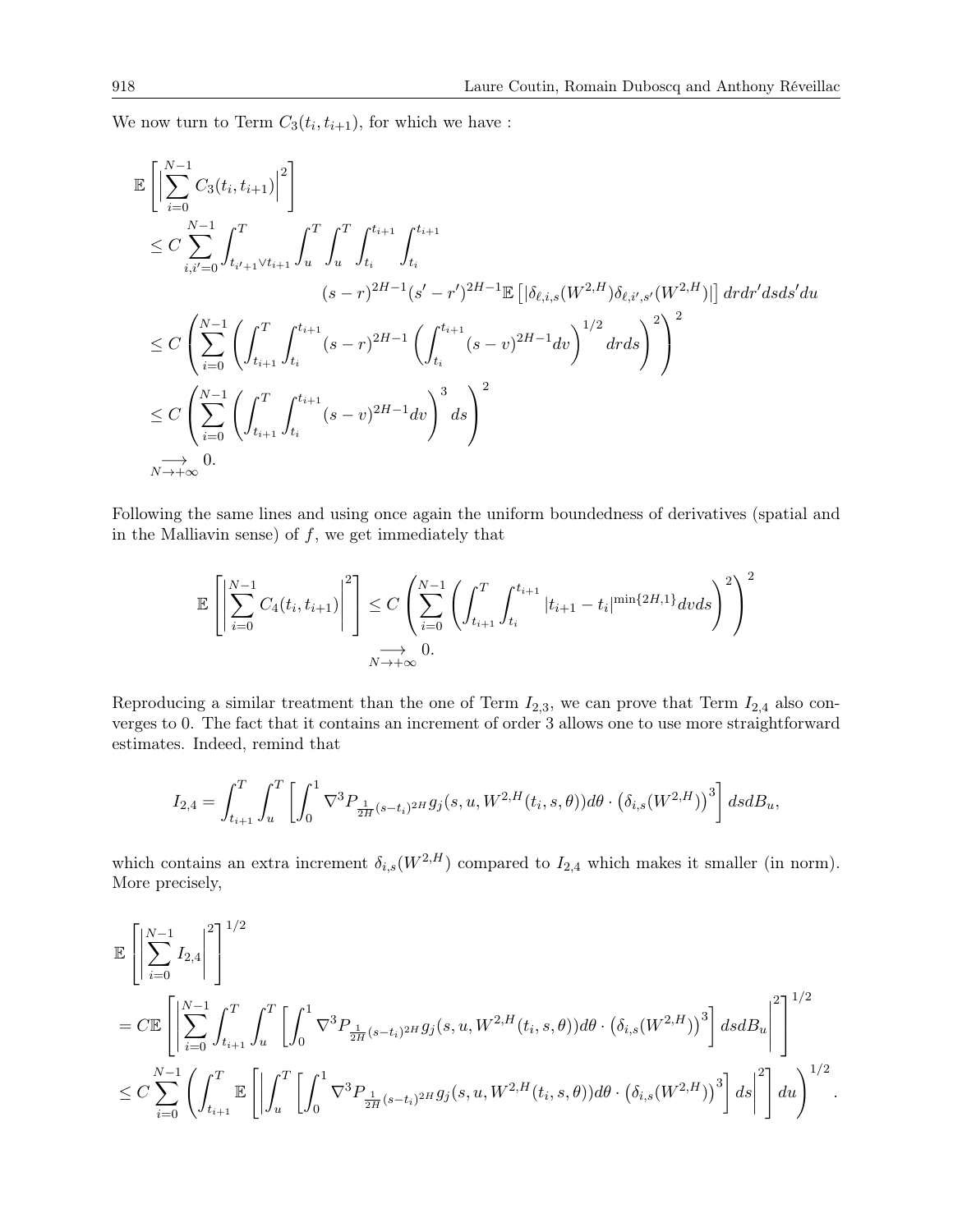We now turn to Term $C_3(t_i, t_{i+1})$, for which we have :

$$
\begin{aligned}
&\mathbb{E}\left[\left|\sum_{i=0}^{N-1} C_3(t_i,t_{i+1})\right|^2\right] \\
&\leq C \sum_{i,i'=0}^{N-1} \int_{t_{i'+1}\vee t_{i+1}}^T \int_u^T \int_u^T \int_{t_i}^{t_{i+1}} \int_{t_i}^{t_{i+1}} \\
&\qquad\qquad (s-r)^{2H-1}(s'-r')^{2H-1}\mathbb{E}\left[|\delta_{\ell,i,s}(W^{2,H})\delta_{\ell,i',s'}(W^{2,H})|\right] drdr'dsds'du \\
&\leq C\left(\sum_{i=0}^{N-1}\left(\int_{t_{i+1}}^T \int_{t_i}^{t_{i+1}} (s-r)^{2H-1}\left(\int_{t_i}^{t_{i+1}}(s-v)^{2H-1}dv\right)^{1/2} drds\right)^2\right)^2 \\
&\leq C\left(\sum_{i=0}^{N-1}\left(\int_{t_{i+1}}^T \int_{t_i}^{t_{i+1}} (s-v)^{2H-1}dv\right)^3 ds\right)^2 \\
&\underset{N\to+\infty}{\longrightarrow} 0.
\end{aligned}
$$

Following the same lines and using once again the uniform boundedness of derivatives (spatial and in the Malliavin sense) of $f$, we get immediately that

$$
\mathbb{E}\left[\left|\sum_{i=0}^{N-1} C_4(t_i,t_{i+1})\right|^2\right] \leq C\left(\sum_{i=0}^{N-1}\left(\int_{t_{i+1}}^T \int_{t_i}^{t_{i+1}} |t_{i+1}-t_i|^{\min\{2H,1\}}dvds\right)^2\right)^2 \underset{N\to+\infty}{\longrightarrow} 0.
$$

Reproducing a similar treatment than the one of Term $I_{2,3}$, we can prove that Term $I_{2,4}$ also converges to 0. The fact that it contains an increment of order 3 allows one to use more straightforward estimates. Indeed, remind that

$$
I_{2,4} = \int_{t_{i+1}}^T \int_u^T \left[\int_0^1 \nabla^3 P_{\frac{1}{2H}(s-t_i)^{2H}} g_j(s,u,W^{2,H}(t_i,s,\theta))d\theta \cdot \left(\delta_{i,s}(W^{2,H})\right)^3\right] dsdB_u,
$$

which contains an extra increment $\delta_{i,s}(W^{2,H})$ compared to $I_{2,4}$ which makes it smaller (in norm). More precisely,

$$
\begin{aligned}
&\mathbb{E}\left[\left|\sum_{i=0}^{N-1} I_{2,4}\right|^2\right]^{1/2} \\
&= C\mathbb{E}\left[\left|\sum_{i=0}^{N-1}\int_{t_{i+1}}^T \int_u^T \left[\int_0^1 \nabla^3 P_{\frac{1}{2H}(s-t_i)^{2H}} g_j(s,u,W^{2,H}(t_i,s,\theta))d\theta \cdot \left(\delta_{i,s}(W^{2,H})\right)^3\right] dsdB_u\right|^2\right]^{1/2} \\
&\leq C\sum_{i=0}^{N-1}\left(\int_{t_{i+1}}^T \mathbb{E}\left[\left|\int_u^T \left[\int_0^1 \nabla^3 P_{\frac{1}{2H}(s-t_i)^{2H}} g_j(s,u,W^{2,H}(t_i,s,\theta))d\theta \cdot \left(\delta_{i,s}(W^{2,H})\right)^3\right] ds\right|^2\right] du\right)^{1/2}.
\end{aligned}
$$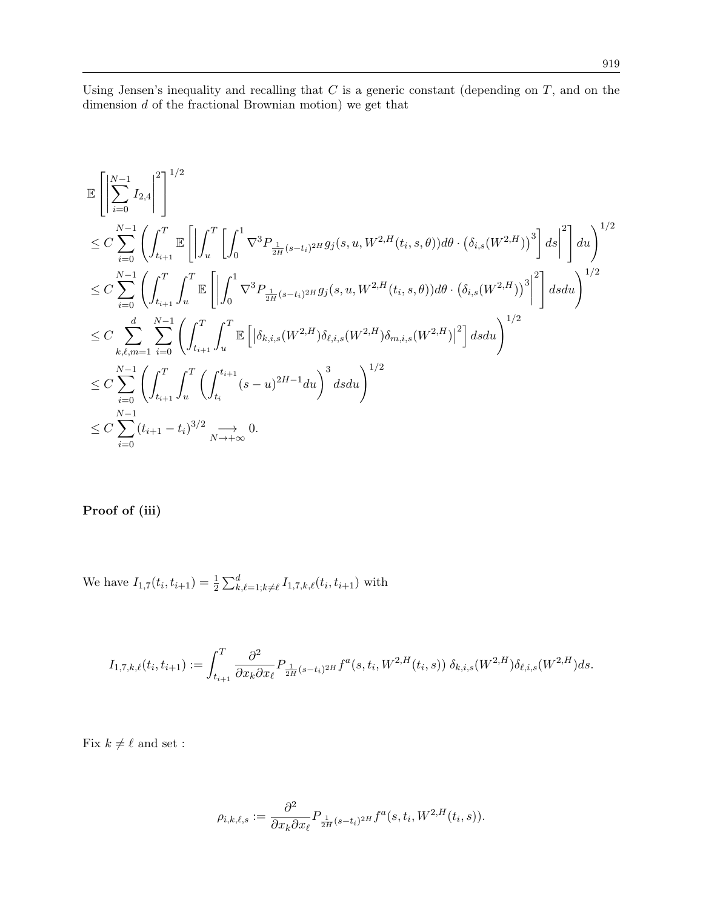Using Jensen's inequality and recalling that $C$ is a generic constant (depending on $T$, and on the dimension $d$ of the fractional Brownian motion) we get that

$$
\begin{aligned}
&\mathbb{E}\left[\left|\sum_{i=0}^{N-1} I_{2,4}\right|^2\right]^{1/2} \\
&\leq C\sum_{i=0}^{N-1}\left(\int_{t_{i+1}}^T \mathbb{E}\left[\left|\int_u^T\left[\int_0^1 \nabla^3 P_{\frac{1}{2H}(s-t_i)^{2H}} g_j(s,u,W^{2,H}(t_i,s,\theta))d\theta\cdot\left(\delta_{i,s}(W^{2,H})\right)^3\right]ds\right|^2\right]du\right)^{1/2} \\
&\leq C\sum_{i=0}^{N-1}\left(\int_{t_{i+1}}^T\int_u^T \mathbb{E}\left[\left|\int_0^1 \nabla^3 P_{\frac{1}{2H}(s-t_i)^{2H}} g_j(s,u,W^{2,H}(t_i,s,\theta))d\theta\cdot\left(\delta_{i,s}(W^{2,H})\right)^3\right|^2\right]dsdu\right)^{1/2} \\
&\leq C\sum_{k,\ell,m=1}^{d}\sum_{i=0}^{N-1}\left(\int_{t_{i+1}}^T\int_u^T \mathbb{E}\left[\left|\delta_{k,i,s}(W^{2,H})\delta_{\ell,i,s}(W^{2,H})\delta_{m,i,s}(W^{2,H})\right|^2\right]dsdu\right)^{1/2} \\
&\leq C\sum_{i=0}^{N-1}\left(\int_{t_{i+1}}^T\int_u^T\left(\int_{t_i}^{t_{i+1}}(s-u)^{2H-1}du\right)^3 dsdu\right)^{1/2} \\
&\leq C\sum_{i=0}^{N-1}(t_{i+1}-t_i)^{3/2} \underset{N\to+\infty}{\longrightarrow} 0.
\end{aligned}
$$

**Proof of (iii)**

We have $I_{1,7}(t_i,t_{i+1}) = \frac{1}{2}\sum_{k,\ell=1;k\neq\ell}^d I_{1,7,k,\ell}(t_i,t_{i+1})$ with

$$
I_{1,7,k,\ell}(t_i,t_{i+1}) := \int_{t_{i+1}}^T \frac{\partial^2}{\partial x_k \partial x_\ell} P_{\frac{1}{2H}(s-t_i)^{2H}} f^a(s,t_i,W^{2,H}(t_i,s))\, \delta_{k,i,s}(W^{2,H})\delta_{\ell,i,s}(W^{2,H})ds.
$$

Fix $k\neq\ell$ and set :

$$
\rho_{i,k,\ell,s} := \frac{\partial^2}{\partial x_k \partial x_\ell} P_{\frac{1}{2H}(s-t_i)^{2H}} f^a(s,t_i,W^{2,H}(t_i,s)).
$$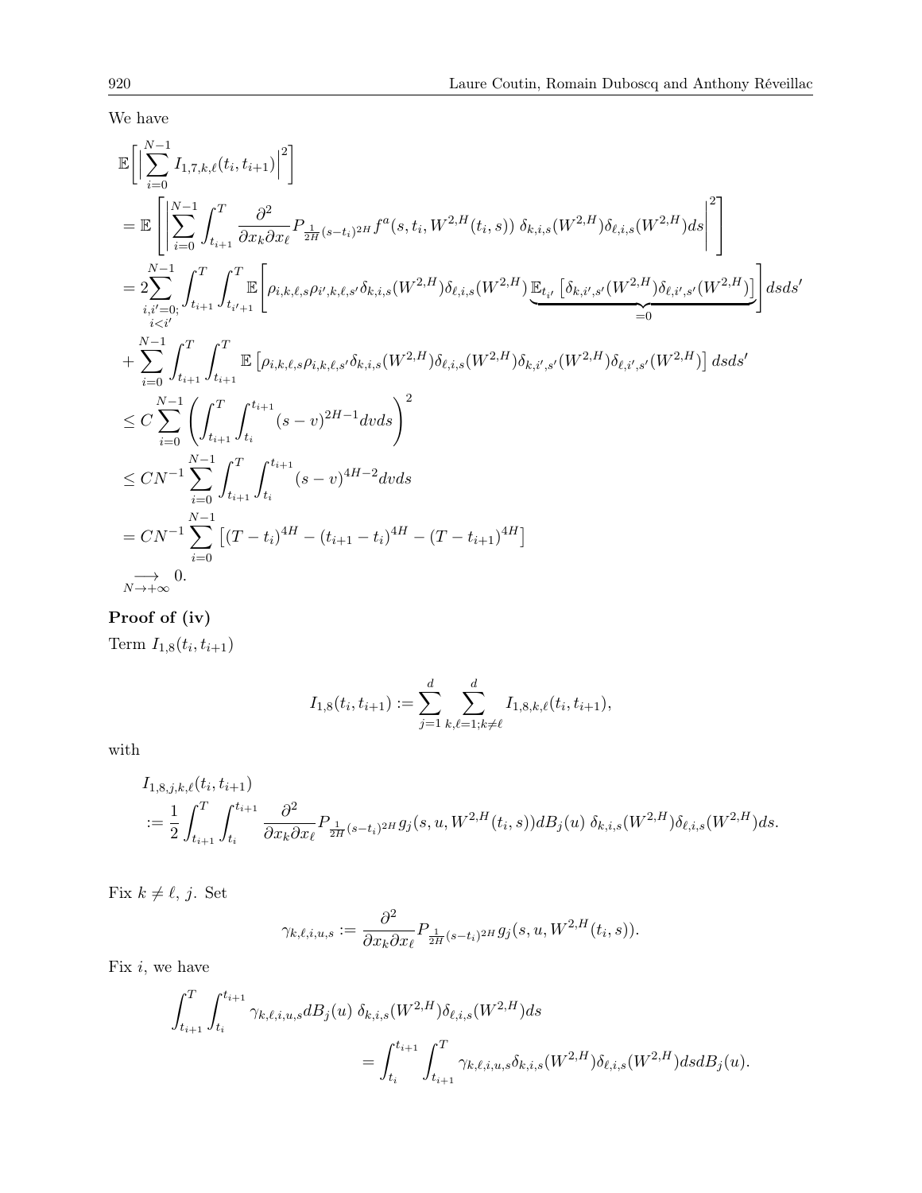We have

$$
\begin{aligned}
&\mathbb{E}\Bigg[\Big|\sum_{i=0}^{N-1} I_{1,7,k,\ell}(t_i,t_{i+1})\Big|^2\Bigg] \\
&= \mathbb{E}\left[\left|\sum_{i=0}^{N-1}\int_{t_{i+1}}^T \frac{\partial^2}{\partial x_k \partial x_\ell} P_{\frac{1}{2H}(s-t_i)^{2H}} f^a(s,t_i,W^{2,H}(t_i,s))\ \delta_{k,i,s}(W^{2,H})\delta_{\ell,i,s}(W^{2,H}) ds\right|^2\right] \\
&= 2\sum_{\substack{i,i'=0;\\ i<i'}}^{N-1}\int_{t_{i+1}}^T\int_{t_{i'+1}}^T \mathbb{E}\Bigg[\rho_{i,k,\ell,s}\rho_{i',k,\ell,s'}\delta_{k,i,s}(W^{2,H})\delta_{\ell,i,s}(W^{2,H})\underbrace{\mathbb{E}_{t_{i'}}\left[\delta_{k,i',s'}(W^{2,H})\delta_{\ell,i',s'}(W^{2,H})\right]}_{=0}\Bigg] ds ds' \\
&+ \sum_{i=0}^{N-1}\int_{t_{i+1}}^T\int_{t_{i+1}}^T \mathbb{E}\left[\rho_{i,k,\ell,s}\rho_{i,k,\ell,s'}\delta_{k,i,s}(W^{2,H})\delta_{\ell,i,s}(W^{2,H})\delta_{k,i',s'}(W^{2,H})\delta_{\ell,i',s'}(W^{2,H})\right] ds ds' \\
&\leq C\sum_{i=0}^{N-1}\left(\int_{t_{i+1}}^T\int_{t_i}^{t_{i+1}}(s-v)^{2H-1} dv ds\right)^2 \\
&\leq CN^{-1}\sum_{i=0}^{N-1}\int_{t_{i+1}}^T\int_{t_i}^{t_{i+1}}(s-v)^{4H-2} dv ds \\
&= CN^{-1}\sum_{i=0}^{N-1}\left[(T-t_i)^{4H}-(t_{i+1}-t_i)^{4H}-(T-t_{i+1})^{4H}\right] \\
&\underset{N\to+\infty}{\longrightarrow} 0.
\end{aligned}
$$

**Proof of (iv)**

Term $I_{1,8}(t_i,t_{i+1})$

$$
I_{1,8}(t_i,t_{i+1}) := \sum_{j=1}^d \sum_{k,\ell=1;k\neq\ell}^d I_{1,8,k,\ell}(t_i,t_{i+1}),
$$

with

$$
\begin{aligned}
&I_{1,8,j,k,\ell}(t_i,t_{i+1}) \\
&:= \frac{1}{2}\int_{t_{i+1}}^T\int_{t_i}^{t_{i+1}} \frac{\partial^2}{\partial x_k\partial x_\ell} P_{\frac{1}{2H}(s-t_i)^{2H}} g_j(s,u,W^{2,H}(t_i,s)) dB_j(u)\ \delta_{k,i,s}(W^{2,H})\delta_{\ell,i,s}(W^{2,H}) ds.
\end{aligned}
$$

Fix $k\neq\ell$, $j$. Set

$$
\gamma_{k,\ell,i,u,s} := \frac{\partial^2}{\partial x_k\partial x_\ell} P_{\frac{1}{2H}(s-t_i)^{2H}} g_j(s,u,W^{2,H}(t_i,s)).
$$

Fix $i$, we have

$$
\begin{aligned}
&\int_{t_{i+1}}^T\int_{t_i}^{t_{i+1}} \gamma_{k,\ell,i,u,s} dB_j(u)\ \delta_{k,i,s}(W^{2,H})\delta_{\ell,i,s}(W^{2,H}) ds \\
&\qquad\qquad = \int_{t_i}^{t_{i+1}}\int_{t_{i+1}}^T \gamma_{k,\ell,i,u,s}\delta_{k,i,s}(W^{2,H})\delta_{\ell,i,s}(W^{2,H}) ds dB_j(u).
\end{aligned}
$$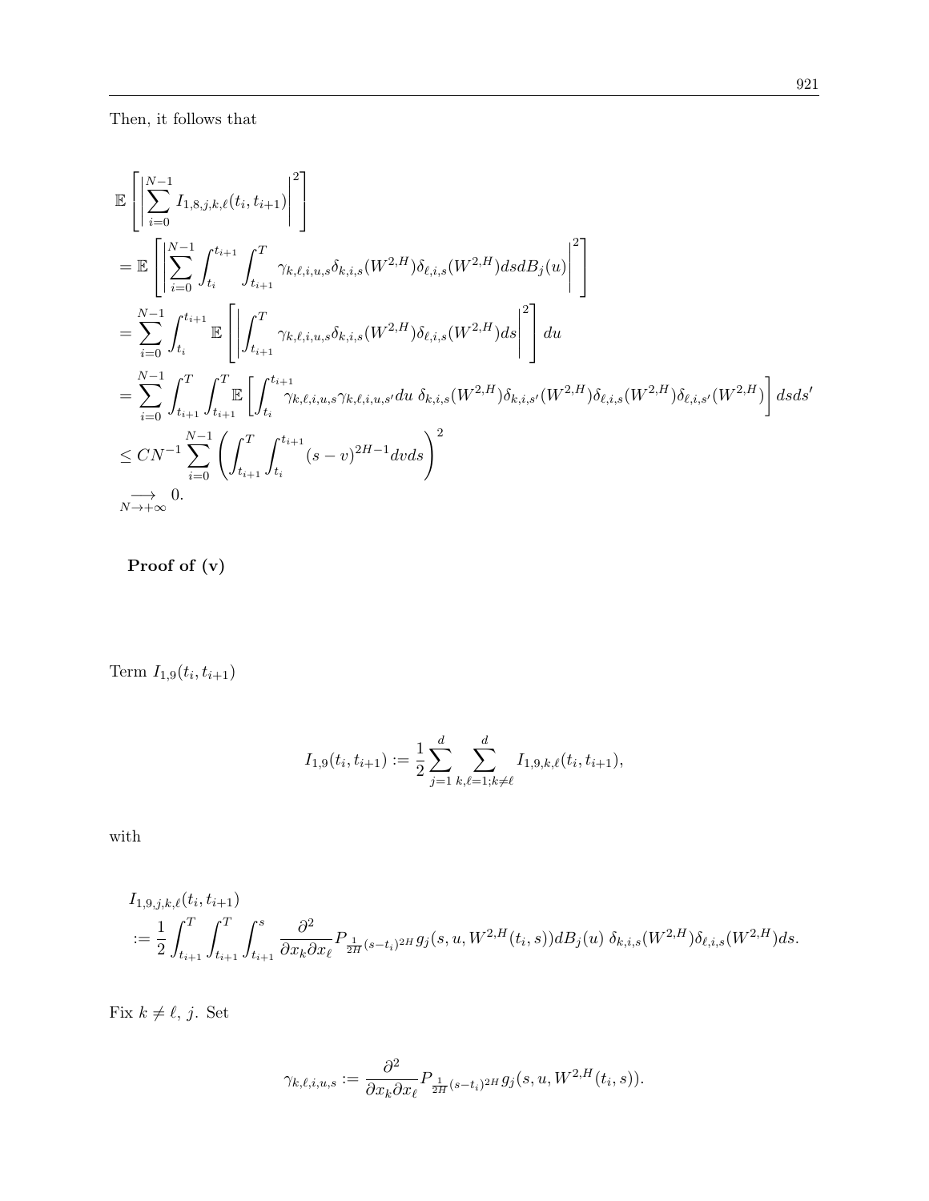Then, it follows that

$$
\begin{aligned}
&\mathbb{E}\left[\left|\sum_{i=0}^{N-1} I_{1,8,j,k,\ell}(t_i,t_{i+1})\right|^2\right] \\
&= \mathbb{E}\left[\left|\sum_{i=0}^{N-1}\int_{t_i}^{t_{i+1}}\int_{t_{i+1}}^{T} \gamma_{k,\ell,i,u,s}\delta_{k,i,s}(W^{2,H})\delta_{\ell,i,s}(W^{2,H})ds dB_j(u)\right|^2\right] \\
&= \sum_{i=0}^{N-1}\int_{t_i}^{t_{i+1}} \mathbb{E}\left[\left|\int_{t_{i+1}}^{T} \gamma_{k,\ell,i,u,s}\delta_{k,i,s}(W^{2,H})\delta_{\ell,i,s}(W^{2,H})ds\right|^2\right] du \\
&= \sum_{i=0}^{N-1}\int_{t_{i+1}}^{T}\int_{t_{i+1}}^{T} \mathbb{E}\left[\int_{t_i}^{t_{i+1}} \gamma_{k,\ell,i,u,s}\gamma_{k,\ell,i,u,s'}du \; \delta_{k,i,s}(W^{2,H})\delta_{k,i,s'}(W^{2,H})\delta_{\ell,i,s}(W^{2,H})\delta_{\ell,i,s'}(W^{2,H})\right] ds ds' \\
&\leq CN^{-1}\sum_{i=0}^{N-1}\left(\int_{t_{i+1}}^{T}\int_{t_i}^{t_{i+1}} (s-v)^{2H-1} dv ds\right)^2 \\
&\underset{N\to+\infty}{\longrightarrow} 0.
\end{aligned}
$$

**Proof of (v)**

Term $I_{1,9}(t_i, t_{i+1})$

$$
I_{1,9}(t_i,t_{i+1}) := \frac{1}{2}\sum_{j=1}^{d}\sum_{k,\ell=1;k\neq\ell}^{d} I_{1,9,k,\ell}(t_i,t_{i+1}),
$$

with

$$
\begin{aligned}
&I_{1,9,j,k,\ell}(t_i,t_{i+1}) \\
&:= \frac{1}{2}\int_{t_{i+1}}^{T}\int_{t_{i+1}}^{T}\int_{t_{i+1}}^{s} \frac{\partial^2}{\partial x_k \partial x_\ell} P_{\frac{1}{2H}(s-t_i)^{2H}} g_j(s,u,W^{2,H}(t_i,s)) dB_j(u) \; \delta_{k,i,s}(W^{2,H})\delta_{\ell,i,s}(W^{2,H}) ds.
\end{aligned}
$$

Fix $k \neq \ell$, $j$. Set

$$
\gamma_{k,\ell,i,u,s} := \frac{\partial^2}{\partial x_k \partial x_\ell} P_{\frac{1}{2H}(s-t_i)^{2H}} g_j(s,u,W^{2,H}(t_i,s)).
$$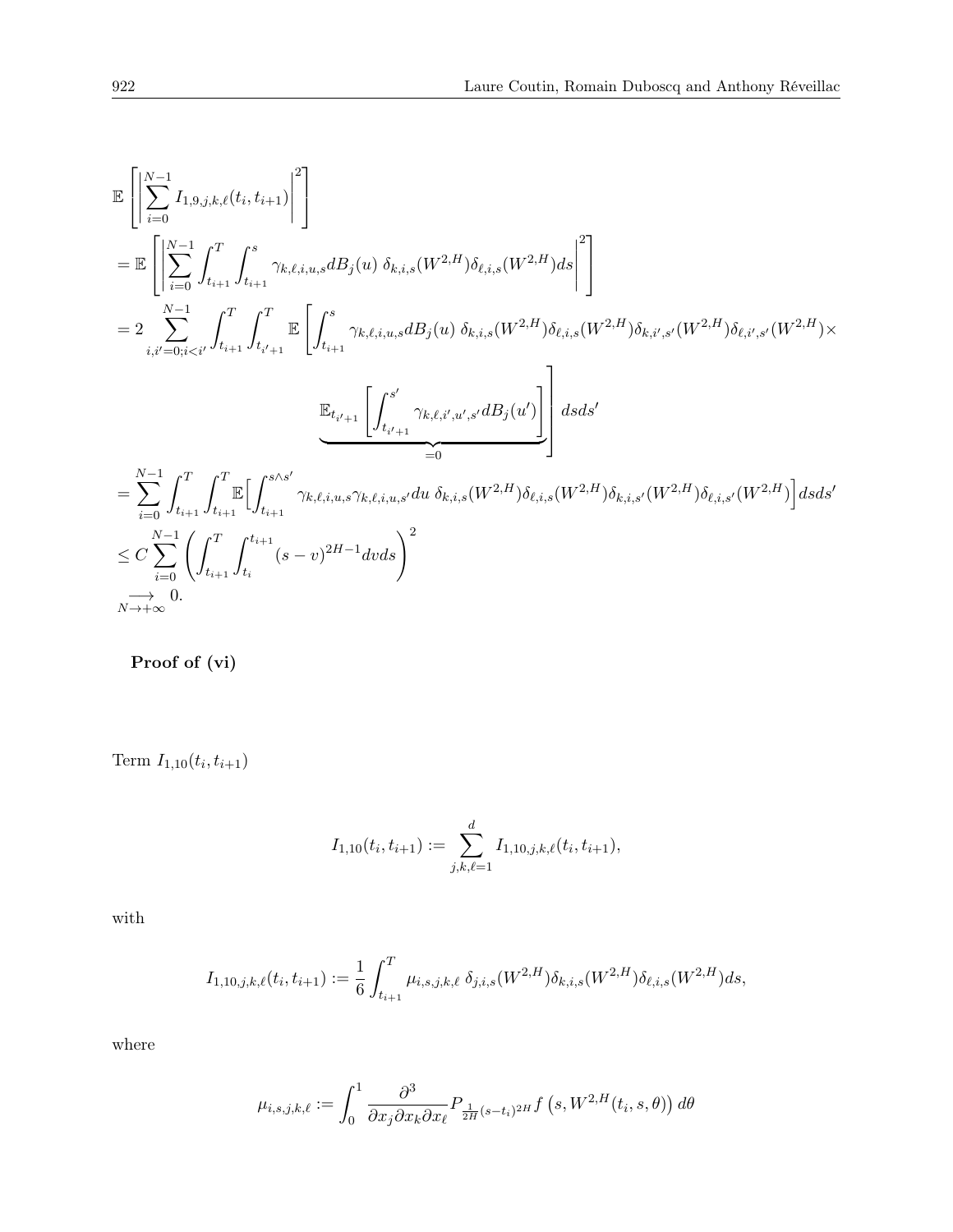$$
\begin{aligned}
&\mathbb{E}\left[\left|\sum_{i=0}^{N-1} I_{1,9,j,k,\ell}(t_i,t_{i+1})\right|^2\right] \\
&= \mathbb{E}\left[\left|\sum_{i=0}^{N-1} \int_{t_{i+1}}^T \int_{t_{i+1}}^s \gamma_{k,\ell,i,u,s} dB_j(u)\ \delta_{k,i,s}(W^{2,H})\delta_{\ell,i,s}(W^{2,H}) ds\right|^2\right] \\
&= 2 \sum_{i,i'=0; i<i'}^{N-1} \int_{t_{i+1}}^T \int_{t_{i'+1}}^T \mathbb{E}\left[\int_{t_{i+1}}^s \gamma_{k,\ell,i,u,s} dB_j(u)\ \delta_{k,i,s}(W^{2,H})\delta_{\ell,i,s}(W^{2,H})\delta_{k,i',s'}(W^{2,H})\delta_{\ell,i',s'}(W^{2,H}) \times \right. \\
&\qquad\qquad \left. \underbrace{\mathbb{E}_{t_{i'+1}}\left[\int_{t_{i'+1}}^{s'} \gamma_{k,\ell,i',u',s'} dB_j(u')\right]}_{=0}\right] ds ds' \\
&= \sum_{i=0}^{N-1} \int_{t_{i+1}}^T \int_{t_{i+1}}^T \mathbb{E}\Big[\int_{t_{i+1}}^{s\wedge s'} \gamma_{k,\ell,i,u,s}\gamma_{k,\ell,i,u,s'} du\ \delta_{k,i,s}(W^{2,H})\delta_{\ell,i,s}(W^{2,H})\delta_{k,i,s'}(W^{2,H})\delta_{\ell,i,s'}(W^{2,H})\Big] ds ds' \\
&\leq C \sum_{i=0}^{N-1} \left(\int_{t_{i+1}}^T \int_{t_i}^{t_{i+1}} (s-v)^{2H-1} dv ds\right)^2 \\
&\underset{N\to+\infty}{\longrightarrow} 0.
\end{aligned}
$$

**Proof of (vi)**

Term $I_{1,10}(t_i,t_{i+1})$

$$
I_{1,10}(t_i,t_{i+1}) := \sum_{j,k,\ell=1}^d I_{1,10,j,k,\ell}(t_i,t_{i+1}),
$$

with

$$
I_{1,10,j,k,\ell}(t_i,t_{i+1}) := \frac{1}{6} \int_{t_{i+1}}^T \mu_{i,s,j,k,\ell}\ \delta_{j,i,s}(W^{2,H})\delta_{k,i,s}(W^{2,H})\delta_{\ell,i,s}(W^{2,H}) ds,
$$

where

$$
\mu_{i,s,j,k,\ell} := \int_0^1 \frac{\partial^3}{\partial x_j \partial x_k \partial x_\ell} P_{\frac{1}{2H}(s-t_i)^{2H}} f\left(s, W^{2,H}(t_i,s,\theta)\right) d\theta
$$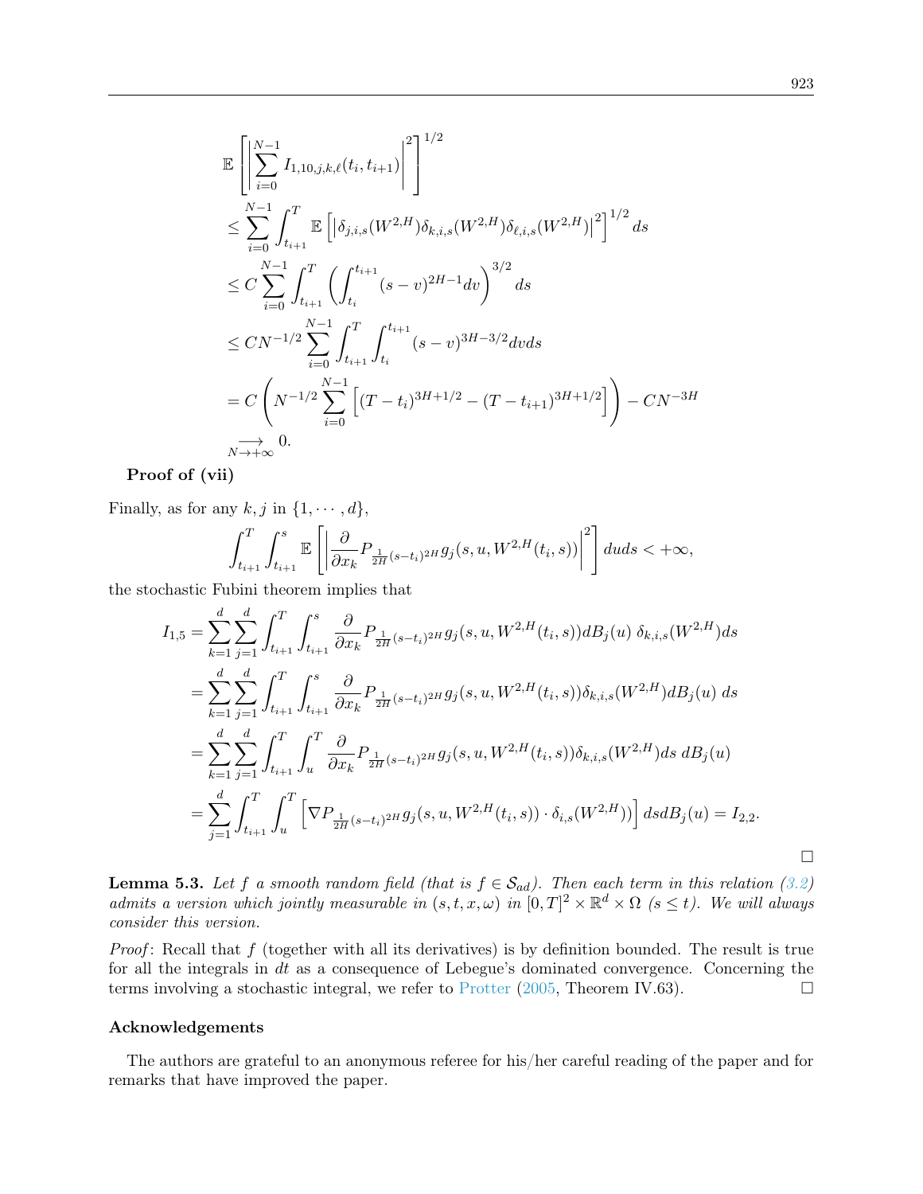$$
\begin{aligned}
&\mathbb{E}\left[\left|\sum_{i=0}^{N-1} I_{1,10,j,k,\ell}(t_i,t_{i+1})\right|^2\right]^{1/2} \\
&\leq \sum_{i=0}^{N-1}\int_{t_{i+1}}^{T} \mathbb{E}\left[\left|\delta_{j,i,s}(W^{2,H})\delta_{k,i,s}(W^{2,H})\delta_{\ell,i,s}(W^{2,H})\right|^2\right]^{1/2} ds \\
&\leq C\sum_{i=0}^{N-1}\int_{t_{i+1}}^{T}\left(\int_{t_i}^{t_{i+1}}(s-v)^{2H-1}dv\right)^{3/2} ds \\
&\leq CN^{-1/2}\sum_{i=0}^{N-1}\int_{t_{i+1}}^{T}\int_{t_i}^{t_{i+1}}(s-v)^{3H-3/2}dvds \\
&= C\left(N^{-1/2}\sum_{i=0}^{N-1}\left[(T-t_i)^{3H+1/2}-(T-t_{i+1})^{3H+1/2}\right]\right) - CN^{-3H} \\
&\underset{N\to+\infty}{\longrightarrow} 0.
\end{aligned}
$$

**Proof of (vii)**

Finally, as for any $k, j$ in $\{1,\cdots,d\}$,

$$
\int_{t_{i+1}}^{T}\int_{t_{i+1}}^{s}\mathbb{E}\left[\left|\frac{\partial}{\partial x_k}P_{\frac{1}{2H}(s-t_i)^{2H}}g_j(s,u,W^{2,H}(t_i,s))\right|^2\right]duds < +\infty,
$$

the stochastic Fubini theorem implies that

$$
\begin{aligned}
I_{1,5} &= \sum_{k=1}^{d}\sum_{j=1}^{d}\int_{t_{i+1}}^{T}\int_{t_{i+1}}^{s}\frac{\partial}{\partial x_k}P_{\frac{1}{2H}(s-t_i)^{2H}}g_j(s,u,W^{2,H}(t_i,s))dB_j(u)\;\delta_{k,i,s}(W^{2,H})ds \\
&= \sum_{k=1}^{d}\sum_{j=1}^{d}\int_{t_{i+1}}^{T}\int_{t_{i+1}}^{s}\frac{\partial}{\partial x_k}P_{\frac{1}{2H}(s-t_i)^{2H}}g_j(s,u,W^{2,H}(t_i,s))\delta_{k,i,s}(W^{2,H})dB_j(u)\;ds \\
&= \sum_{k=1}^{d}\sum_{j=1}^{d}\int_{t_{i+1}}^{T}\int_{u}^{T}\frac{\partial}{\partial x_k}P_{\frac{1}{2H}(s-t_i)^{2H}}g_j(s,u,W^{2,H}(t_i,s))\delta_{k,i,s}(W^{2,H})ds\;dB_j(u) \\
&= \sum_{j=1}^{d}\int_{t_{i+1}}^{T}\int_{u}^{T}\left[\nabla P_{\frac{1}{2H}(s-t_i)^{2H}}g_j(s,u,W^{2,H}(t_i,s))\cdot\delta_{i,s}(W^{2,H}))\right]dsdB_j(u) = I_{2,2}.
\end{aligned}
$$

□

**Lemma 5.3.** *Let $f$ a smooth random field (that is $f\in\mathcal{S}_{ad}$). Then each term in this relation (3.2) admits a version which jointly measurable in $(s,t,x,\omega)$ in $[0,T]^2\times\mathbb{R}^d\times\Omega$ $(s\leq t)$. We will always consider this version.*

*Proof*: Recall that $f$ (together with all its derivatives) is by definition bounded. The result is true for all the integrals in $dt$ as a consequence of Lebegue's dominated convergence. Concerning the terms involving a stochastic integral, we refer to Protter (2005, Theorem IV.63). □

## Acknowledgements

The authors are grateful to an anonymous referee for his/her careful reading of the paper and for remarks that have improved the paper.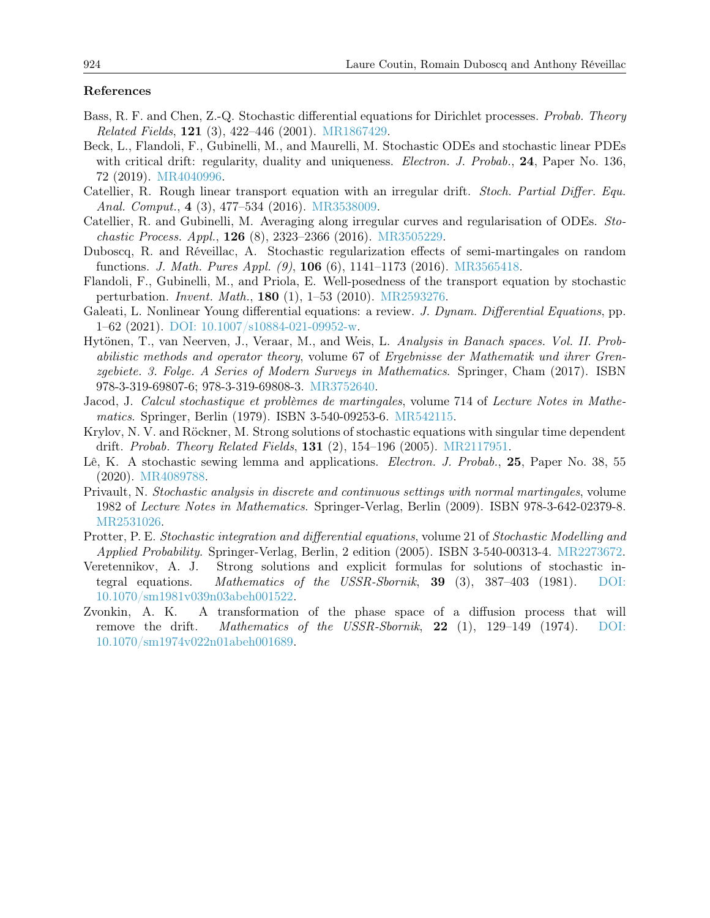## References

Bass, R. F. and Chen, Z.-Q. Stochastic differential equations for Dirichlet processes. *Probab. Theory Related Fields*, **121** (3), 422–446 (2001). MR1867429.

Beck, L., Flandoli, F., Gubinelli, M., and Maurelli, M. Stochastic ODEs and stochastic linear PDEs with critical drift: regularity, duality and uniqueness. *Electron. J. Probab.*, **24**, Paper No. 136, 72 (2019). MR4040996.

Catellier, R. Rough linear transport equation with an irregular drift. *Stoch. Partial Differ. Equ. Anal. Comput.*, **4** (3), 477–534 (2016). MR3538009.

Catellier, R. and Gubinelli, M. Averaging along irregular curves and regularisation of ODEs. *Stochastic Process. Appl.*, **126** (8), 2323–2366 (2016). MR3505229.

Duboscq, R. and Réveillac, A. Stochastic regularization effects of semi-martingales on random functions. *J. Math. Pures Appl. (9)*, **106** (6), 1141–1173 (2016). MR3565418.

Flandoli, F., Gubinelli, M., and Priola, E. Well-posedness of the transport equation by stochastic perturbation. *Invent. Math.*, **180** (1), 1–53 (2010). MR2593276.

Galeati, L. Nonlinear Young differential equations: a review. *J. Dynam. Differential Equations*, pp. 1–62 (2021). DOI: 10.1007/s10884-021-09952-w.

Hytönen, T., van Neerven, J., Veraar, M., and Weis, L. *Analysis in Banach spaces. Vol. II. Probabilistic methods and operator theory*, volume 67 of *Ergebnisse der Mathematik und ihrer Grenzgebiete. 3. Folge. A Series of Modern Surveys in Mathematics*. Springer, Cham (2017). ISBN 978-3-319-69807-6; 978-3-319-69808-3. MR3752640.

Jacod, J. *Calcul stochastique et problèmes de martingales*, volume 714 of *Lecture Notes in Mathematics*. Springer, Berlin (1979). ISBN 3-540-09253-6. MR542115.

Krylov, N. V. and Röckner, M. Strong solutions of stochastic equations with singular time dependent drift. *Probab. Theory Related Fields*, **131** (2), 154–196 (2005). MR2117951.

Lê, K. A stochastic sewing lemma and applications. *Electron. J. Probab.*, **25**, Paper No. 38, 55 (2020). MR4089788.

Privault, N. *Stochastic analysis in discrete and continuous settings with normal martingales*, volume 1982 of *Lecture Notes in Mathematics*. Springer-Verlag, Berlin (2009). ISBN 978-3-642-02379-8. MR2531026.

Protter, P. E. *Stochastic integration and differential equations*, volume 21 of *Stochastic Modelling and Applied Probability*. Springer-Verlag, Berlin, 2 edition (2005). ISBN 3-540-00313-4. MR2273672.

Veretennikov, A. J. Strong solutions and explicit formulas for solutions of stochastic integral equations. *Mathematics of the USSR-Sbornik*, **39** (3), 387–403 (1981). DOI: 10.1070/sm1981v039n03abeh001522.

Zvonkin, A. K. A transformation of the phase space of a diffusion process that will remove the drift. *Mathematics of the USSR-Sbornik*, **22** (1), 129–149 (1974). DOI: 10.1070/sm1974v022n01abeh001689.